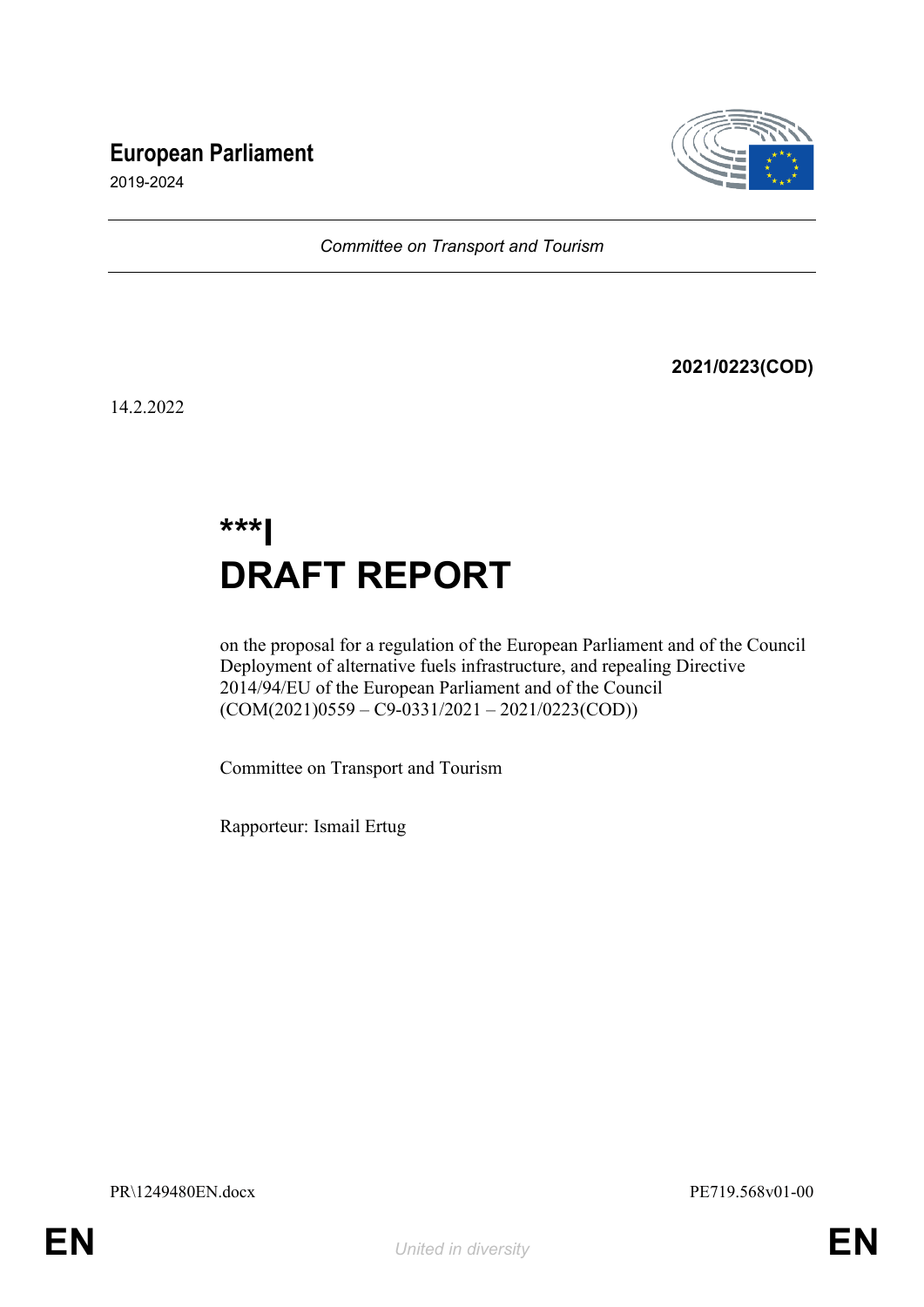**European Parliament**

2019-2024

*Committee on Transport and Tourism*

**2021/0223(COD)**

14.2.2022

# ***I
# DRAFT REPORT

on the proposal for a regulation of the European Parliament and of the Council Deployment of alternative fuels infrastructure, and repealing Directive 2014/94/EU of the European Parliament and of the Council (COM(2021)0559 – C9-0331/2021 – 2021/0223(COD))

Committee on Transport and Tourism

Rapporteur: Ismail Ertug

PR\1249480EN.docx PE719.568v01-00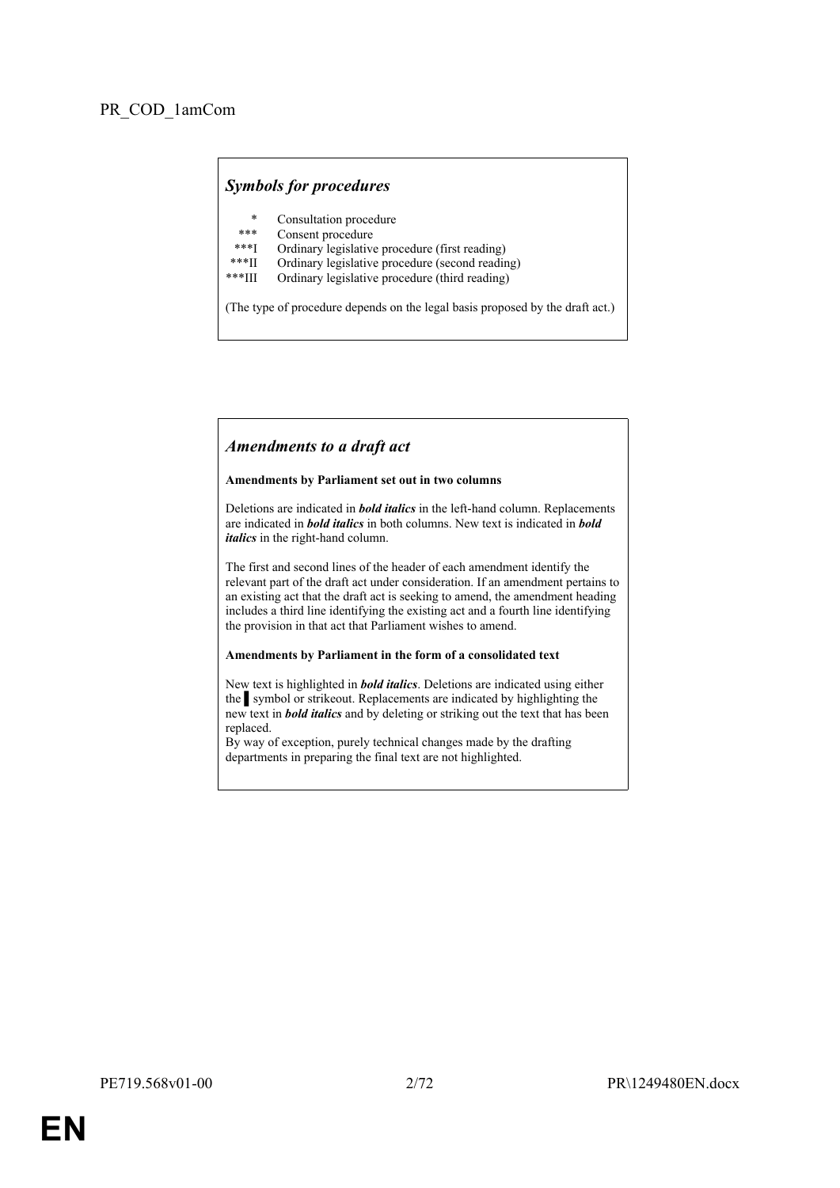PR_COD_1amCom

## *Symbols for procedures*

| | |
|---|---|
| * | Consultation procedure |
| *** | Consent procedure |
| ***I | Ordinary legislative procedure (first reading) |
| ***II | Ordinary legislative procedure (second reading) |
| ***III | Ordinary legislative procedure (third reading) |

(The type of procedure depends on the legal basis proposed by the draft act.)

## *Amendments to a draft act*

**Amendments by Parliament set out in two columns**

Deletions are indicated in ***bold italics*** in the left-hand column. Replacements are indicated in ***bold italics*** in both columns. New text is indicated in ***bold italics*** in the right-hand column.

The first and second lines of the header of each amendment identify the relevant part of the draft act under consideration. If an amendment pertains to an existing act that the draft act is seeking to amend, the amendment heading includes a third line identifying the existing act and a fourth line identifying the provision in that act that Parliament wishes to amend.

**Amendments by Parliament in the form of a consolidated text**

New text is highlighted in ***bold italics***. Deletions are indicated using either the ▌symbol or strikeout. Replacements are indicated by highlighting the new text in ***bold italics*** and by deleting or striking out the text that has been replaced.
By way of exception, purely technical changes made by the drafting departments in preparing the final text are not highlighted.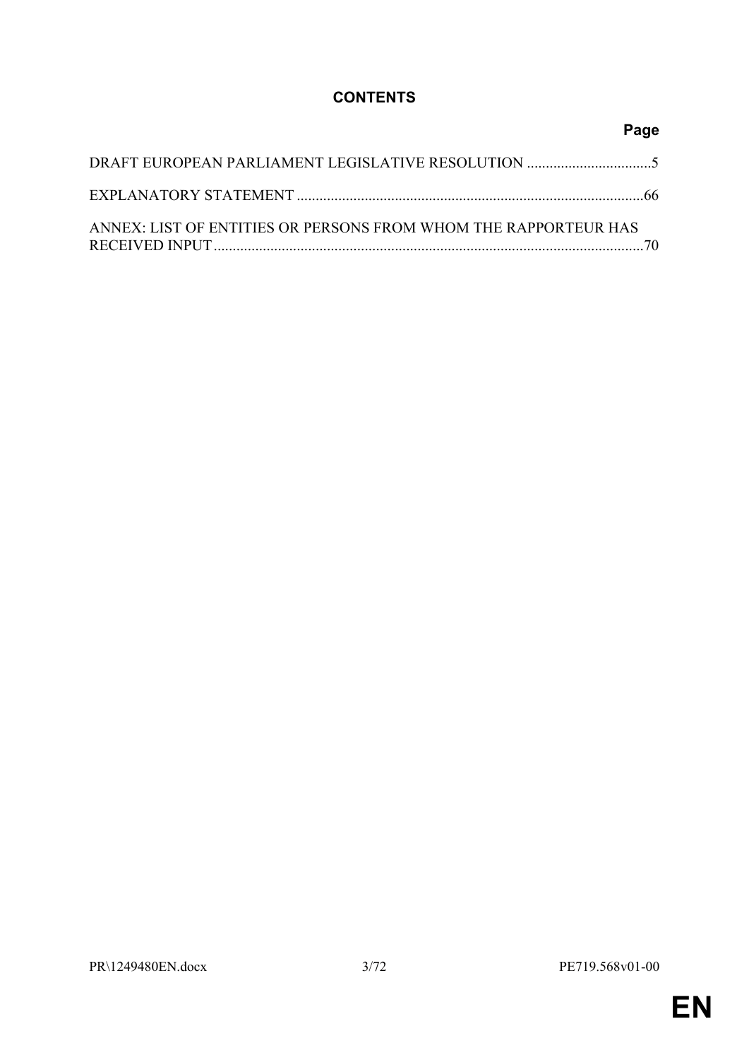# CONTENTS

| | Page |
|---|---|
| DRAFT EUROPEAN PARLIAMENT LEGISLATIVE RESOLUTION | 5 |
| EXPLANATORY STATEMENT | 66 |
| ANNEX: LIST OF ENTITIES OR PERSONS FROM WHOM THE RAPPORTEUR HAS RECEIVED INPUT | 70 |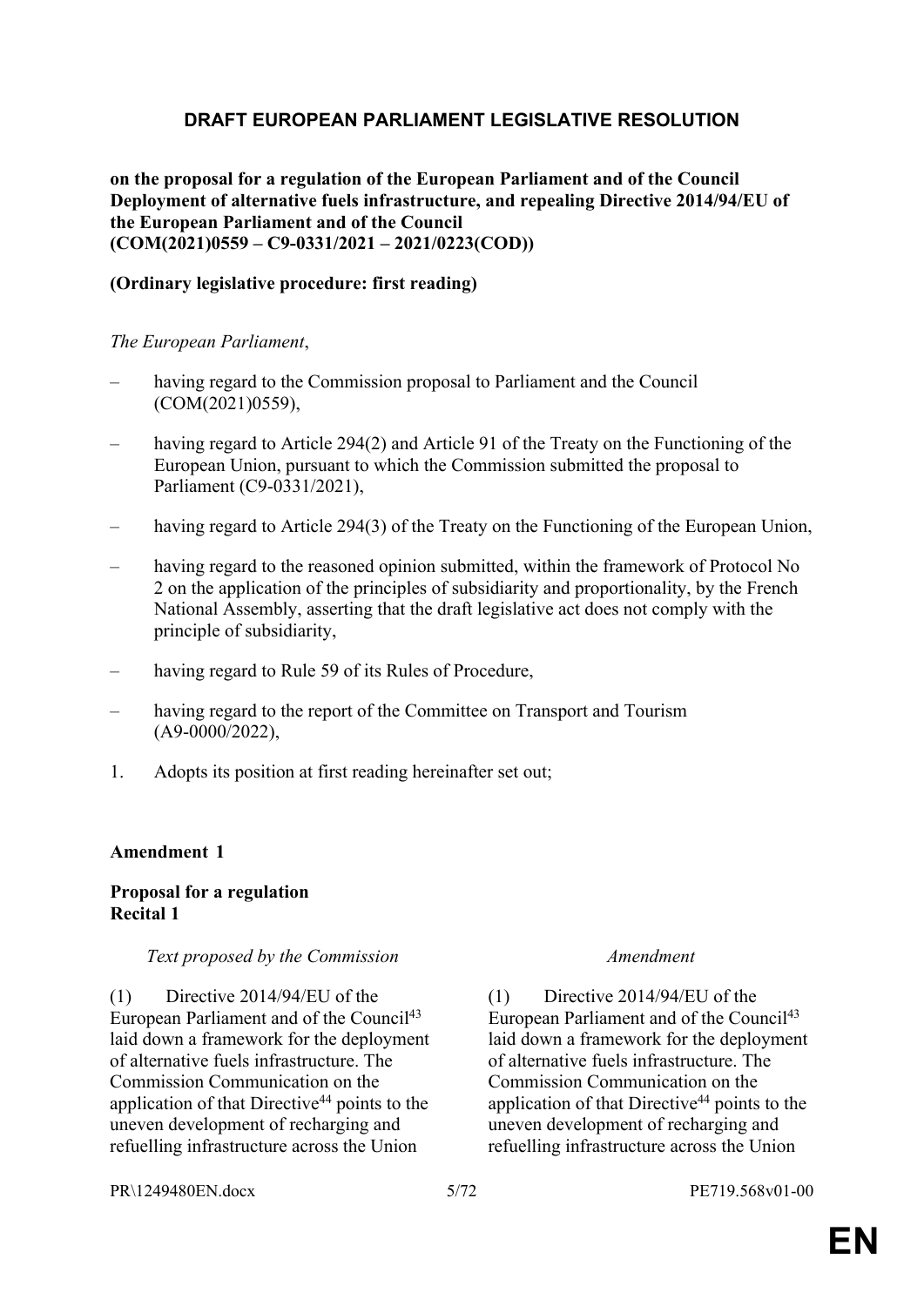# DRAFT EUROPEAN PARLIAMENT LEGISLATIVE RESOLUTION

**on the proposal for a regulation of the European Parliament and of the Council Deployment of alternative fuels infrastructure, and repealing Directive 2014/94/EU of the European Parliament and of the Council (COM(2021)0559 – C9-0331/2021 – 2021/0223(COD))**

**(Ordinary legislative procedure: first reading)**

*The European Parliament*,

– having regard to the Commission proposal to Parliament and the Council (COM(2021)0559),

– having regard to Article 294(2) and Article 91 of the Treaty on the Functioning of the European Union, pursuant to which the Commission submitted the proposal to Parliament (C9-0331/2021),

– having regard to Article 294(3) of the Treaty on the Functioning of the European Union,

– having regard to the reasoned opinion submitted, within the framework of Protocol No 2 on the application of the principles of subsidiarity and proportionality, by the French National Assembly, asserting that the draft legislative act does not comply with the principle of subsidiarity,

– having regard to Rule 59 of its Rules of Procedure,

– having regard to the report of the Committee on Transport and Tourism (A9-0000/2022),

1. Adopts its position at first reading hereinafter set out;

**Amendment 1**

**Proposal for a regulation**
**Recital 1**

| *Text proposed by the Commission* | *Amendment* |
|---|---|
| (1) Directive 2014/94/EU of the European Parliament and of the Council[43] laid down a framework for the deployment of alternative fuels infrastructure. The Commission Communication on the application of that Directive[44] points to the uneven development of recharging and refuelling infrastructure across the Union | (1) Directive 2014/94/EU of the European Parliament and of the Council[43] laid down a framework for the deployment of alternative fuels infrastructure. The Commission Communication on the application of that Directive[44] points to the uneven development of recharging and refuelling infrastructure across the Union |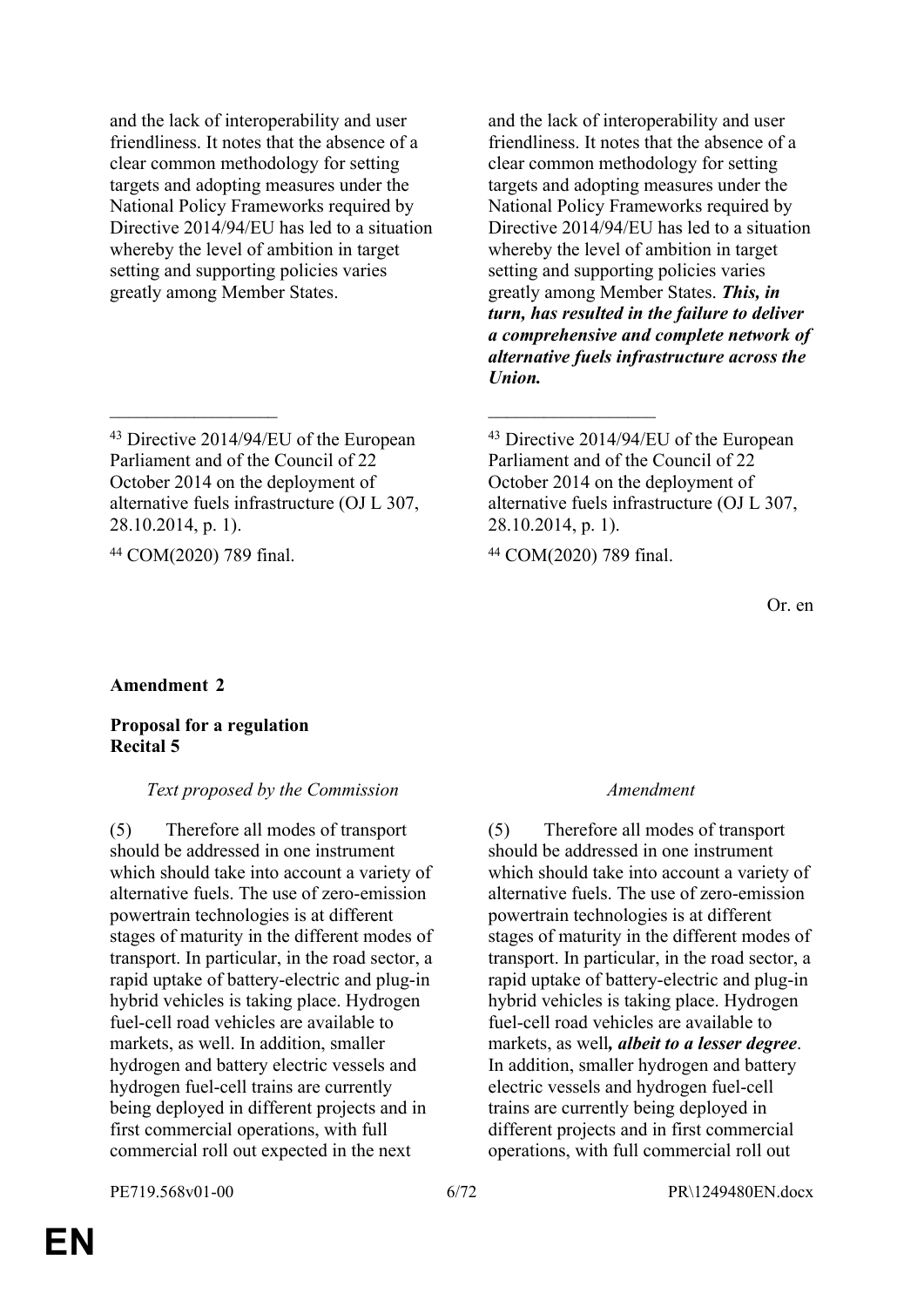| Text proposed by the Commission | Amendment |
|---|---|
| and the lack of interoperability and user friendliness. It notes that the absence of a clear common methodology for setting targets and adopting measures under the National Policy Frameworks required by Directive 2014/94/EU has led to a situation whereby the level of ambition in target setting and supporting policies varies greatly among Member States. | and the lack of interoperability and user friendliness. It notes that the absence of a clear common methodology for setting targets and adopting measures under the National Policy Frameworks required by Directive 2014/94/EU has led to a situation whereby the level of ambition in target setting and supporting policies varies greatly among Member States. ***This, in turn, has resulted in the failure to deliver a comprehensive and complete network of alternative fuels infrastructure across the Union.*** |
| [43] Directive 2014/94/EU of the European Parliament and of the Council of 22 October 2014 on the deployment of alternative fuels infrastructure (OJ L 307, 28.10.2014, p. 1). | [43] Directive 2014/94/EU of the European Parliament and of the Council of 22 October 2014 on the deployment of alternative fuels infrastructure (OJ L 307, 28.10.2014, p. 1). |
| [44] COM(2020) 789 final. | [44] COM(2020) 789 final. |

Or. en

**Amendment 2**

**Proposal for a regulation**
**Recital 5**

| *Text proposed by the Commission* | *Amendment* |
|---|---|
| (5) Therefore all modes of transport should be addressed in one instrument which should take into account a variety of alternative fuels. The use of zero-emission powertrain technologies is at different stages of maturity in the different modes of transport. In particular, in the road sector, a rapid uptake of battery-electric and plug-in hybrid vehicles is taking place. Hydrogen fuel-cell road vehicles are available to markets, as well. In addition, smaller hydrogen and battery electric vessels and hydrogen fuel-cell trains are currently being deployed in different projects and in first commercial operations, with full commercial roll out expected in the next | (5) Therefore all modes of transport should be addressed in one instrument which should take into account a variety of alternative fuels. The use of zero-emission powertrain technologies is at different stages of maturity in the different modes of transport. In particular, in the road sector, a rapid uptake of battery-electric and plug-in hybrid vehicles is taking place. Hydrogen fuel-cell road vehicles are available to markets, as well***, albeit to a lesser degree***. In addition, smaller hydrogen and battery electric vessels and hydrogen fuel-cell trains are currently being deployed in different projects and in first commercial operations, with full commercial roll out |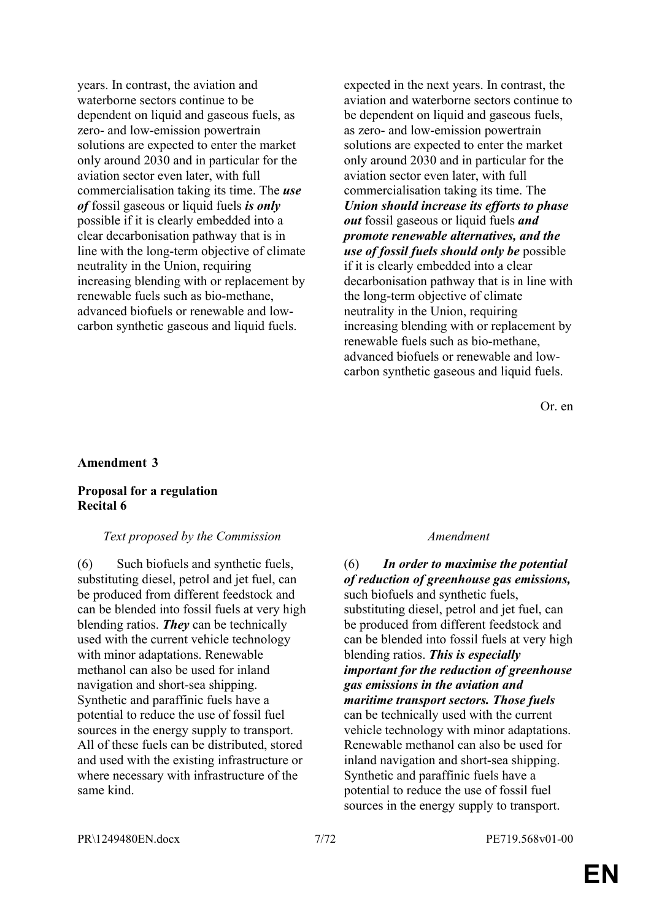| | |
|---|---|
| years. In contrast, the aviation and waterborne sectors continue to be dependent on liquid and gaseous fuels, as zero- and low-emission powertrain solutions are expected to enter the market only around 2030 and in particular for the aviation sector even later, with full commercialisation taking its time. The ***use of*** fossil gaseous or liquid fuels ***is only*** possible if it is clearly embedded into a clear decarbonisation pathway that is in line with the long-term objective of climate neutrality in the Union, requiring increasing blending with or replacement by renewable fuels such as bio-methane, advanced biofuels or renewable and low-carbon synthetic gaseous and liquid fuels. | expected in the next years. In contrast, the aviation and waterborne sectors continue to be dependent on liquid and gaseous fuels, as zero- and low-emission powertrain solutions are expected to enter the market only around 2030 and in particular for the aviation sector even later, with full commercialisation taking its time. The ***Union should increase its efforts to phase out*** fossil gaseous or liquid fuels ***and promote renewable alternatives, and the use of fossil fuels should only be*** possible if it is clearly embedded into a clear decarbonisation pathway that is in line with the long-term objective of climate neutrality in the Union, requiring increasing blending with or replacement by renewable fuels such as bio-methane, advanced biofuels or renewable and low-carbon synthetic gaseous and liquid fuels. |

Or. en

**Amendment 3**

**Proposal for a regulation**
**Recital 6**

| *Text proposed by the Commission* | *Amendment* |
|---|---|
| (6) Such biofuels and synthetic fuels, substituting diesel, petrol and jet fuel, can be produced from different feedstock and can be blended into fossil fuels at very high blending ratios. ***They*** can be technically used with the current vehicle technology with minor adaptations. Renewable methanol can also be used for inland navigation and short-sea shipping. Synthetic and paraffinic fuels have a potential to reduce the use of fossil fuel sources in the energy supply to transport. All of these fuels can be distributed, stored and used with the existing infrastructure or where necessary with infrastructure of the same kind. | (6) ***In order to maximise the potential of reduction of greenhouse gas emissions,*** such biofuels and synthetic fuels, substituting diesel, petrol and jet fuel, can be produced from different feedstock and can be blended into fossil fuels at very high blending ratios. ***This is especially important for the reduction of greenhouse gas emissions in the aviation and maritime transport sectors. Those fuels*** can be technically used with the current vehicle technology with minor adaptations. Renewable methanol can also be used for inland navigation and short-sea shipping. Synthetic and paraffinic fuels have a potential to reduce the use of fossil fuel sources in the energy supply to transport. |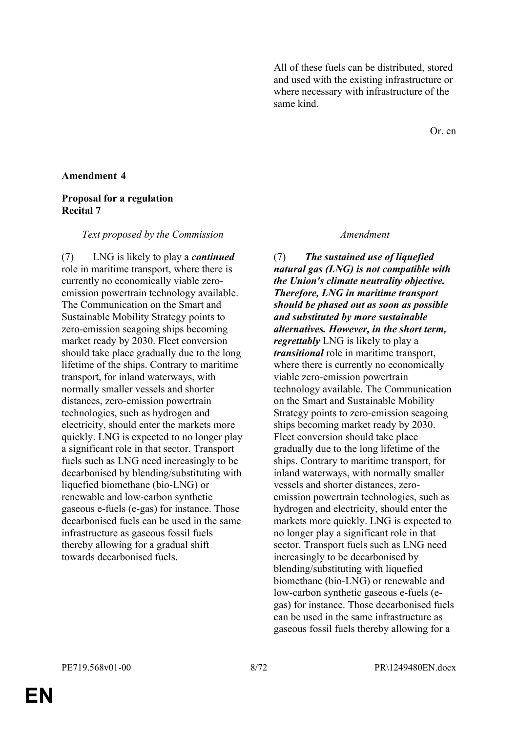All of these fuels can be distributed, stored and used with the existing infrastructure or where necessary with infrastructure of the same kind.

Or. en

**Amendment 4**

**Proposal for a regulation**
**Recital 7**

| *Text proposed by the Commission* | *Amendment* |
| --- | --- |
| (7) LNG is likely to play a ***continued*** role in maritime transport, where there is currently no economically viable zero-emission powertrain technology available. The Communication on the Smart and Sustainable Mobility Strategy points to zero-emission seagoing ships becoming market ready by 2030. Fleet conversion should take place gradually due to the long lifetime of the ships. Contrary to maritime transport, for inland waterways, with normally smaller vessels and shorter distances, zero-emission powertrain technologies, such as hydrogen and electricity, should enter the markets more quickly. LNG is expected to no longer play a significant role in that sector. Transport fuels such as LNG need increasingly to be decarbonised by blending/substituting with liquefied biomethane (bio-LNG) or renewable and low-carbon synthetic gaseous e-fuels (e-gas) for instance. Those decarbonised fuels can be used in the same infrastructure as gaseous fossil fuels thereby allowing for a gradual shift towards decarbonised fuels. | (7) ***The sustained use of liquefied natural gas (LNG) is not compatible with the Union's climate neutrality objective. Therefore, LNG in maritime transport should be phased out as soon as possible and substituted by more sustainable alternatives. However, in the short term, regrettably*** LNG is likely to play a ***transitional*** role in maritime transport, where there is currently no economically viable zero-emission powertrain technology available. The Communication on the Smart and Sustainable Mobility Strategy points to zero-emission seagoing ships becoming market ready by 2030. Fleet conversion should take place gradually due to the long lifetime of the ships. Contrary to maritime transport, for inland waterways, with normally smaller vessels and shorter distances, zero-emission powertrain technologies, such as hydrogen and electricity, should enter the markets more quickly. LNG is expected to no longer play a significant role in that sector. Transport fuels such as LNG need increasingly to be decarbonised by blending/substituting with liquefied biomethane (bio-LNG) or renewable and low-carbon synthetic gaseous e-fuels (e-gas) for instance. Those decarbonised fuels can be used in the same infrastructure as gaseous fossil fuels thereby allowing for a |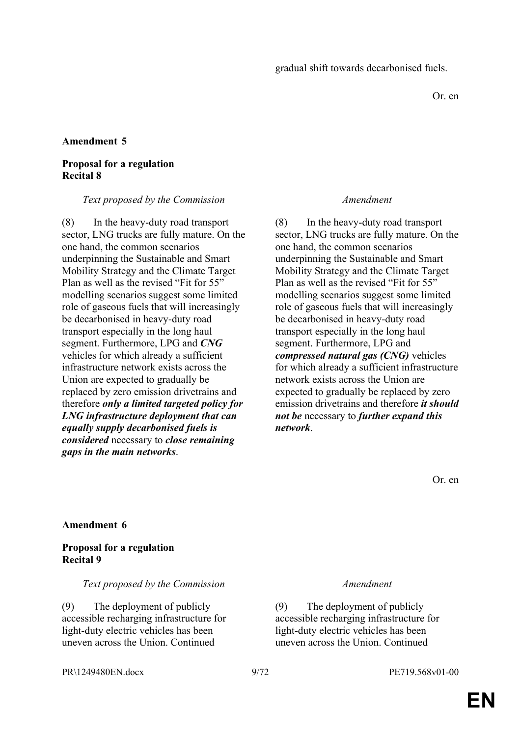gradual shift towards decarbonised fuels.

Or. en

**Amendment 5**

**Proposal for a regulation**
**Recital 8**

| *Text proposed by the Commission* | *Amendment* |
|---|---|
| (8) In the heavy-duty road transport sector, LNG trucks are fully mature. On the one hand, the common scenarios underpinning the Sustainable and Smart Mobility Strategy and the Climate Target Plan as well as the revised "Fit for 55" modelling scenarios suggest some limited role of gaseous fuels that will increasingly be decarbonised in heavy-duty road transport especially in the long haul segment. Furthermore, LPG and ***CNG*** vehicles for which already a sufficient infrastructure network exists across the Union are expected to gradually be replaced by zero emission drivetrains and therefore ***only a limited targeted policy for LNG infrastructure deployment that can equally supply decarbonised fuels is considered*** necessary to ***close remaining gaps in the main networks***. | (8) In the heavy-duty road transport sector, LNG trucks are fully mature. On the one hand, the common scenarios underpinning the Sustainable and Smart Mobility Strategy and the Climate Target Plan as well as the revised "Fit for 55" modelling scenarios suggest some limited role of gaseous fuels that will increasingly be decarbonised in heavy-duty road transport especially in the long haul segment. Furthermore, LPG and ***compressed natural gas (CNG)*** vehicles for which already a sufficient infrastructure network exists across the Union are expected to gradually be replaced by zero emission drivetrains and therefore ***it should not be*** necessary to ***further expand this network***. |

Or. en

**Amendment 6**

**Proposal for a regulation**
**Recital 9**

| *Text proposed by the Commission* | *Amendment* |
|---|---|
| (9) The deployment of publicly accessible recharging infrastructure for light-duty electric vehicles has been uneven across the Union. Continued | (9) The deployment of publicly accessible recharging infrastructure for light-duty electric vehicles has been uneven across the Union. Continued |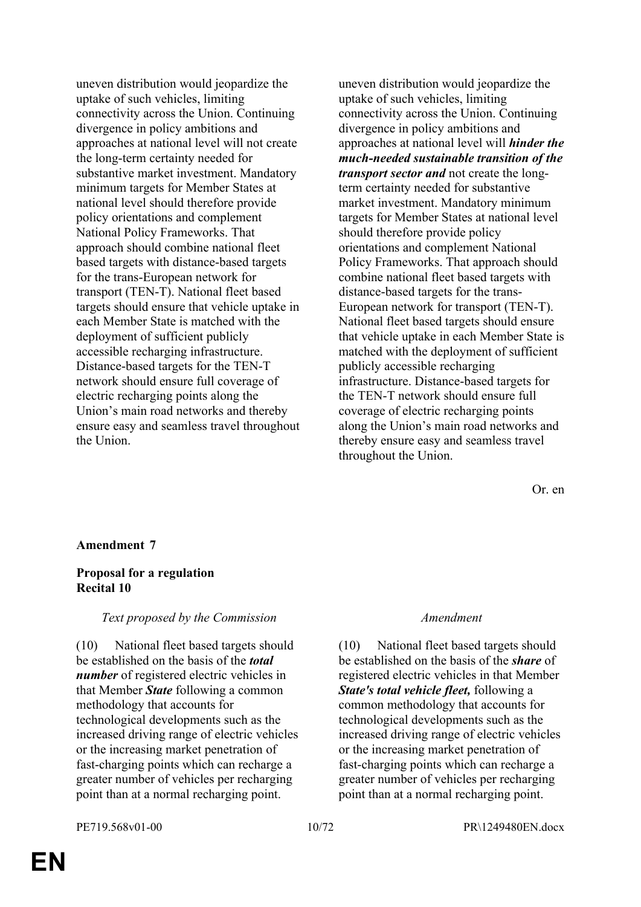| Text proposed by the Commission | Amendment |
|---|---|
| uneven distribution would jeopardize the uptake of such vehicles, limiting connectivity across the Union. Continuing divergence in policy ambitions and approaches at national level will not create the long-term certainty needed for substantive market investment. Mandatory minimum targets for Member States at national level should therefore provide policy orientations and complement National Policy Frameworks. That approach should combine national fleet based targets with distance-based targets for the trans-European network for transport (TEN-T). National fleet based targets should ensure that vehicle uptake in each Member State is matched with the deployment of sufficient publicly accessible recharging infrastructure. Distance-based targets for the TEN-T network should ensure full coverage of electric recharging points along the Union's main road networks and thereby ensure easy and seamless travel throughout the Union. | uneven distribution would jeopardize the uptake of such vehicles, limiting connectivity across the Union. Continuing divergence in policy ambitions and approaches at national level will ***hinder the much-needed sustainable transition of the transport sector and*** not create the long-term certainty needed for substantive market investment. Mandatory minimum targets for Member States at national level should therefore provide policy orientations and complement National Policy Frameworks. That approach should combine national fleet based targets with distance-based targets for the trans-European network for transport (TEN-T). National fleet based targets should ensure that vehicle uptake in each Member State is matched with the deployment of sufficient publicly accessible recharging infrastructure. Distance-based targets for the TEN-T network should ensure full coverage of electric recharging points along the Union's main road networks and thereby ensure easy and seamless travel throughout the Union. |

Or. en

**Amendment 7**

**Proposal for a regulation**
**Recital 10**

| *Text proposed by the Commission* | *Amendment* |
|---|---|
| (10) National fleet based targets should be established on the basis of the ***total number*** of registered electric vehicles in that Member ***State*** following a common methodology that accounts for technological developments such as the increased driving range of electric vehicles or the increasing market penetration of fast-charging points which can recharge a greater number of vehicles per recharging point than at a normal recharging point. | (10) National fleet based targets should be established on the basis of the ***share*** of registered electric vehicles in that Member ***State's total vehicle fleet,*** following a common methodology that accounts for technological developments such as the increased driving range of electric vehicles or the increasing market penetration of fast-charging points which can recharge a greater number of vehicles per recharging point than at a normal recharging point. |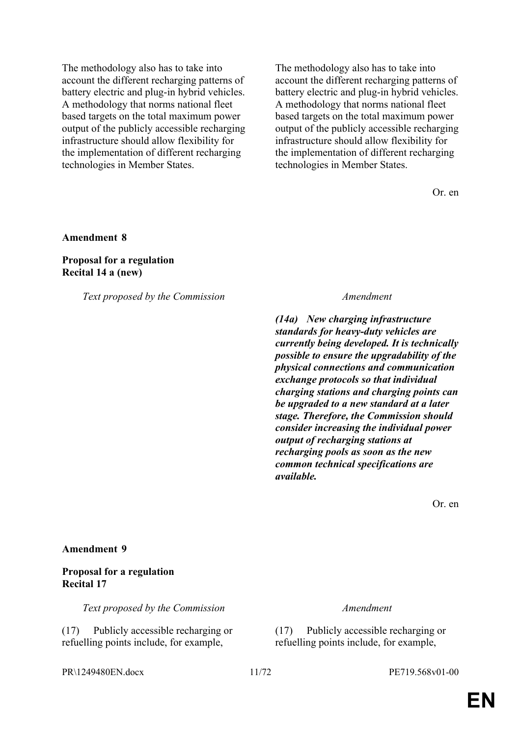| | |
|---|---|
| The methodology also has to take into account the different recharging patterns of battery electric and plug-in hybrid vehicles. A methodology that norms national fleet based targets on the total maximum power output of the publicly accessible recharging infrastructure should allow flexibility for the implementation of different recharging technologies in Member States. | The methodology also has to take into account the different recharging patterns of battery electric and plug-in hybrid vehicles. A methodology that norms national fleet based targets on the total maximum power output of the publicly accessible recharging infrastructure should allow flexibility for the implementation of different recharging technologies in Member States. |

Or. en

**Amendment 8**

**Proposal for a regulation**
**Recital 14 a (new)**

| *Text proposed by the Commission* | *Amendment* |
|---|---|
| | ***(14a) New charging infrastructure standards for heavy-duty vehicles are currently being developed. It is technically possible to ensure the upgradability of the physical connections and communication exchange protocols so that individual charging stations and charging points can be upgraded to a new standard at a later stage. Therefore, the Commission should consider increasing the individual power output of recharging stations at recharging pools as soon as the new common technical specifications are available.*** |

Or. en

**Amendment 9**

**Proposal for a regulation**
**Recital 17**

| *Text proposed by the Commission* | *Amendment* |
|---|---|
| (17) Publicly accessible recharging or refuelling points include, for example, | (17) Publicly accessible recharging or refuelling points include, for example, |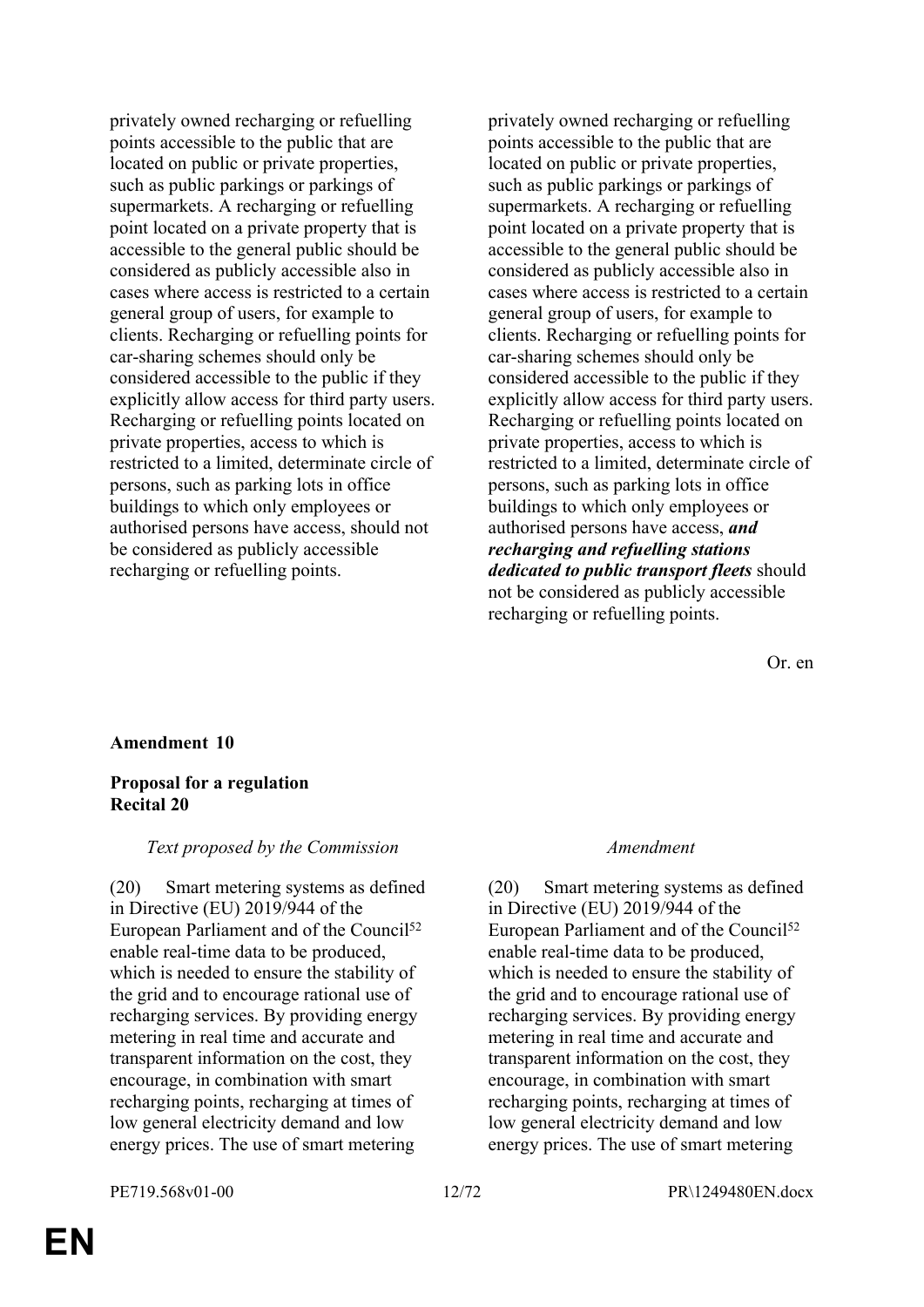| | |
|---|---|
| privately owned recharging or refuelling points accessible to the public that are located on public or private properties, such as public parkings or parkings of supermarkets. A recharging or refuelling point located on a private property that is accessible to the general public should be considered as publicly accessible also in cases where access is restricted to a certain general group of users, for example to clients. Recharging or refuelling points for car-sharing schemes should only be considered accessible to the public if they explicitly allow access for third party users. Recharging or refuelling points located on private properties, access to which is restricted to a limited, determinate circle of persons, such as parking lots in office buildings to which only employees or authorised persons have access, should not be considered as publicly accessible recharging or refuelling points. | privately owned recharging or refuelling points accessible to the public that are located on public or private properties, such as public parkings or parkings of supermarkets. A recharging or refuelling point located on a private property that is accessible to the general public should be considered as publicly accessible also in cases where access is restricted to a certain general group of users, for example to clients. Recharging or refuelling points for car-sharing schemes should only be considered accessible to the public if they explicitly allow access for third party users. Recharging or refuelling points located on private properties, access to which is restricted to a limited, determinate circle of persons, such as parking lots in office buildings to which only employees or authorised persons have access, ***and recharging and refuelling stations dedicated to public transport fleets*** should not be considered as publicly accessible recharging or refuelling points. |

Or. en

**Amendment 10**

**Proposal for a regulation**
**Recital 20**

| *Text proposed by the Commission* | *Amendment* |
|---|---|
| (20) Smart metering systems as defined in Directive (EU) 2019/944 of the European Parliament and of the Council[52] enable real-time data to be produced, which is needed to ensure the stability of the grid and to encourage rational use of recharging services. By providing energy metering in real time and accurate and transparent information on the cost, they encourage, in combination with smart recharging points, recharging at times of low general electricity demand and low energy prices. The use of smart metering | (20) Smart metering systems as defined in Directive (EU) 2019/944 of the European Parliament and of the Council[52] enable real-time data to be produced, which is needed to ensure the stability of the grid and to encourage rational use of recharging services. By providing energy metering in real time and accurate and transparent information on the cost, they encourage, in combination with smart recharging points, recharging at times of low general electricity demand and low energy prices. The use of smart metering |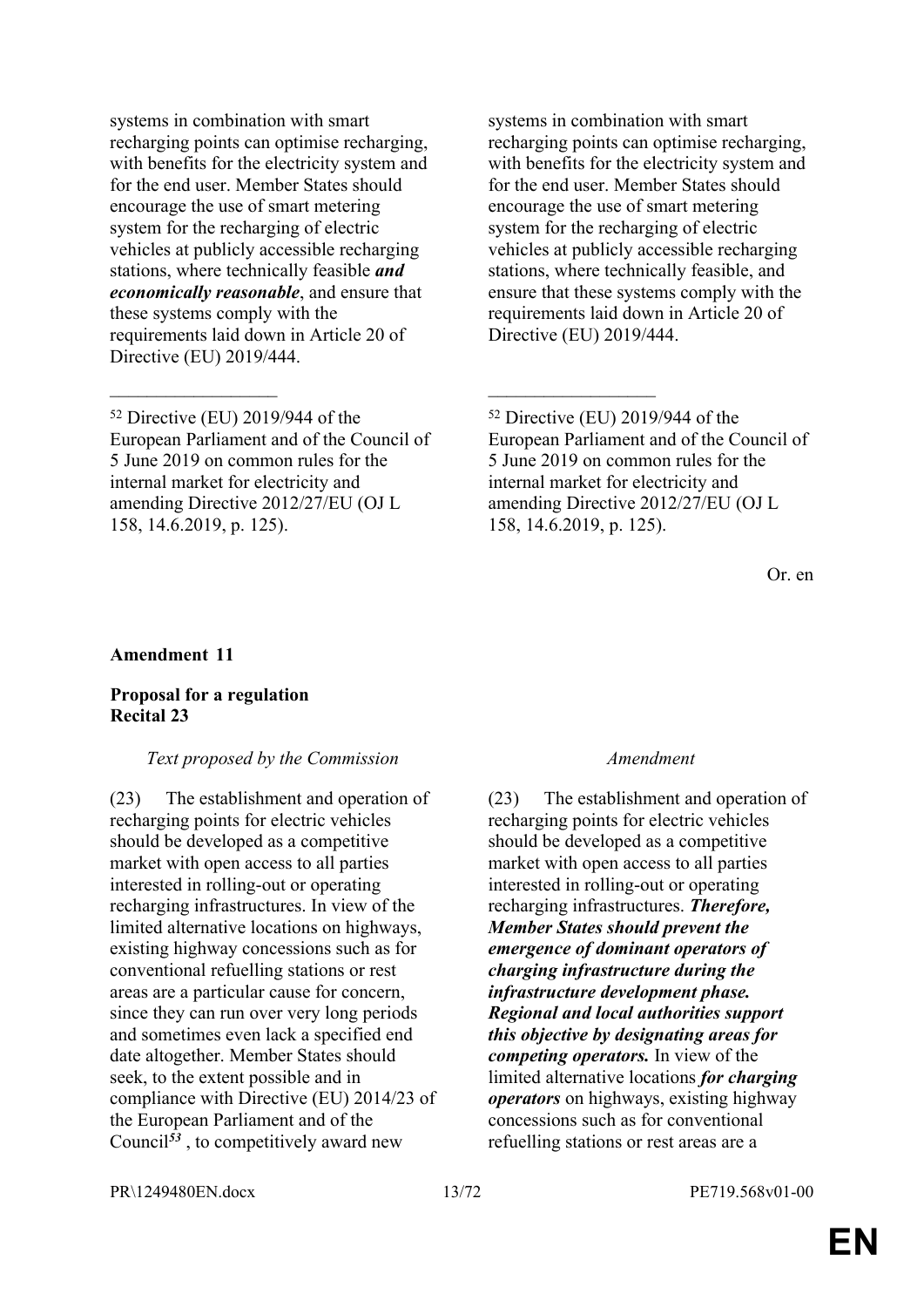| | |
|---|---|
| systems in combination with smart recharging points can optimise recharging, with benefits for the electricity system and for the end user. Member States should encourage the use of smart metering system for the recharging of electric vehicles at publicly accessible recharging stations, where technically feasible ***and economically reasonable***, and ensure that these systems comply with the requirements laid down in Article 20 of Directive (EU) 2019/444. | systems in combination with smart recharging points can optimise recharging, with benefits for the electricity system and for the end user. Member States should encourage the use of smart metering system for the recharging of electric vehicles at publicly accessible recharging stations, where technically feasible, and ensure that these systems comply with the requirements laid down in Article 20 of Directive (EU) 2019/444. |
| __________________ | __________________ |
| [52] Directive (EU) 2019/944 of the European Parliament and of the Council of 5 June 2019 on common rules for the internal market for electricity and amending Directive 2012/27/EU (OJ L 158, 14.6.2019, p. 125). | [52] Directive (EU) 2019/944 of the European Parliament and of the Council of 5 June 2019 on common rules for the internal market for electricity and amending Directive 2012/27/EU (OJ L 158, 14.6.2019, p. 125). |

Or. en

**Amendment 11**

**Proposal for a regulation**
**Recital 23**

| *Text proposed by the Commission* | *Amendment* |
|---|---|
| (23) The establishment and operation of recharging points for electric vehicles should be developed as a competitive market with open access to all parties interested in rolling-out or operating recharging infrastructures. In view of the limited alternative locations on highways, existing highway concessions such as for conventional refuelling stations or rest areas are a particular cause for concern, since they can run over very long periods and sometimes even lack a specified end date altogether. Member States should seek, to the extent possible and in compliance with Directive (EU) 2014/23 of the European Parliament and of the Council[53], to competitively award new | (23) The establishment and operation of recharging points for electric vehicles should be developed as a competitive market with open access to all parties interested in rolling-out or operating recharging infrastructures. ***Therefore, Member States should prevent the emergence of dominant operators of charging infrastructure during the infrastructure development phase. Regional and local authorities support this objective by designating areas for competing operators.*** In view of the limited alternative locations ***for charging operators*** on highways, existing highway concessions such as for conventional refuelling stations or rest areas are a |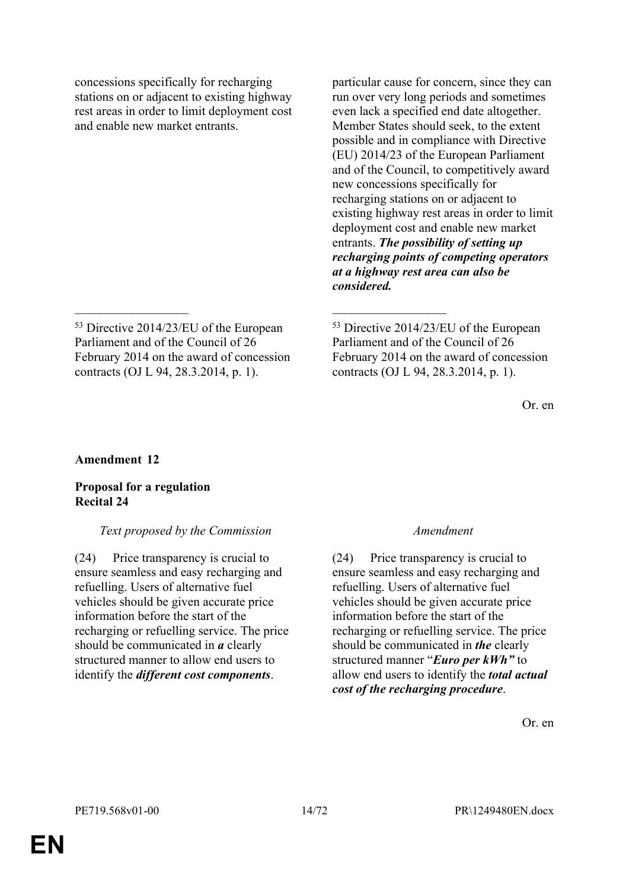| | |
|---|---|
| concessions specifically for recharging stations on or adjacent to existing highway rest areas in order to limit deployment cost and enable new market entrants. | particular cause for concern, since they can run over very long periods and sometimes even lack a specified end date altogether. Member States should seek, to the extent possible and in compliance with Directive (EU) 2014/23 of the European Parliament and of the Council, to competitively award new concessions specifically for recharging stations on or adjacent to existing highway rest areas in order to limit deployment cost and enable new market entrants. ***The possibility of setting up recharging points of competing operators at a highway rest area can also be considered.*** |
| [53] Directive 2014/23/EU of the European Parliament and of the Council of 26 February 2014 on the award of concession contracts (OJ L 94, 28.3.2014, p. 1). | [53] Directive 2014/23/EU of the European Parliament and of the Council of 26 February 2014 on the award of concession contracts (OJ L 94, 28.3.2014, p. 1). |

Or. en

**Amendment 12**

**Proposal for a regulation**
**Recital 24**

| *Text proposed by the Commission* | *Amendment* |
|---|---|
| (24) Price transparency is crucial to ensure seamless and easy recharging and refuelling. Users of alternative fuel vehicles should be given accurate price information before the start of the recharging or refuelling service. The price should be communicated in ***a*** clearly structured manner to allow end users to identify the ***different cost components***. | (24) Price transparency is crucial to ensure seamless and easy recharging and refuelling. Users of alternative fuel vehicles should be given accurate price information before the start of the recharging or refuelling service. The price should be communicated in ***the*** clearly structured manner "***Euro per kWh"*** to allow end users to identify the ***total actual cost of the recharging procedure***. |

Or. en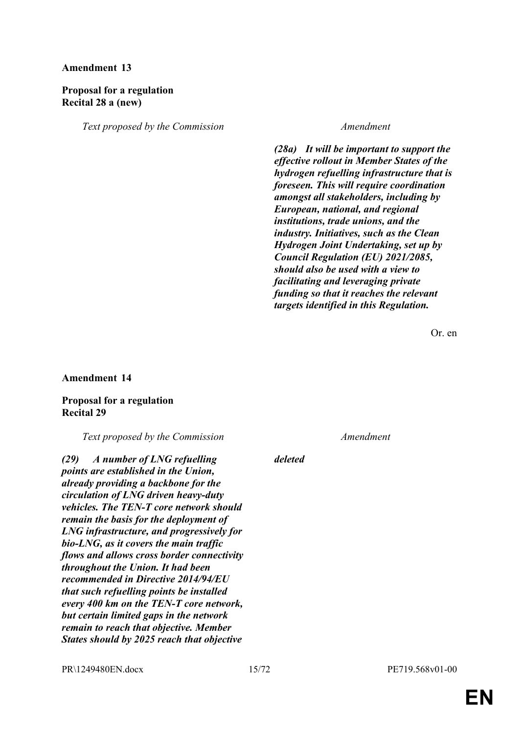**Amendment 13**

**Proposal for a regulation**
**Recital 28 a (new)**

| *Text proposed by the Commission* | *Amendment* |
|---|---|
| | ***(28a) It will be important to support the effective rollout in Member States of the hydrogen refuelling infrastructure that is foreseen. This will require coordination amongst all stakeholders, including by European, national, and regional institutions, trade unions, and the industry. Initiatives, such as the Clean Hydrogen Joint Undertaking, set up by Council Regulation (EU) 2021/2085, should also be used with a view to facilitating and leveraging private funding so that it reaches the relevant targets identified in this Regulation.*** |

Or. en

**Amendment 14**

**Proposal for a regulation**
**Recital 29**

| *Text proposed by the Commission* | *Amendment* |
|---|---|
| ***(29) A number of LNG refuelling points are established in the Union, already providing a backbone for the circulation of LNG driven heavy-duty vehicles. The TEN-T core network should remain the basis for the deployment of LNG infrastructure, and progressively for bio-LNG, as it covers the main traffic flows and allows cross border connectivity throughout the Union. It had been recommended in Directive 2014/94/EU that such refuelling points be installed every 400 km on the TEN-T core network, but certain limited gaps in the network remain to reach that objective. Member States should by 2025 reach that objective*** | ***deleted*** |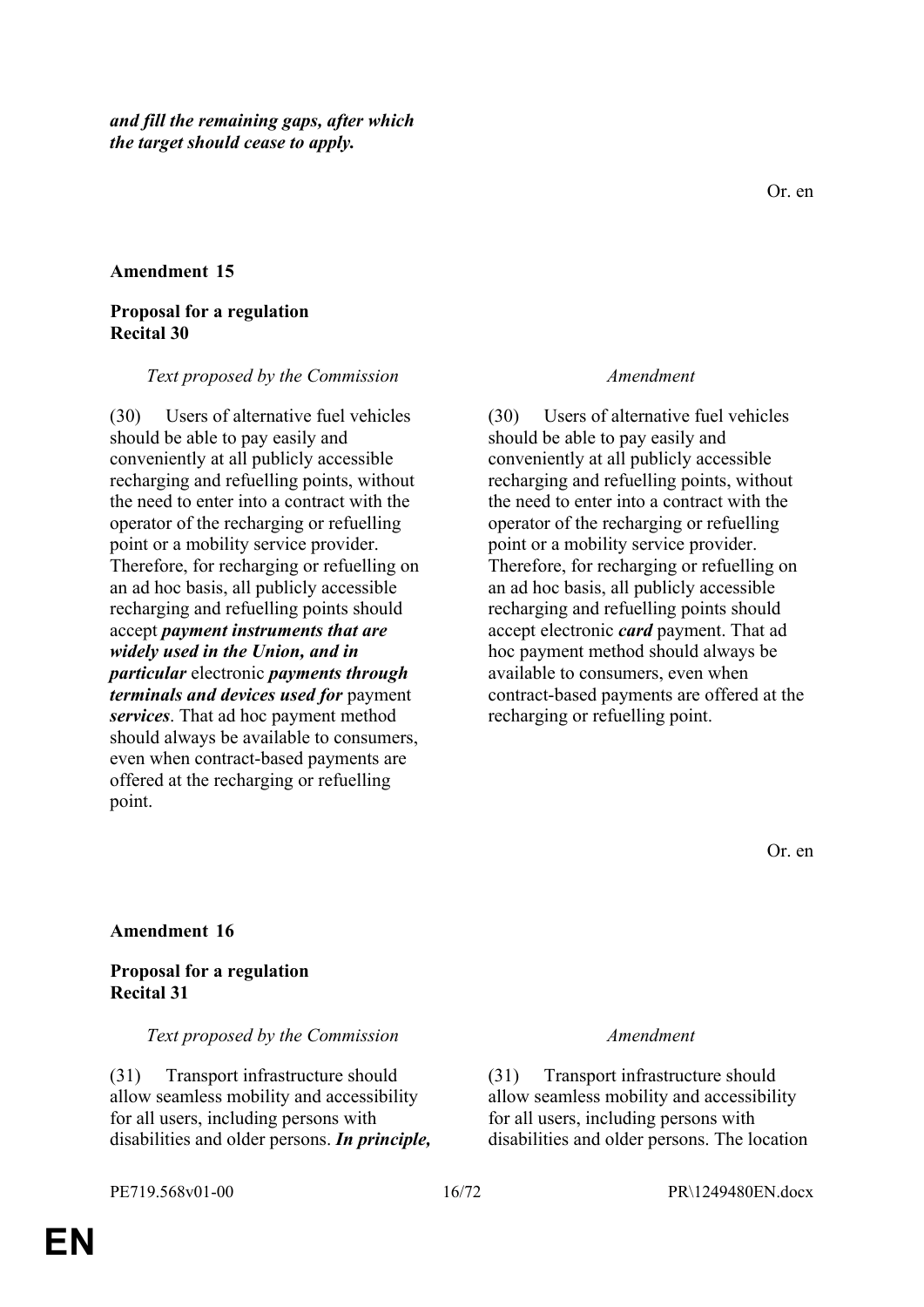***and fill the remaining gaps, after which the target should cease to apply.***

Or. en

**Amendment 15**

**Proposal for a regulation**
**Recital 30**

| *Text proposed by the Commission* | *Amendment* |
|---|---|
| (30) Users of alternative fuel vehicles should be able to pay easily and conveniently at all publicly accessible recharging and refuelling points, without the need to enter into a contract with the operator of the recharging or refuelling point or a mobility service provider. Therefore, for recharging or refuelling on an ad hoc basis, all publicly accessible recharging and refuelling points should accept ***payment instruments that are widely used in the Union, and in particular*** electronic ***payments through terminals and devices used for*** payment ***services***. That ad hoc payment method should always be available to consumers, even when contract-based payments are offered at the recharging or refuelling point. | (30) Users of alternative fuel vehicles should be able to pay easily and conveniently at all publicly accessible recharging and refuelling points, without the need to enter into a contract with the operator of the recharging or refuelling point or a mobility service provider. Therefore, for recharging or refuelling on an ad hoc basis, all publicly accessible recharging and refuelling points should accept electronic ***card*** payment. That ad hoc payment method should always be available to consumers, even when contract-based payments are offered at the recharging or refuelling point. |

Or. en

**Amendment 16**

**Proposal for a regulation**
**Recital 31**

| *Text proposed by the Commission* | *Amendment* |
|---|---|
| (31) Transport infrastructure should allow seamless mobility and accessibility for all users, including persons with disabilities and older persons. ***In principle,*** | (31) Transport infrastructure should allow seamless mobility and accessibility for all users, including persons with disabilities and older persons. The location |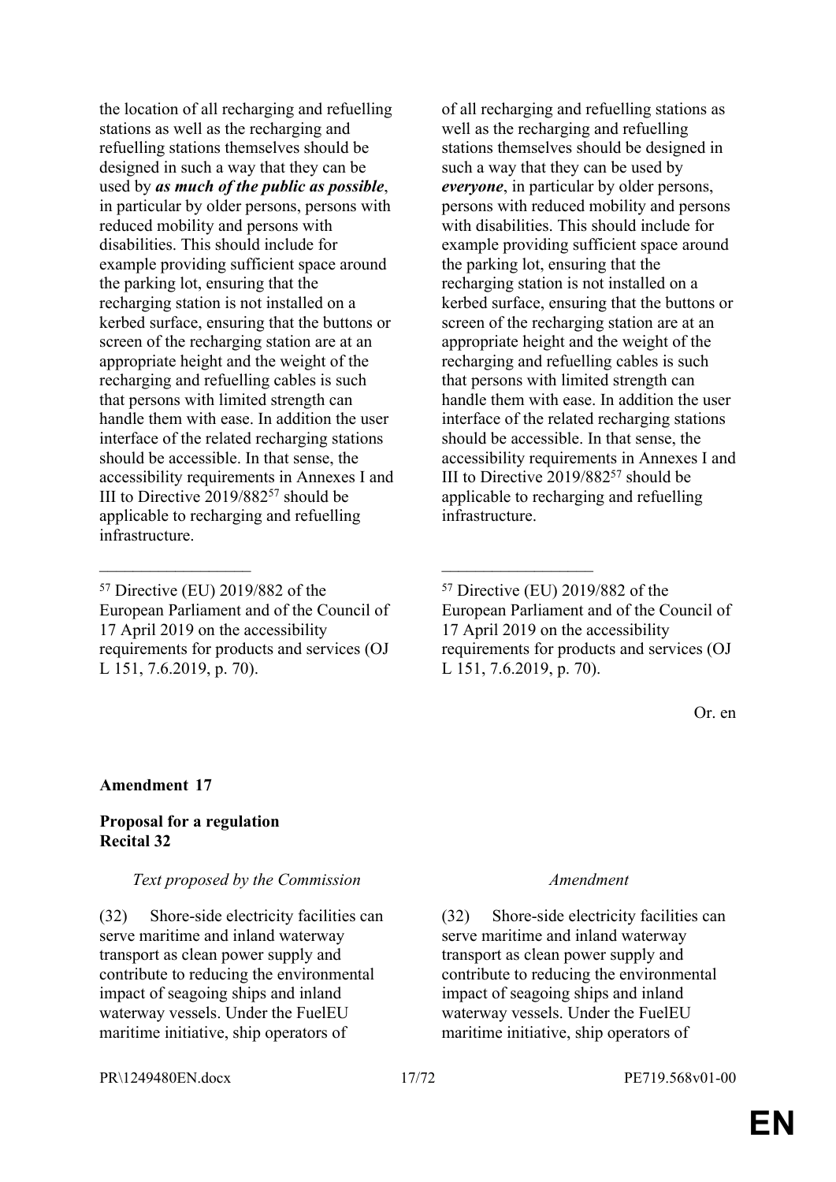| | |
|---|---|
| the location of all recharging and refuelling stations as well as the recharging and refuelling stations themselves should be designed in such a way that they can be used by ***as much of the public as possible***, in particular by older persons, persons with reduced mobility and persons with disabilities. This should include for example providing sufficient space around the parking lot, ensuring that the recharging station is not installed on a kerbed surface, ensuring that the buttons or screen of the recharging station are at an appropriate height and the weight of the recharging and refuelling cables is such that persons with limited strength can handle them with ease. In addition the user interface of the related recharging stations should be accessible. In that sense, the accessibility requirements in Annexes I and III to Directive 2019/882[57] should be applicable to recharging and refuelling infrastructure. | of all recharging and refuelling stations as well as the recharging and refuelling stations themselves should be designed in such a way that they can be used by ***everyone***, in particular by older persons, persons with reduced mobility and persons with disabilities. This should include for example providing sufficient space around the parking lot, ensuring that the recharging station is not installed on a kerbed surface, ensuring that the buttons or screen of the recharging station are at an appropriate height and the weight of the recharging and refuelling cables is such that persons with limited strength can handle them with ease. In addition the user interface of the related recharging stations should be accessible. In that sense, the accessibility requirements in Annexes I and III to Directive 2019/882[57] should be applicable to recharging and refuelling infrastructure. |
| __________________ | __________________ |
| [57] Directive (EU) 2019/882 of the European Parliament and of the Council of 17 April 2019 on the accessibility requirements for products and services (OJ L 151, 7.6.2019, p. 70). | [57] Directive (EU) 2019/882 of the European Parliament and of the Council of 17 April 2019 on the accessibility requirements for products and services (OJ L 151, 7.6.2019, p. 70). |

Or. en

**Amendment 17**

**Proposal for a regulation**
**Recital 32**

| *Text proposed by the Commission* | *Amendment* |
|---|---|
| (32) Shore-side electricity facilities can serve maritime and inland waterway transport as clean power supply and contribute to reducing the environmental impact of seagoing ships and inland waterway vessels. Under the FuelEU maritime initiative, ship operators of | (32) Shore-side electricity facilities can serve maritime and inland waterway transport as clean power supply and contribute to reducing the environmental impact of seagoing ships and inland waterway vessels. Under the FuelEU maritime initiative, ship operators of |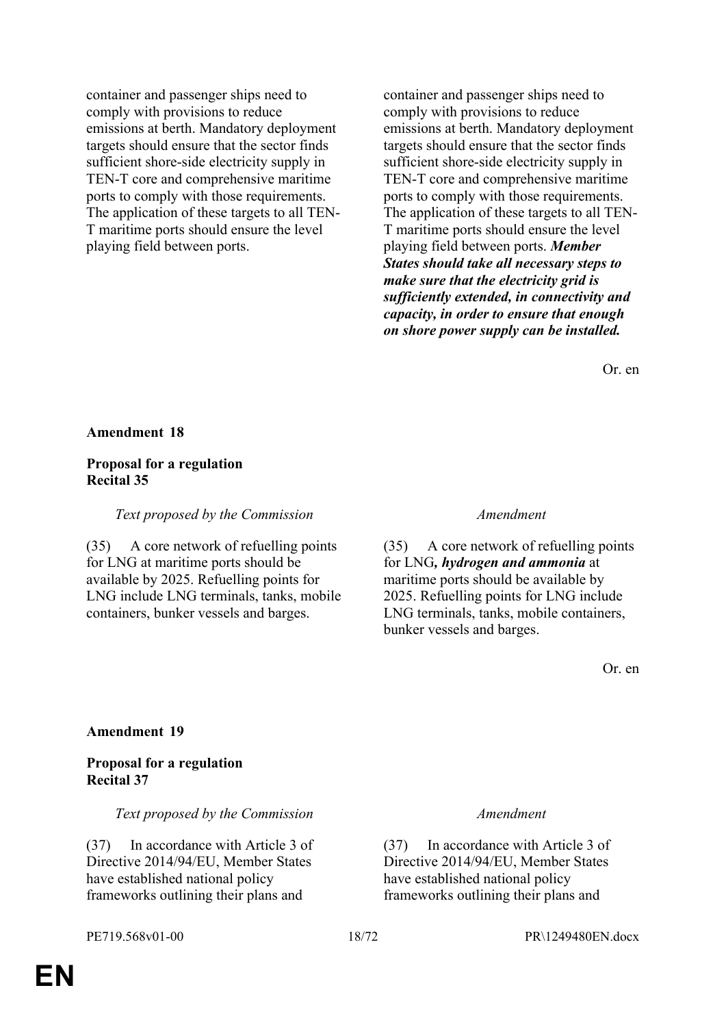| | |
|---|---|
| container and passenger ships need to comply with provisions to reduce emissions at berth. Mandatory deployment targets should ensure that the sector finds sufficient shore-side electricity supply in TEN-T core and comprehensive maritime ports to comply with those requirements. The application of these targets to all TEN-T maritime ports should ensure the level playing field between ports. | container and passenger ships need to comply with provisions to reduce emissions at berth. Mandatory deployment targets should ensure that the sector finds sufficient shore-side electricity supply in TEN-T core and comprehensive maritime ports to comply with those requirements. The application of these targets to all TEN-T maritime ports should ensure the level playing field between ports. ***Member States should take all necessary steps to make sure that the electricity grid is sufficiently extended, in connectivity and capacity, in order to ensure that enough on shore power supply can be installed.*** |

Or. en

**Amendment 18**

**Proposal for a regulation**
**Recital 35**

| *Text proposed by the Commission* | *Amendment* |
|---|---|
| (35) A core network of refuelling points for LNG at maritime ports should be available by 2025. Refuelling points for LNG include LNG terminals, tanks, mobile containers, bunker vessels and barges. | (35) A core network of refuelling points for LNG***, hydrogen and ammonia*** at maritime ports should be available by 2025. Refuelling points for LNG include LNG terminals, tanks, mobile containers, bunker vessels and barges. |

Or. en

**Amendment 19**

**Proposal for a regulation**
**Recital 37**

| *Text proposed by the Commission* | *Amendment* |
|---|---|
| (37) In accordance with Article 3 of Directive 2014/94/EU, Member States have established national policy frameworks outlining their plans and | (37) In accordance with Article 3 of Directive 2014/94/EU, Member States have established national policy frameworks outlining their plans and |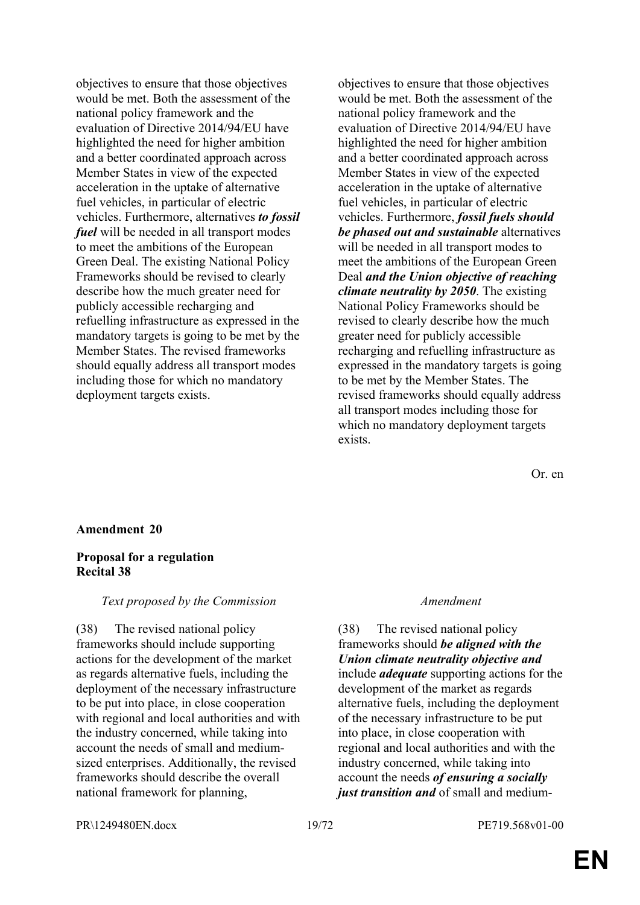| | |
|---|---|
| objectives to ensure that those objectives would be met. Both the assessment of the national policy framework and the evaluation of Directive 2014/94/EU have highlighted the need for higher ambition and a better coordinated approach across Member States in view of the expected acceleration in the uptake of alternative fuel vehicles, in particular of electric vehicles. Furthermore, alternatives ***to fossil fuel*** will be needed in all transport modes to meet the ambitions of the European Green Deal. The existing National Policy Frameworks should be revised to clearly describe how the much greater need for publicly accessible recharging and refuelling infrastructure as expressed in the mandatory targets is going to be met by the Member States. The revised frameworks should equally address all transport modes including those for which no mandatory deployment targets exists. | objectives to ensure that those objectives would be met. Both the assessment of the national policy framework and the evaluation of Directive 2014/94/EU have highlighted the need for higher ambition and a better coordinated approach across Member States in view of the expected acceleration in the uptake of alternative fuel vehicles, in particular of electric vehicles. Furthermore, ***fossil fuels should be phased out and sustainable*** alternatives will be needed in all transport modes to meet the ambitions of the European Green Deal ***and the Union objective of reaching climate neutrality by 2050***. The existing National Policy Frameworks should be revised to clearly describe how the much greater need for publicly accessible recharging and refuelling infrastructure as expressed in the mandatory targets is going to be met by the Member States. The revised frameworks should equally address all transport modes including those for which no mandatory deployment targets exists. |

Or. en

**Amendment 20**

**Proposal for a regulation**
**Recital 38**

| *Text proposed by the Commission* | *Amendment* |
|---|---|
| (38) The revised national policy frameworks should include supporting actions for the development of the market as regards alternative fuels, including the deployment of the necessary infrastructure to be put into place, in close cooperation with regional and local authorities and with the industry concerned, while taking into account the needs of small and medium-sized enterprises. Additionally, the revised frameworks should describe the overall national framework for planning, | (38) The revised national policy frameworks should ***be aligned with the Union climate neutrality objective and*** include ***adequate*** supporting actions for the development of the market as regards alternative fuels, including the deployment of the necessary infrastructure to be put into place, in close cooperation with regional and local authorities and with the industry concerned, while taking into account the needs ***of ensuring a socially just transition and*** of small and medium- |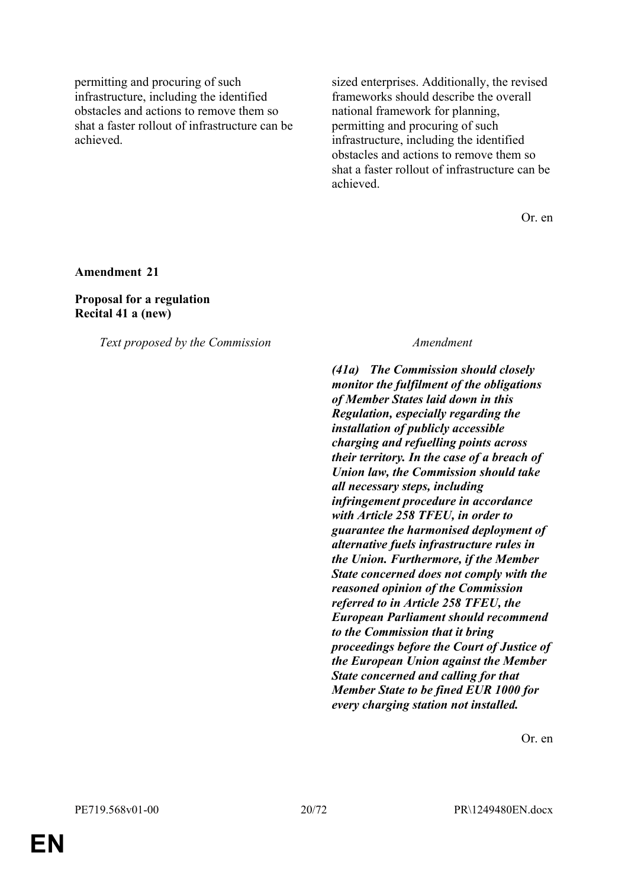| | |
|---|---|
| permitting and procuring of such infrastructure, including the identified obstacles and actions to remove them so shat a faster rollout of infrastructure can be achieved. | sized enterprises. Additionally, the revised frameworks should describe the overall national framework for planning, permitting and procuring of such infrastructure, including the identified obstacles and actions to remove them so shat a faster rollout of infrastructure can be achieved. |

Or. en

**Amendment 21**

**Proposal for a regulation**
**Recital 41 a (new)**

| *Text proposed by the Commission* | *Amendment* |
|---|---|
| | ***(41a) The Commission should closely monitor the fulfilment of the obligations of Member States laid down in this Regulation, especially regarding the installation of publicly accessible charging and refuelling points across their territory. In the case of a breach of Union law, the Commission should take all necessary steps, including infringement procedure in accordance with Article 258 TFEU, in order to guarantee the harmonised deployment of alternative fuels infrastructure rules in the Union. Furthermore, if the Member State concerned does not comply with the reasoned opinion of the Commission referred to in Article 258 TFEU, the European Parliament should recommend to the Commission that it bring proceedings before the Court of Justice of the European Union against the Member State concerned and calling for that Member State to be fined EUR 1000 for every charging station not installed.*** |

Or. en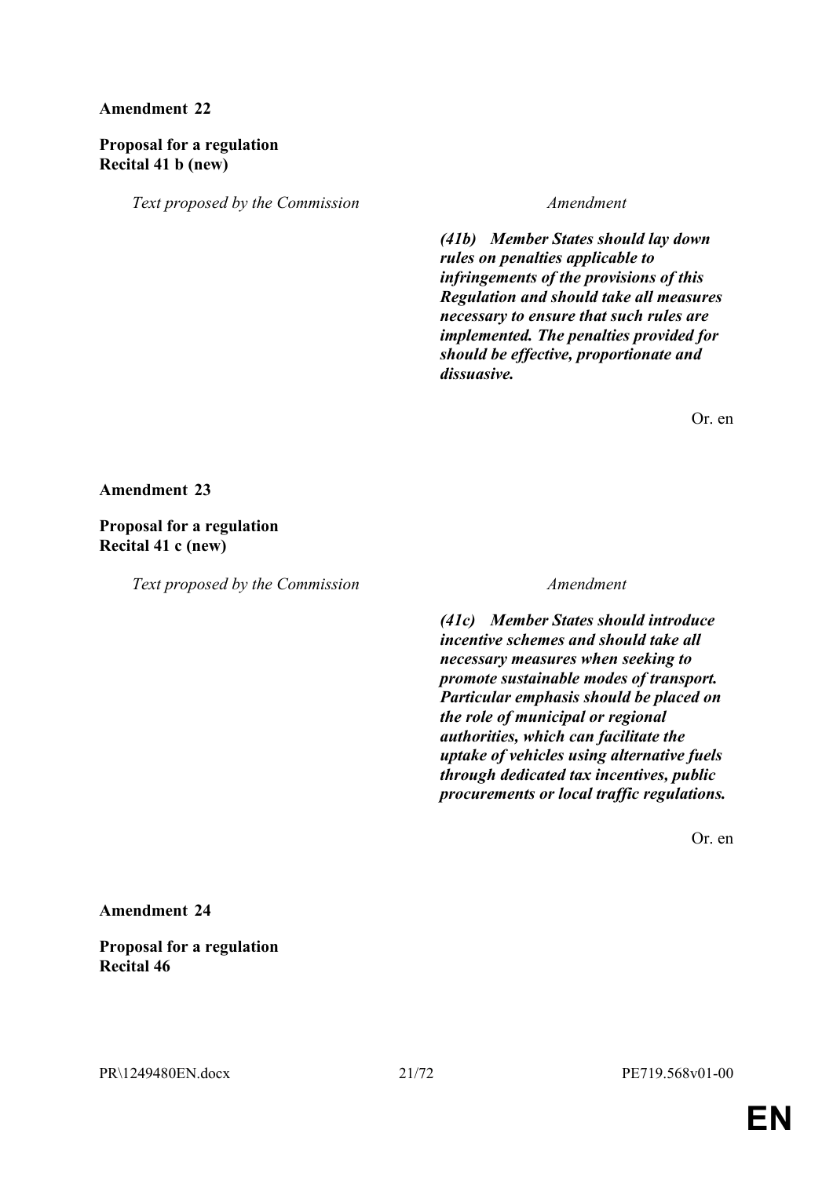**Amendment 22**

**Proposal for a regulation**
**Recital 41 b (new)**

| *Text proposed by the Commission* | *Amendment* |
| --- | --- |
| | ***(41b) Member States should lay down rules on penalties applicable to infringements of the provisions of this Regulation and should take all measures necessary to ensure that such rules are implemented. The penalties provided for should be effective, proportionate and dissuasive.*** |

Or. en

**Amendment 23**

**Proposal for a regulation**
**Recital 41 c (new)**

| *Text proposed by the Commission* | *Amendment* |
| --- | --- |
| | ***(41c) Member States should introduce incentive schemes and should take all necessary measures when seeking to promote sustainable modes of transport. Particular emphasis should be placed on the role of municipal or regional authorities, which can facilitate the uptake of vehicles using alternative fuels through dedicated tax incentives, public procurements or local traffic regulations.*** |

Or. en

**Amendment 24**

**Proposal for a regulation**
**Recital 46**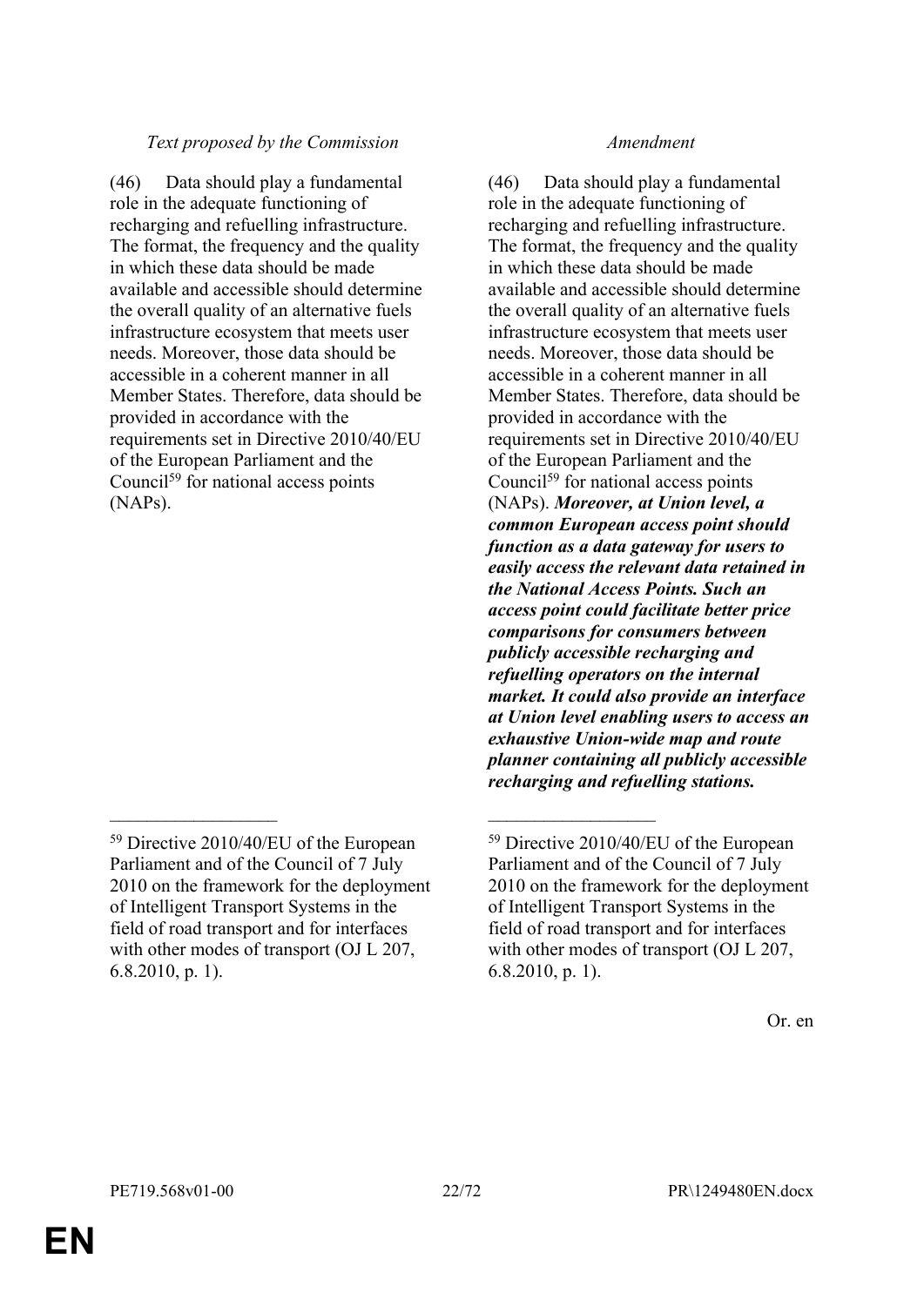| Text proposed by the Commission | Amendment |
|---|---|
| (46) Data should play a fundamental role in the adequate functioning of recharging and refuelling infrastructure. The format, the frequency and the quality in which these data should be made available and accessible should determine the overall quality of an alternative fuels infrastructure ecosystem that meets user needs. Moreover, those data should be accessible in a coherent manner in all Member States. Therefore, data should be provided in accordance with the requirements set in Directive 2010/40/EU of the European Parliament and the Council[59] for national access points (NAPs). | (46) Data should play a fundamental role in the adequate functioning of recharging and refuelling infrastructure. The format, the frequency and the quality in which these data should be made available and accessible should determine the overall quality of an alternative fuels infrastructure ecosystem that meets user needs. Moreover, those data should be accessible in a coherent manner in all Member States. Therefore, data should be provided in accordance with the requirements set in Directive 2010/40/EU of the European Parliament and the Council[59] for national access points (NAPs). ***Moreover, at Union level, a common European access point should function as a data gateway for users to easily access the relevant data retained in the National Access Points. Such an access point could facilitate better price comparisons for consumers between publicly accessible recharging and refuelling operators on the internal market. It could also provide an interface at Union level enabling users to access an exhaustive Union-wide map and route planner containing all publicly accessible recharging and refuelling stations.*** |
| [59] Directive 2010/40/EU of the European Parliament and of the Council of 7 July 2010 on the framework for the deployment of Intelligent Transport Systems in the field of road transport and for interfaces with other modes of transport (OJ L 207, 6.8.2010, p. 1). | [59] Directive 2010/40/EU of the European Parliament and of the Council of 7 July 2010 on the framework for the deployment of Intelligent Transport Systems in the field of road transport and for interfaces with other modes of transport (OJ L 207, 6.8.2010, p. 1). |

Or. en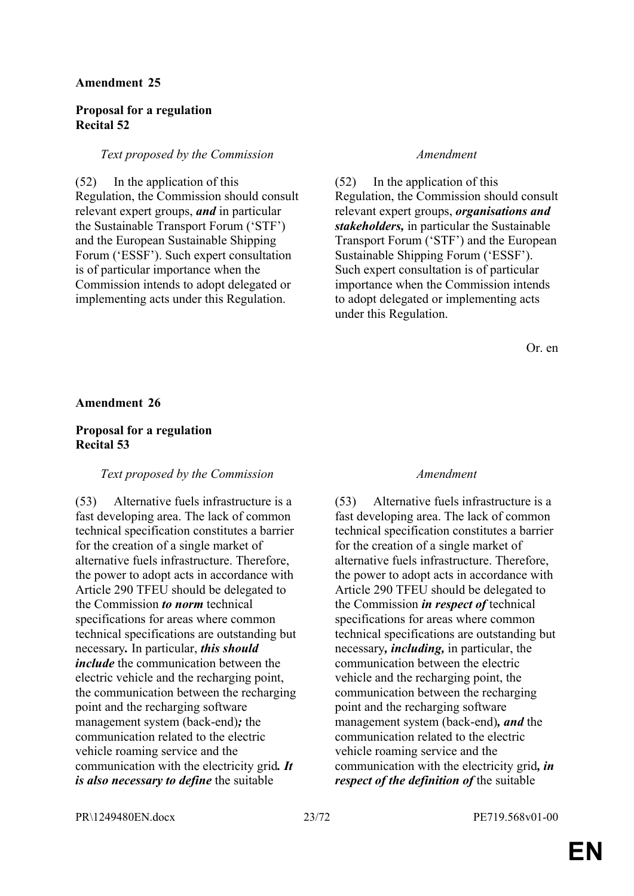**Amendment 25**

**Proposal for a regulation**
**Recital 52**

| *Text proposed by the Commission* | *Amendment* |
|---|---|
| (52) In the application of this Regulation, the Commission should consult relevant expert groups, ***and*** in particular the Sustainable Transport Forum ('STF') and the European Sustainable Shipping Forum ('ESSF'). Such expert consultation is of particular importance when the Commission intends to adopt delegated or implementing acts under this Regulation. | (52) In the application of this Regulation, the Commission should consult relevant expert groups, ***organisations and stakeholders,*** in particular the Sustainable Transport Forum ('STF') and the European Sustainable Shipping Forum ('ESSF'). Such expert consultation is of particular importance when the Commission intends to adopt delegated or implementing acts under this Regulation. |

Or. en

**Amendment 26**

**Proposal for a regulation**
**Recital 53**

| *Text proposed by the Commission* | *Amendment* |
|---|---|
| (53) Alternative fuels infrastructure is a fast developing area. The lack of common technical specification constitutes a barrier for the creation of a single market of alternative fuels infrastructure. Therefore, the power to adopt acts in accordance with Article 290 TFEU should be delegated to the Commission ***to norm*** technical specifications for areas where common technical specifications are outstanding but necessary***.*** In particular, ***this should include*** the communication between the electric vehicle and the recharging point, the communication between the recharging point and the recharging software management system (back-end)***;*** the communication related to the electric vehicle roaming service and the communication with the electricity grid***. It is also necessary to define*** the suitable | (53) Alternative fuels infrastructure is a fast developing area. The lack of common technical specification constitutes a barrier for the creation of a single market of alternative fuels infrastructure. Therefore, the power to adopt acts in accordance with Article 290 TFEU should be delegated to the Commission ***in respect of*** technical specifications for areas where common technical specifications are outstanding but necessary***, including,*** in particular, the communication between the electric vehicle and the recharging point, the communication between the recharging point and the recharging software management system (back-end)***, and*** the communication related to the electric vehicle roaming service and the communication with the electricity grid***, in respect of the definition of*** the suitable |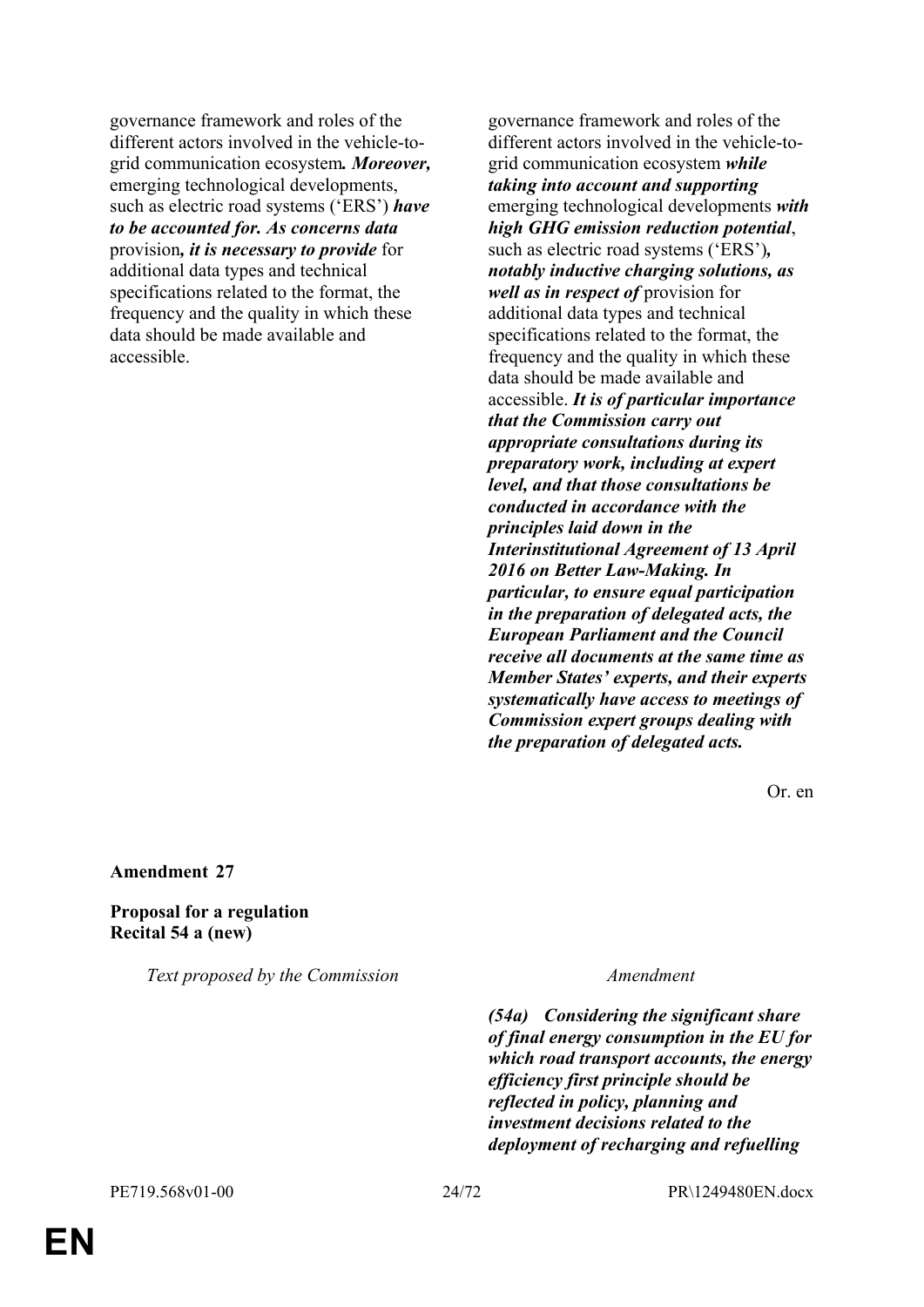| | |
|---|---|
| governance framework and roles of the different actors involved in the vehicle-to-grid communication ecosystem***. Moreover,*** emerging technological developments, such as electric road systems (‘ERS’) ***have to be accounted for. As concerns data*** provision***, it is necessary to provide*** for additional data types and technical specifications related to the format, the frequency and the quality in which these data should be made available and accessible. | governance framework and roles of the different actors involved in the vehicle-to-grid communication ecosystem ***while taking into account and supporting*** emerging technological developments ***with high GHG emission reduction potential***, such as electric road systems (‘ERS’)***, notably inductive charging solutions, as well as in respect of*** provision for additional data types and technical specifications related to the format, the frequency and the quality in which these data should be made available and accessible. ***It is of particular importance that the Commission carry out appropriate consultations during its preparatory work, including at expert level, and that those consultations be conducted in accordance with the principles laid down in the Interinstitutional Agreement of 13 April 2016 on Better Law-Making. In particular, to ensure equal participation in the preparation of delegated acts, the European Parliament and the Council receive all documents at the same time as Member States’ experts, and their experts systematically have access to meetings of Commission expert groups dealing with the preparation of delegated acts.*** |

Or. en

**Amendment 27**

**Proposal for a regulation**
**Recital 54 a (new)**

| *Text proposed by the Commission* | *Amendment* |
|---|---|
| | ***(54a) Considering the significant share of final energy consumption in the EU for which road transport accounts, the energy efficiency first principle should be reflected in policy, planning and investment decisions related to the deployment of recharging and refuelling*** |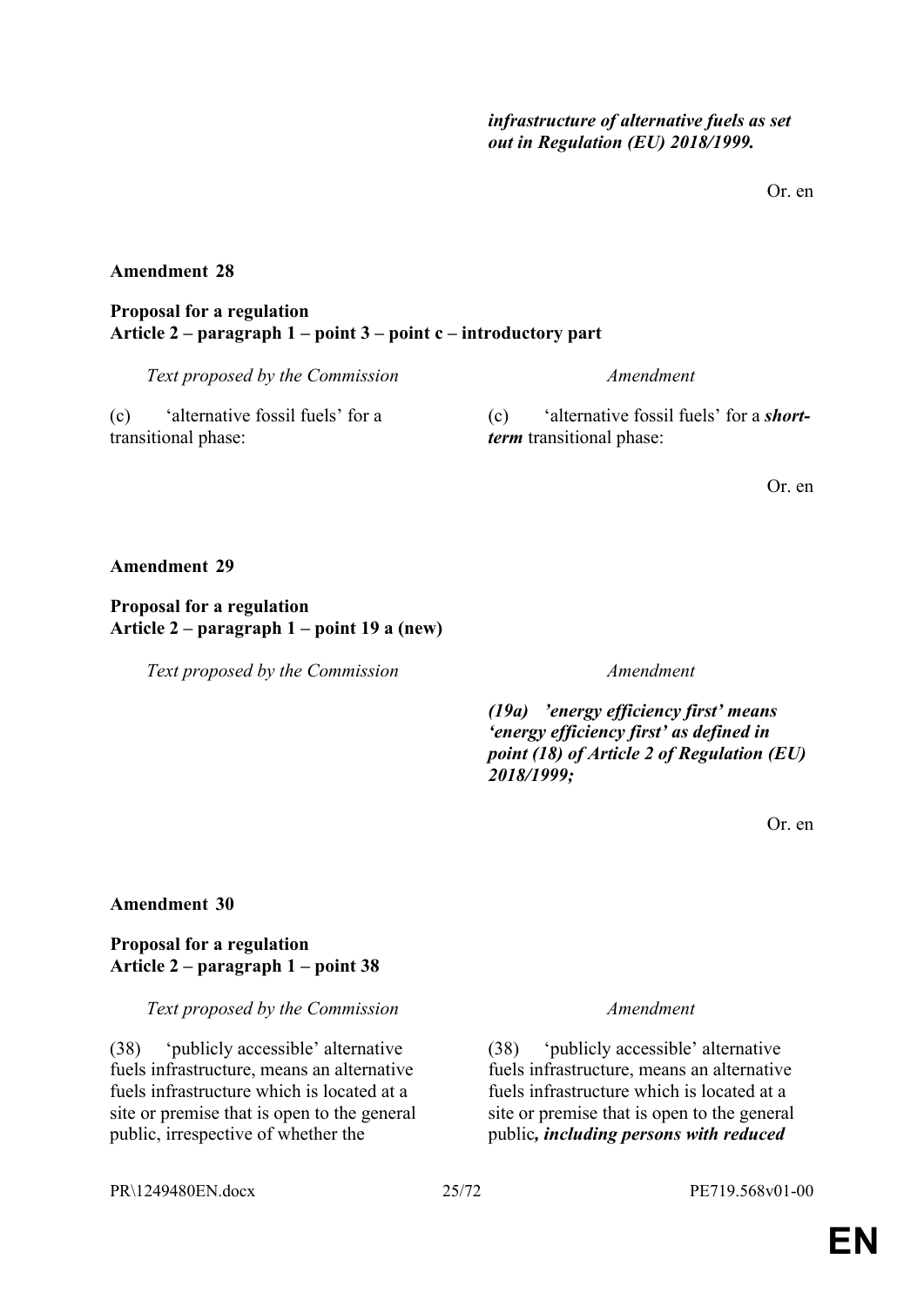*infrastructure of alternative fuels as set out in Regulation (EU) 2018/1999.*

Or. en

**Amendment 28**

**Proposal for a regulation**
**Article 2 – paragraph 1 – point 3 – point c – introductory part**

| *Text proposed by the Commission* | *Amendment* |
|---|---|
| (c) 'alternative fossil fuels' for a transitional phase: | (c) 'alternative fossil fuels' for a ***short-term*** transitional phase: |

Or. en

**Amendment 29**

**Proposal for a regulation**
**Article 2 – paragraph 1 – point 19 a (new)**

| *Text proposed by the Commission* | *Amendment* |
|---|---|
| | ***(19a) 'energy efficiency first' means 'energy efficiency first' as defined in point (18) of Article 2 of Regulation (EU) 2018/1999;*** |

Or. en

**Amendment 30**

**Proposal for a regulation**
**Article 2 – paragraph 1 – point 38**

| *Text proposed by the Commission* | *Amendment* |
|---|---|
| (38) 'publicly accessible' alternative fuels infrastructure, means an alternative fuels infrastructure which is located at a site or premise that is open to the general public, irrespective of whether the | (38) 'publicly accessible' alternative fuels infrastructure, means an alternative fuels infrastructure which is located at a site or premise that is open to the general public***, including persons with reduced*** |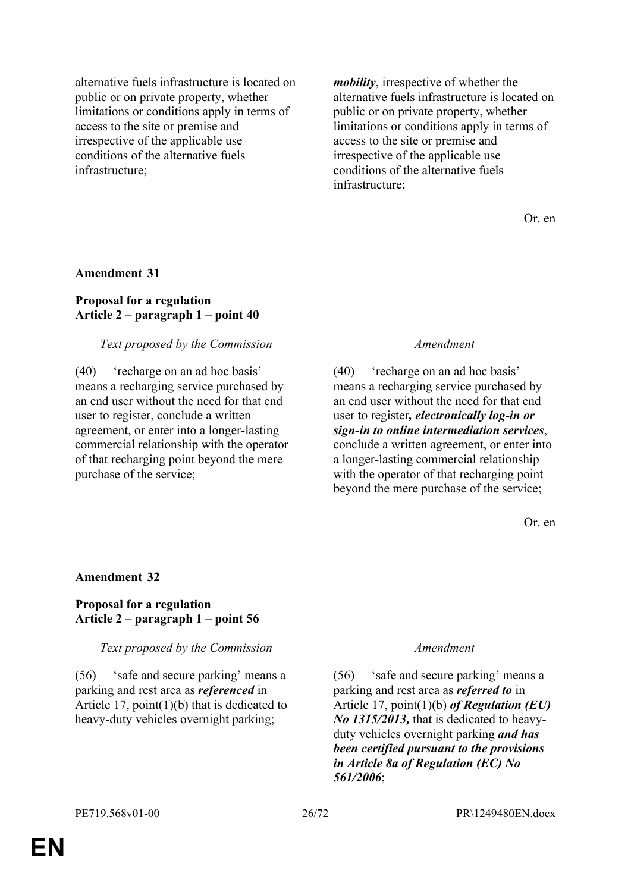| | |
|---|---|
| alternative fuels infrastructure is located on public or on private property, whether limitations or conditions apply in terms of access to the site or premise and irrespective of the applicable use conditions of the alternative fuels infrastructure; | ***mobility***, irrespective of whether the alternative fuels infrastructure is located on public or on private property, whether limitations or conditions apply in terms of access to the site or premise and irrespective of the applicable use conditions of the alternative fuels infrastructure; |

Or. en

**Amendment 31**

**Proposal for a regulation**
**Article 2 – paragraph 1 – point 40**

| *Text proposed by the Commission* | *Amendment* |
|---|---|
| (40) 'recharge on an ad hoc basis' means a recharging service purchased by an end user without the need for that end user to register, conclude a written agreement, or enter into a longer-lasting commercial relationship with the operator of that recharging point beyond the mere purchase of the service; | (40) 'recharge on an ad hoc basis' means a recharging service purchased by an end user without the need for that end user to register***, electronically log-in or sign-in to online intermediation services***, conclude a written agreement, or enter into a longer-lasting commercial relationship with the operator of that recharging point beyond the mere purchase of the service; |

Or. en

**Amendment 32**

**Proposal for a regulation**
**Article 2 – paragraph 1 – point 56**

| *Text proposed by the Commission* | *Amendment* |
|---|---|
| (56) 'safe and secure parking' means a parking and rest area as ***referenced*** in Article 17, point(1)(b) that is dedicated to heavy-duty vehicles overnight parking; | (56) 'safe and secure parking' means a parking and rest area as ***referred to*** in Article 17, point(1)(b) ***of Regulation (EU) No 1315/2013,*** that is dedicated to heavy-duty vehicles overnight parking ***and has been certified pursuant to the provisions in Article 8a of Regulation (EC) No 561/2006***; |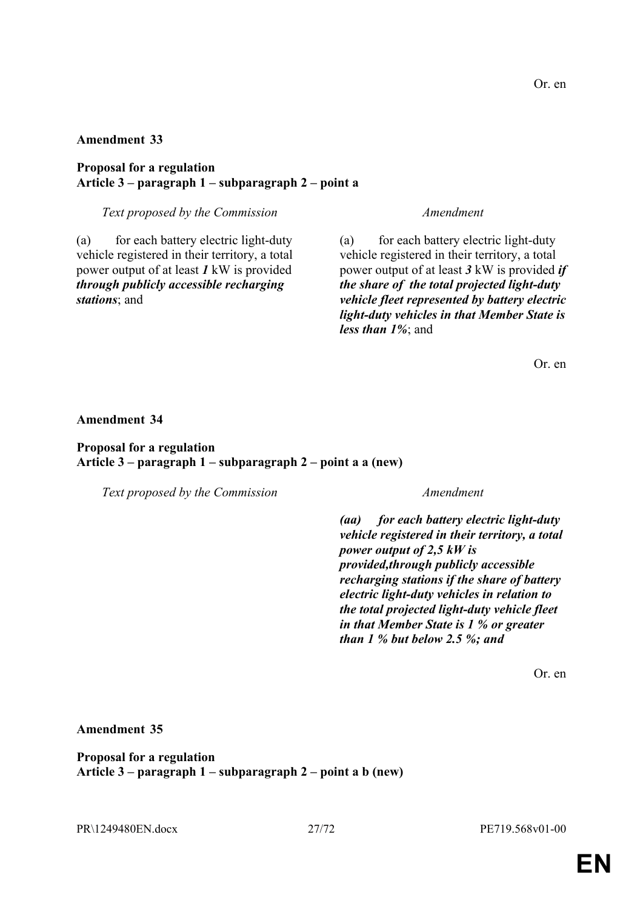Or. en

**Amendment 33**

**Proposal for a regulation**
**Article 3 – paragraph 1 – subparagraph 2 – point a**

| *Text proposed by the Commission* | *Amendment* |
| --- | --- |
| (a) for each battery electric light-duty vehicle registered in their territory, a total power output of at least ***1*** kW is provided ***through publicly accessible recharging stations***; and | (a) for each battery electric light-duty vehicle registered in their territory, a total power output of at least ***3*** kW is provided ***if the share of the total projected light-duty vehicle fleet represented by battery electric light-duty vehicles in that Member State is less than 1%***; and |

Or. en

**Amendment 34**

**Proposal for a regulation**
**Article 3 – paragraph 1 – subparagraph 2 – point a a (new)**

| *Text proposed by the Commission* | *Amendment* |
| --- | --- |
| | ***(aa) for each battery electric light-duty vehicle registered in their territory, a total power output of 2,5 kW is provided,through publicly accessible recharging stations if the share of battery electric light-duty vehicles in relation to the total projected light-duty vehicle fleet in that Member State is 1 % or greater than 1 % but below 2.5 %; and*** |

Or. en

**Amendment 35**

**Proposal for a regulation**
**Article 3 – paragraph 1 – subparagraph 2 – point a b (new)**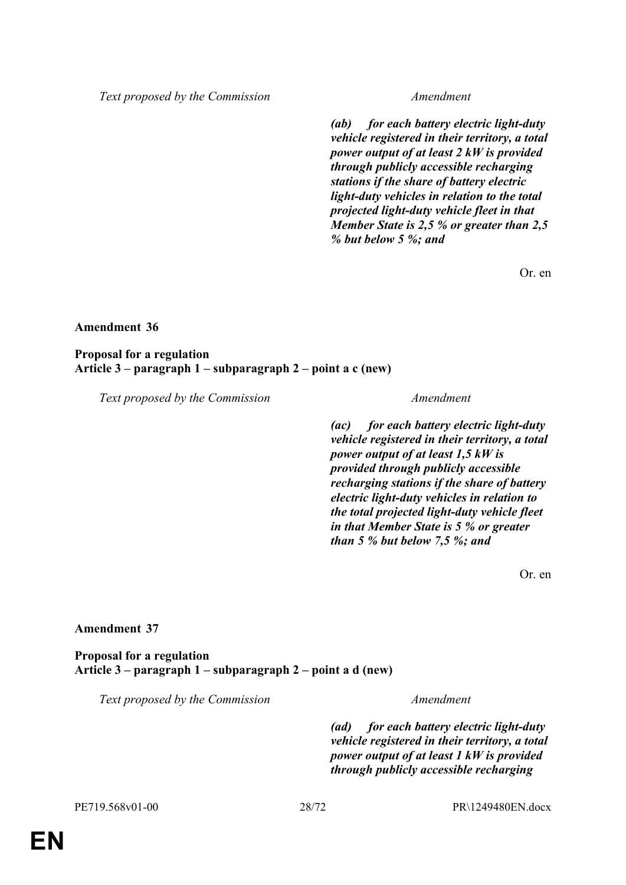| Text proposed by the Commission | Amendment |
|---|---|
| | ***(ab) for each battery electric light-duty vehicle registered in their territory, a total power output of at least 2 kW is provided through publicly accessible recharging stations if the share of battery electric light-duty vehicles in relation to the total projected light-duty vehicle fleet in that Member State is 2,5 % or greater than 2,5 % but below 5 %; and*** |

Or. en

**Amendment 36**

**Proposal for a regulation**
**Article 3 – paragraph 1 – subparagraph 2 – point a c (new)**

| Text proposed by the Commission | Amendment |
|---|---|
| | ***(ac) for each battery electric light-duty vehicle registered in their territory, a total power output of at least 1,5 kW is provided through publicly accessible recharging stations if the share of battery electric light-duty vehicles in relation to the total projected light-duty vehicle fleet in that Member State is 5 % or greater than 5 % but below 7,5 %; and*** |

Or. en

**Amendment 37**

**Proposal for a regulation**
**Article 3 – paragraph 1 – subparagraph 2 – point a d (new)**

| Text proposed by the Commission | Amendment |
|---|---|
| | ***(ad) for each battery electric light-duty vehicle registered in their territory, a total power output of at least 1 kW is provided through publicly accessible recharging*** |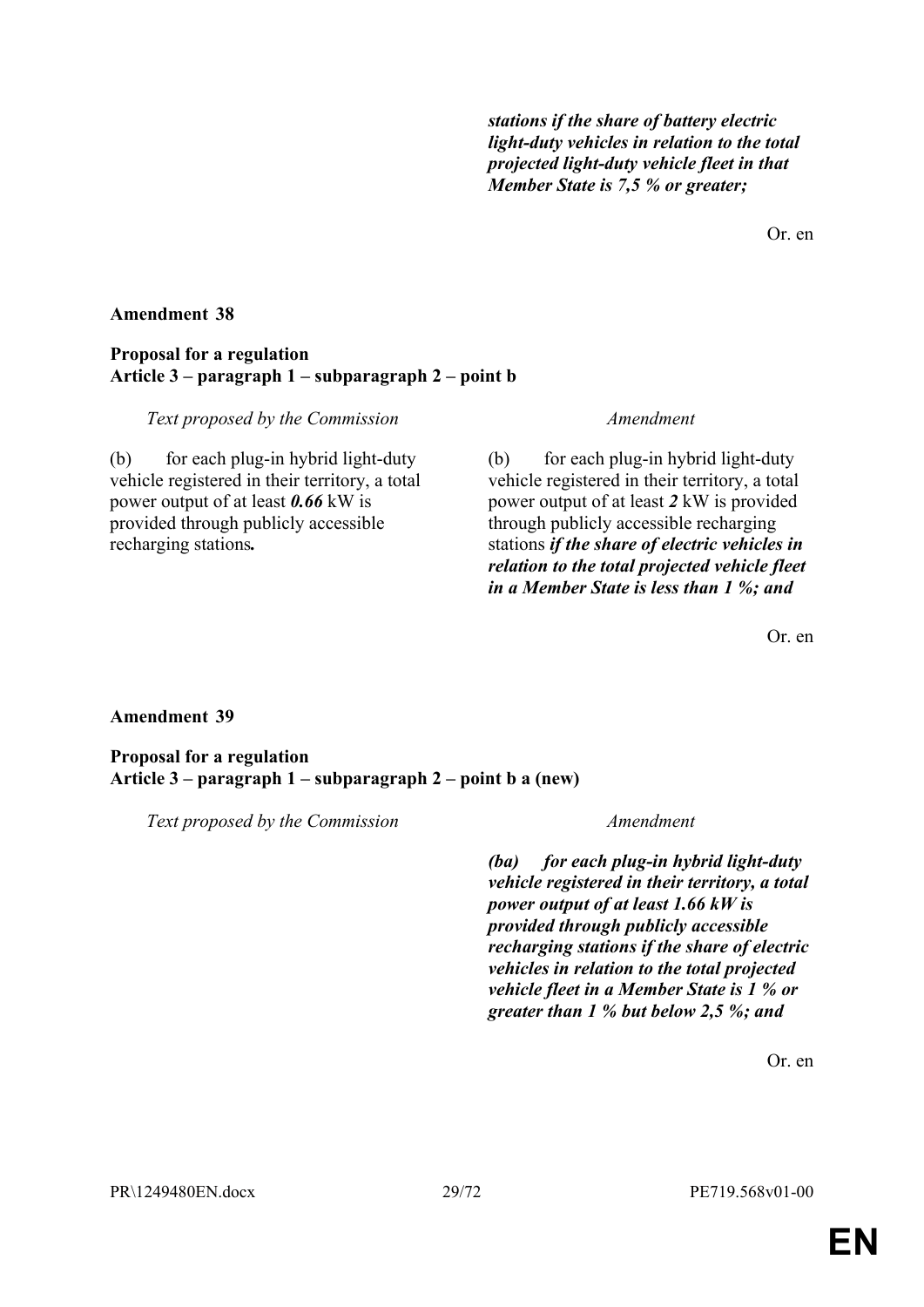| | |
|---|---|
| | ***stations if the share of battery electric light-duty vehicles in relation to the total projected light-duty vehicle fleet in that Member State is 7,5 % or greater;*** |

Or. en

**Amendment 38**

**Proposal for a regulation**
**Article 3 – paragraph 1 – subparagraph 2 – point b**

| *Text proposed by the Commission* | *Amendment* |
|---|---|
| (b) for each plug-in hybrid light-duty vehicle registered in their territory, a total power output of at least ***0.66*** kW is provided through publicly accessible recharging stations***.*** | (b) for each plug-in hybrid light-duty vehicle registered in their territory, a total power output of at least ***2*** kW is provided through publicly accessible recharging stations ***if the share of electric vehicles in relation to the total projected vehicle fleet in a Member State is less than 1 %; and*** |

Or. en

**Amendment 39**

**Proposal for a regulation**
**Article 3 – paragraph 1 – subparagraph 2 – point b a (new)**

| *Text proposed by the Commission* | *Amendment* |
|---|---|
| | ***(ba) for each plug-in hybrid light-duty vehicle registered in their territory, a total power output of at least 1.66 kW is provided through publicly accessible recharging stations if the share of electric vehicles in relation to the total projected vehicle fleet in a Member State is 1 % or greater than 1 % but below 2,5 %; and*** |

Or. en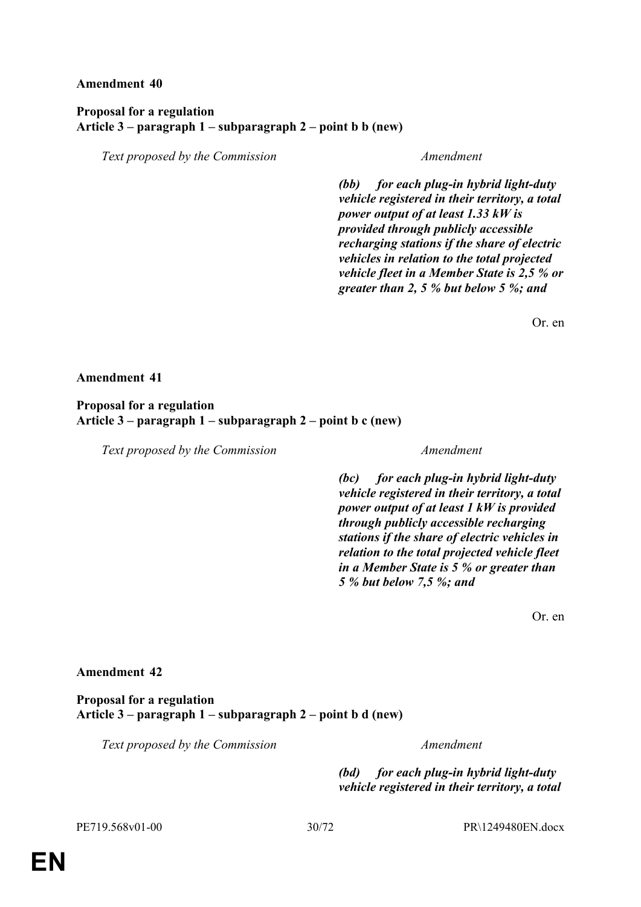**Amendment 40**

**Proposal for a regulation**
**Article 3 – paragraph 1 – subparagraph 2 – point b b (new)**

| *Text proposed by the Commission* | *Amendment* |
|---|---|
| | ***(bb) for each plug-in hybrid light-duty vehicle registered in their territory, a total power output of at least 1.33 kW is provided through publicly accessible recharging stations if the share of electric vehicles in relation to the total projected vehicle fleet in a Member State is 2,5 % or greater than 2, 5 % but below 5 %; and*** |

Or. en

**Amendment 41**

**Proposal for a regulation**
**Article 3 – paragraph 1 – subparagraph 2 – point b c (new)**

| *Text proposed by the Commission* | *Amendment* |
|---|---|
| | ***(bc) for each plug-in hybrid light-duty vehicle registered in their territory, a total power output of at least 1 kW is provided through publicly accessible recharging stations if the share of electric vehicles in relation to the total projected vehicle fleet in a Member State is 5 % or greater than 5 % but below 7,5 %; and*** |

Or. en

**Amendment 42**

**Proposal for a regulation**
**Article 3 – paragraph 1 – subparagraph 2 – point b d (new)**

| *Text proposed by the Commission* | *Amendment* |
|---|---|
| | ***(bd) for each plug-in hybrid light-duty vehicle registered in their territory, a total*** |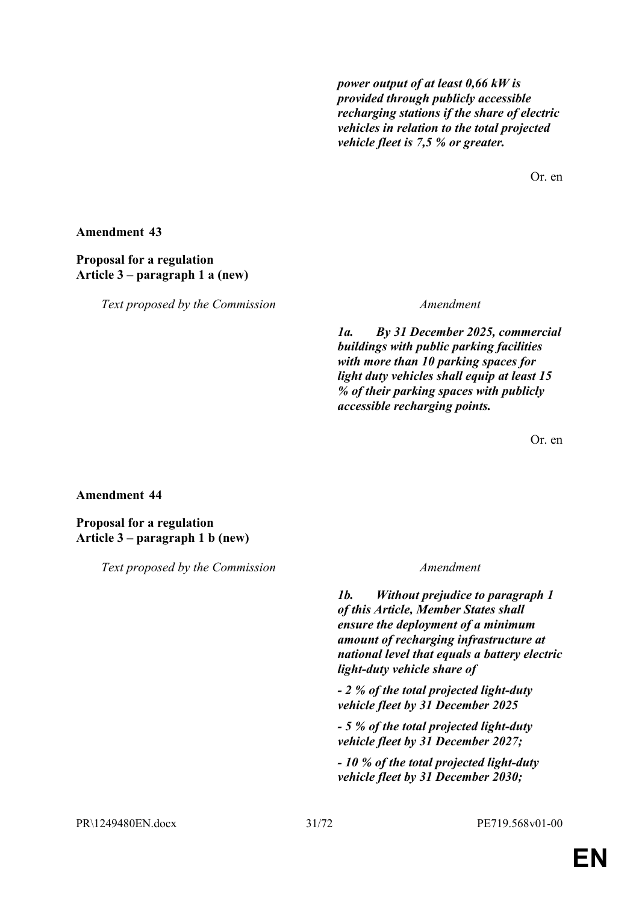***power output of at least 0,66 kW is provided through publicly accessible recharging stations if the share of electric vehicles in relation to the total projected vehicle fleet is 7,5 % or greater.***

Or. en

**Amendment 43**

**Proposal for a regulation**
**Article 3 – paragraph 1 a (new)**

| *Text proposed by the Commission* | *Amendment* |
|---|---|
| | ***1a. By 31 December 2025, commercial buildings with public parking facilities with more than 10 parking spaces for light duty vehicles shall equip at least 15 % of their parking spaces with publicly accessible recharging points.*** |

Or. en

**Amendment 44**

**Proposal for a regulation**
**Article 3 – paragraph 1 b (new)**

| *Text proposed by the Commission* | *Amendment* |
|---|---|
| | ***1b. Without prejudice to paragraph 1 of this Article, Member States shall ensure the deployment of a minimum amount of recharging infrastructure at national level that equals a battery electric light-duty vehicle share of*** <br><br> ***- 2 % of the total projected light-duty vehicle fleet by 31 December 2025*** <br><br> ***- 5 % of the total projected light-duty vehicle fleet by 31 December 2027;*** <br><br> ***- 10 % of the total projected light-duty vehicle fleet by 31 December 2030;*** |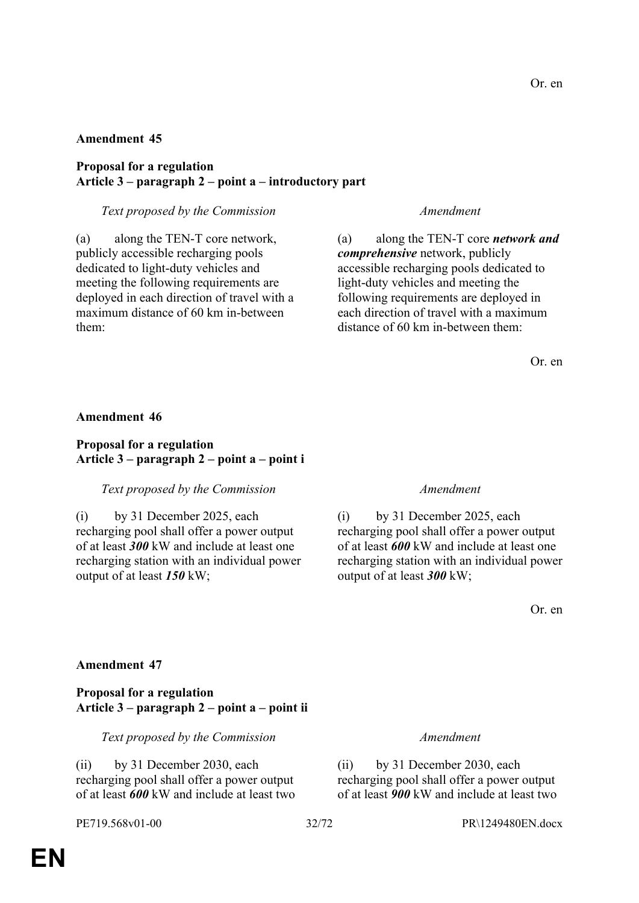Or. en

**Amendment 45**

**Proposal for a regulation**
**Article 3 – paragraph 2 – point a – introductory part**

| *Text proposed by the Commission* | *Amendment* |
| --- | --- |
| (a) along the TEN-T core network, publicly accessible recharging pools dedicated to light-duty vehicles and meeting the following requirements are deployed in each direction of travel with a maximum distance of 60 km in-between them: | (a) along the TEN-T core ***network and comprehensive*** network, publicly accessible recharging pools dedicated to light-duty vehicles and meeting the following requirements are deployed in each direction of travel with a maximum distance of 60 km in-between them: |

Or. en

**Amendment 46**

**Proposal for a regulation**
**Article 3 – paragraph 2 – point a – point i**

| *Text proposed by the Commission* | *Amendment* |
| --- | --- |
| (i) by 31 December 2025, each recharging pool shall offer a power output of at least ***300*** kW and include at least one recharging station with an individual power output of at least ***150*** kW; | (i) by 31 December 2025, each recharging pool shall offer a power output of at least ***600*** kW and include at least one recharging station with an individual power output of at least ***300*** kW; |

Or. en

**Amendment 47**

**Proposal for a regulation**
**Article 3 – paragraph 2 – point a – point ii**

| *Text proposed by the Commission* | *Amendment* |
| --- | --- |
| (ii) by 31 December 2030, each recharging pool shall offer a power output of at least ***600*** kW and include at least two | (ii) by 31 December 2030, each recharging pool shall offer a power output of at least ***900*** kW and include at least two |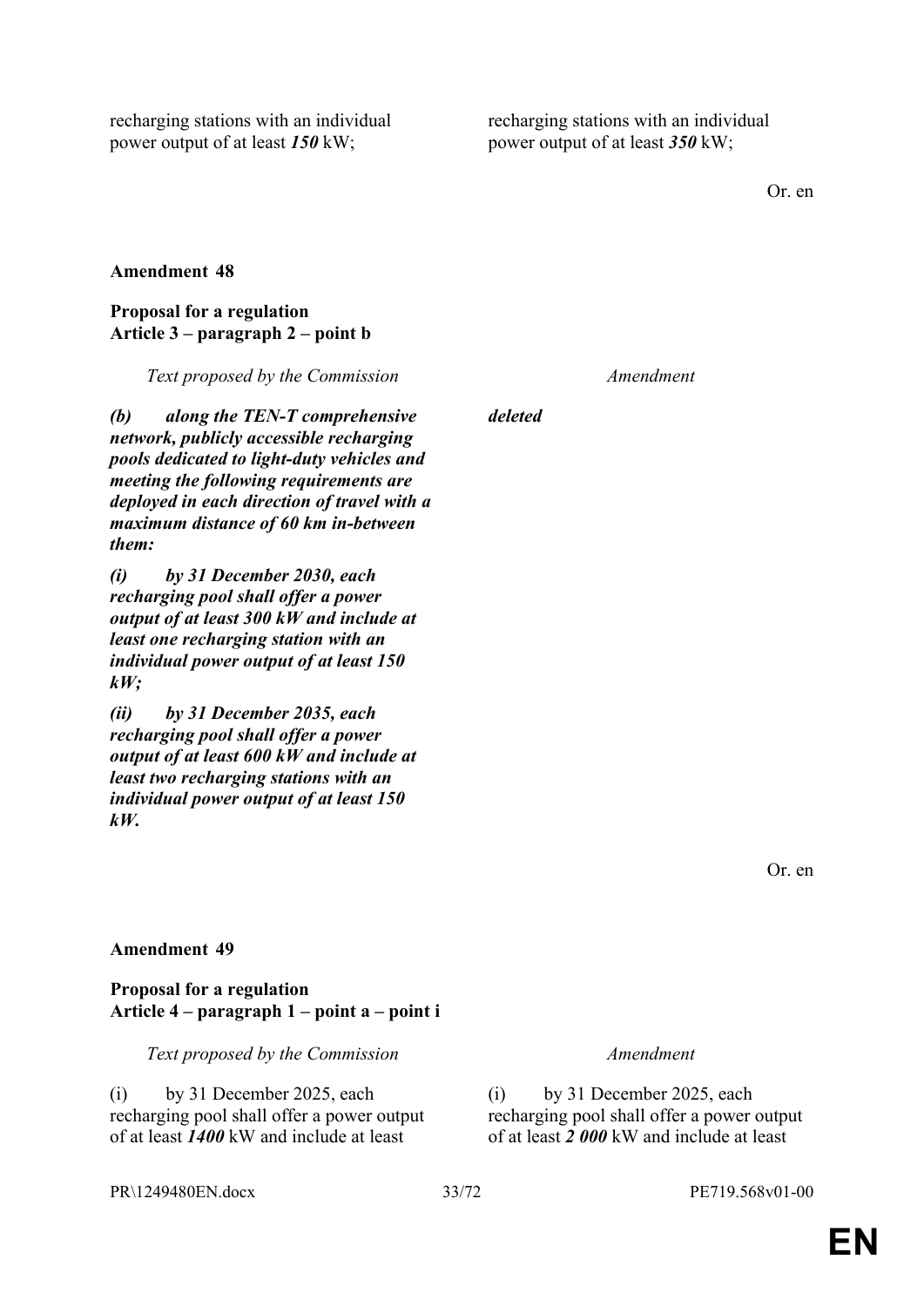| | |
|---|---|
| recharging stations with an individual power output of at least ***150*** kW; | recharging stations with an individual power output of at least ***350*** kW; |

Or. en

**Amendment 48**

**Proposal for a regulation**
**Article 3 – paragraph 2 – point b**

| *Text proposed by the Commission* | *Amendment* |
|---|---|
| ***(b) along the TEN-T comprehensive network, publicly accessible recharging pools dedicated to light-duty vehicles and meeting the following requirements are deployed in each direction of travel with a maximum distance of 60 km in-between them:*** | ***deleted*** |
| ***(i) by 31 December 2030, each recharging pool shall offer a power output of at least 300 kW and include at least one recharging station with an individual power output of at least 150 kW;*** | |
| ***(ii) by 31 December 2035, each recharging pool shall offer a power output of at least 600 kW and include at least two recharging stations with an individual power output of at least 150 kW.*** | |

Or. en

**Amendment 49**

**Proposal for a regulation**
**Article 4 – paragraph 1 – point a – point i**

| *Text proposed by the Commission* | *Amendment* |
|---|---|
| (i) by 31 December 2025, each recharging pool shall offer a power output of at least ***1400*** kW and include at least | (i) by 31 December 2025, each recharging pool shall offer a power output of at least ***2 000*** kW and include at least |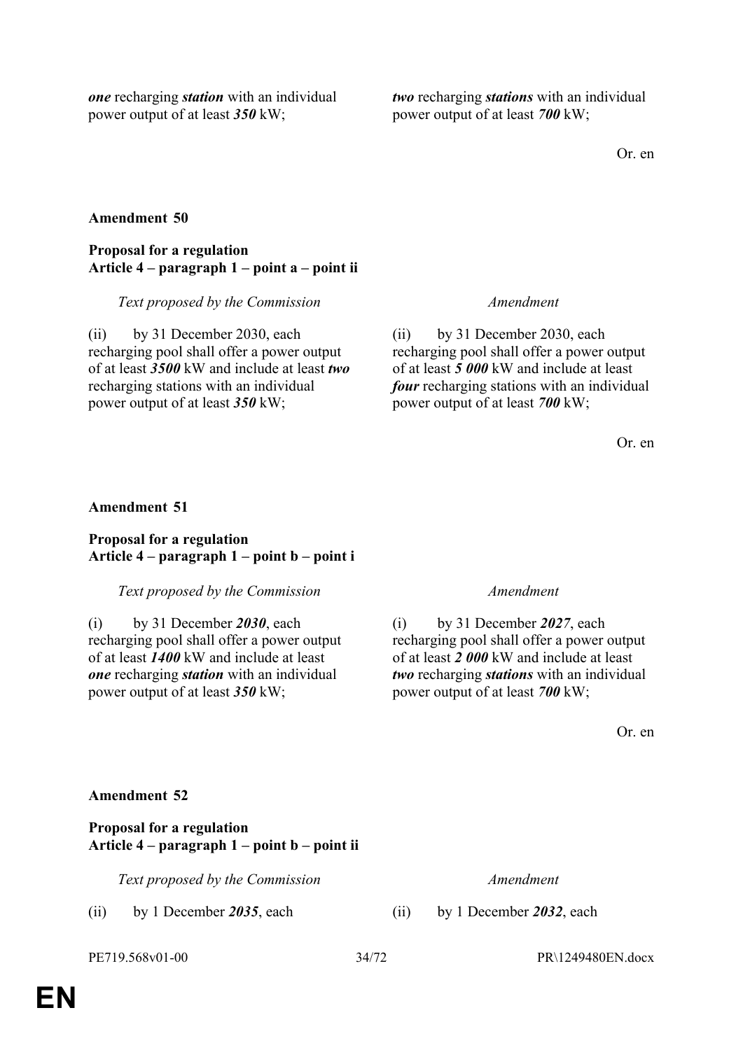| | |
|---|---|
| ***one*** recharging ***station*** with an individual power output of at least ***350*** kW; | ***two*** recharging ***stations*** with an individual power output of at least ***700*** kW; |

Or. en

**Amendment 50**

**Proposal for a regulation**
**Article 4 – paragraph 1 – point a – point ii**

| *Text proposed by the Commission* | *Amendment* |
|---|---|
| (ii) by 31 December 2030, each recharging pool shall offer a power output of at least ***3500*** kW and include at least ***two*** recharging stations with an individual power output of at least ***350*** kW; | (ii) by 31 December 2030, each recharging pool shall offer a power output of at least ***5 000*** kW and include at least ***four*** recharging stations with an individual power output of at least ***700*** kW; |

Or. en

**Amendment 51**

**Proposal for a regulation**
**Article 4 – paragraph 1 – point b – point i**

| *Text proposed by the Commission* | *Amendment* |
|---|---|
| (i) by 31 December ***2030***, each recharging pool shall offer a power output of at least ***1400*** kW and include at least ***one*** recharging ***station*** with an individual power output of at least ***350*** kW; | (i) by 31 December ***2027***, each recharging pool shall offer a power output of at least ***2 000*** kW and include at least ***two*** recharging ***stations*** with an individual power output of at least ***700*** kW; |

Or. en

**Amendment 52**

**Proposal for a regulation**
**Article 4 – paragraph 1 – point b – point ii**

| *Text proposed by the Commission* | *Amendment* |
|---|---|
| (ii) by 1 December ***2035***, each | (ii) by 1 December ***2032***, each |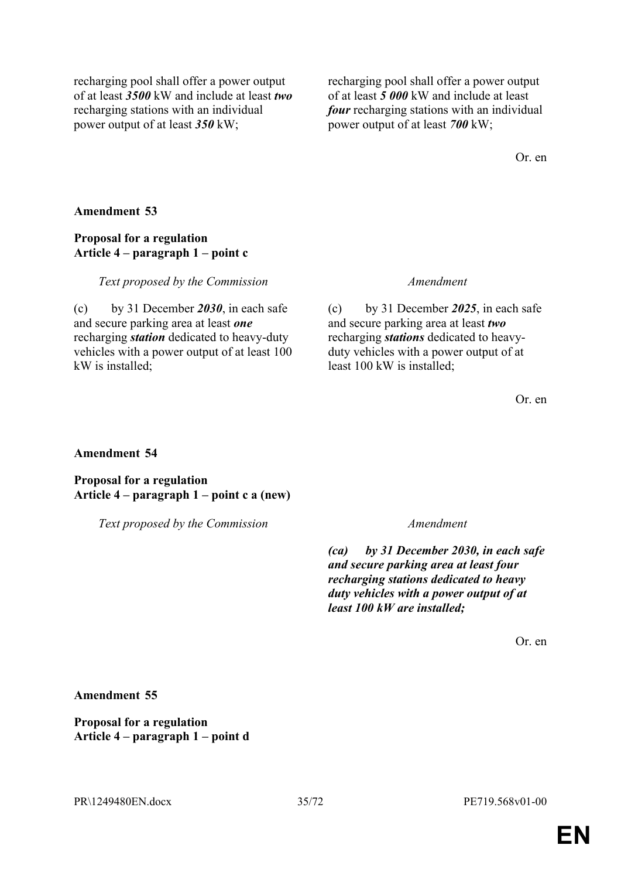| | |
|---|---|
| recharging pool shall offer a power output of at least ***3500*** kW and include at least ***two*** recharging stations with an individual power output of at least ***350*** kW; | recharging pool shall offer a power output of at least ***5 000*** kW and include at least ***four*** recharging stations with an individual power output of at least ***700*** kW; |

Or. en

**Amendment 53**

**Proposal for a regulation**
**Article 4 – paragraph 1 – point c**

| *Text proposed by the Commission* | *Amendment* |
|---|---|
| (c) by 31 December ***2030***, in each safe and secure parking area at least ***one*** recharging ***station*** dedicated to heavy-duty vehicles with a power output of at least 100 kW is installed; | (c) by 31 December ***2025***, in each safe and secure parking area at least ***two*** recharging ***stations*** dedicated to heavy-duty vehicles with a power output of at least 100 kW is installed; |

Or. en

**Amendment 54**

**Proposal for a regulation**
**Article 4 – paragraph 1 – point c a (new)**

| *Text proposed by the Commission* | *Amendment* |
|---|---|
| | ***(ca) by 31 December 2030, in each safe and secure parking area at least four recharging stations dedicated to heavy duty vehicles with a power output of at least 100 kW are installed;*** |

Or. en

**Amendment 55**

**Proposal for a regulation**
**Article 4 – paragraph 1 – point d**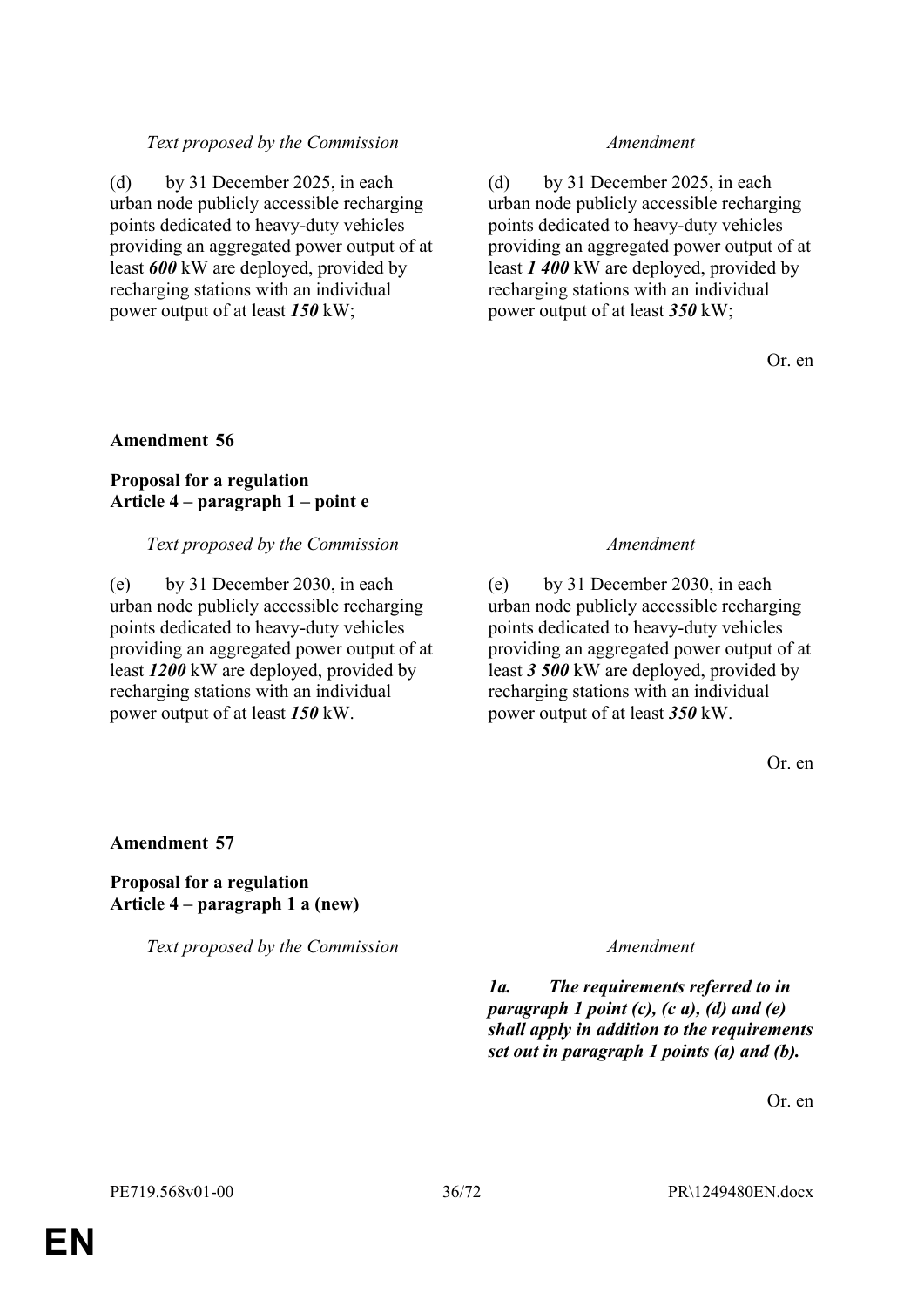| *Text proposed by the Commission* | *Amendment* |
|---|---|
| (d) by 31 December 2025, in each urban node publicly accessible recharging points dedicated to heavy-duty vehicles providing an aggregated power output of at least ***600*** kW are deployed, provided by recharging stations with an individual power output of at least ***150*** kW; | (d) by 31 December 2025, in each urban node publicly accessible recharging points dedicated to heavy-duty vehicles providing an aggregated power output of at least ***1 400*** kW are deployed, provided by recharging stations with an individual power output of at least ***350*** kW; |

Or. en

**Amendment 56**

**Proposal for a regulation**
**Article 4 – paragraph 1 – point e**

| *Text proposed by the Commission* | *Amendment* |
|---|---|
| (e) by 31 December 2030, in each urban node publicly accessible recharging points dedicated to heavy-duty vehicles providing an aggregated power output of at least ***1200*** kW are deployed, provided by recharging stations with an individual power output of at least ***150*** kW. | (e) by 31 December 2030, in each urban node publicly accessible recharging points dedicated to heavy-duty vehicles providing an aggregated power output of at least ***3 500*** kW are deployed, provided by recharging stations with an individual power output of at least ***350*** kW. |

Or. en

**Amendment 57**

**Proposal for a regulation**
**Article 4 – paragraph 1 a (new)**

| *Text proposed by the Commission* | *Amendment* |
|---|---|
| | ***1a. The requirements referred to in paragraph 1 point (c), (c a), (d) and (e) shall apply in addition to the requirements set out in paragraph 1 points (a) and (b).*** |

Or. en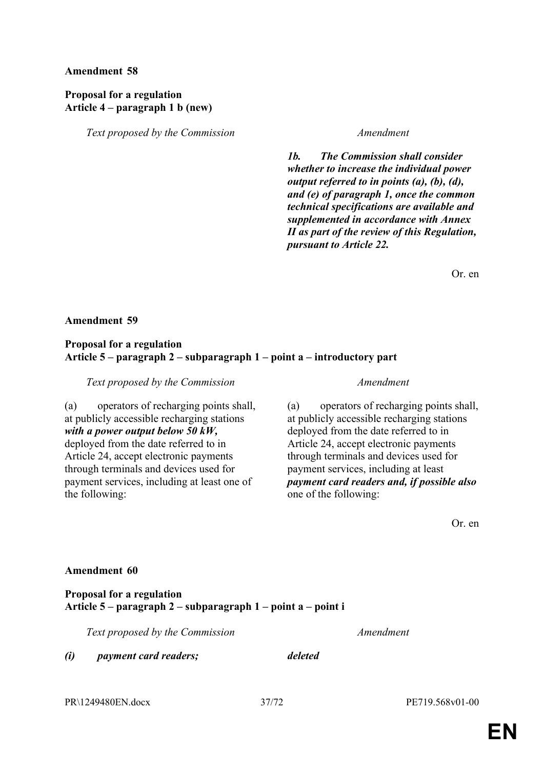**Amendment 58**

**Proposal for a regulation**
**Article 4 – paragraph 1 b (new)**

| *Text proposed by the Commission* | *Amendment* |
|---|---|
| | ***1b. The Commission shall consider whether to increase the individual power output referred to in points (a), (b), (d), and (e) of paragraph 1, once the common technical specifications are available and supplemented in accordance with Annex II as part of the review of this Regulation, pursuant to Article 22.*** |

Or. en

**Amendment 59**

**Proposal for a regulation**
**Article 5 – paragraph 2 – subparagraph 1 – point a – introductory part**

| *Text proposed by the Commission* | *Amendment* |
|---|---|
| (a) operators of recharging points shall, at publicly accessible recharging stations ***with a power output below 50 kW,*** deployed from the date referred to in Article 24, accept electronic payments through terminals and devices used for payment services, including at least one of the following: | (a) operators of recharging points shall, at publicly accessible recharging stations deployed from the date referred to in Article 24, accept electronic payments through terminals and devices used for payment services, including at least ***payment card readers and, if possible also*** one of the following: |

Or. en

**Amendment 60**

**Proposal for a regulation**
**Article 5 – paragraph 2 – subparagraph 1 – point a – point i**

| *Text proposed by the Commission* | *Amendment* |
|---|---|
| ***(i) payment card readers;*** | ***deleted*** |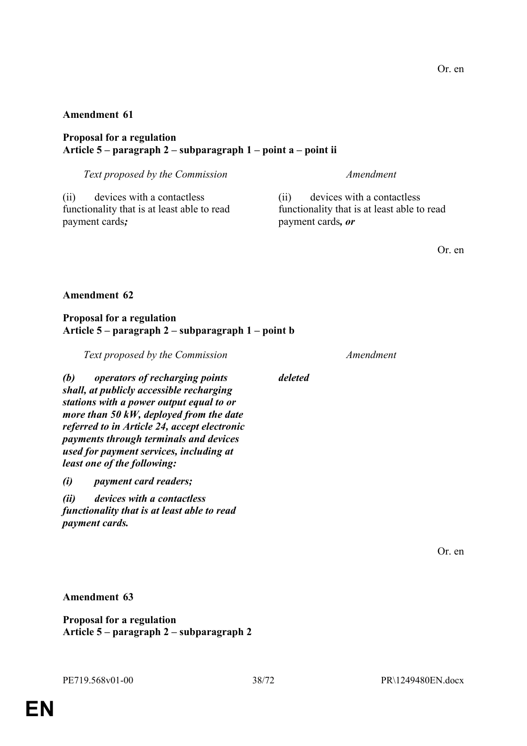Or. en

**Amendment 61**

**Proposal for a regulation**
**Article 5 – paragraph 2 – subparagraph 1 – point a – point ii**

| *Text proposed by the Commission* | *Amendment* |
|---|---|
| (ii) devices with a contactless functionality that is at least able to read payment cards***;*** | (ii) devices with a contactless functionality that is at least able to read payment cards***, or*** |

Or. en

**Amendment 62**

**Proposal for a regulation**
**Article 5 – paragraph 2 – subparagraph 1 – point b**

| *Text proposed by the Commission* | *Amendment* |
|---|---|
| ***(b) operators of recharging points shall, at publicly accessible recharging stations with a power output equal to or more than 50 kW, deployed from the date referred to in Article 24, accept electronic payments through terminals and devices used for payment services, including at least one of the following:*** | ***deleted*** |
| ***(i) payment card readers;*** | |
| ***(ii) devices with a contactless functionality that is at least able to read payment cards.*** | |

Or. en

**Amendment 63**

**Proposal for a regulation**
**Article 5 – paragraph 2 – subparagraph 2**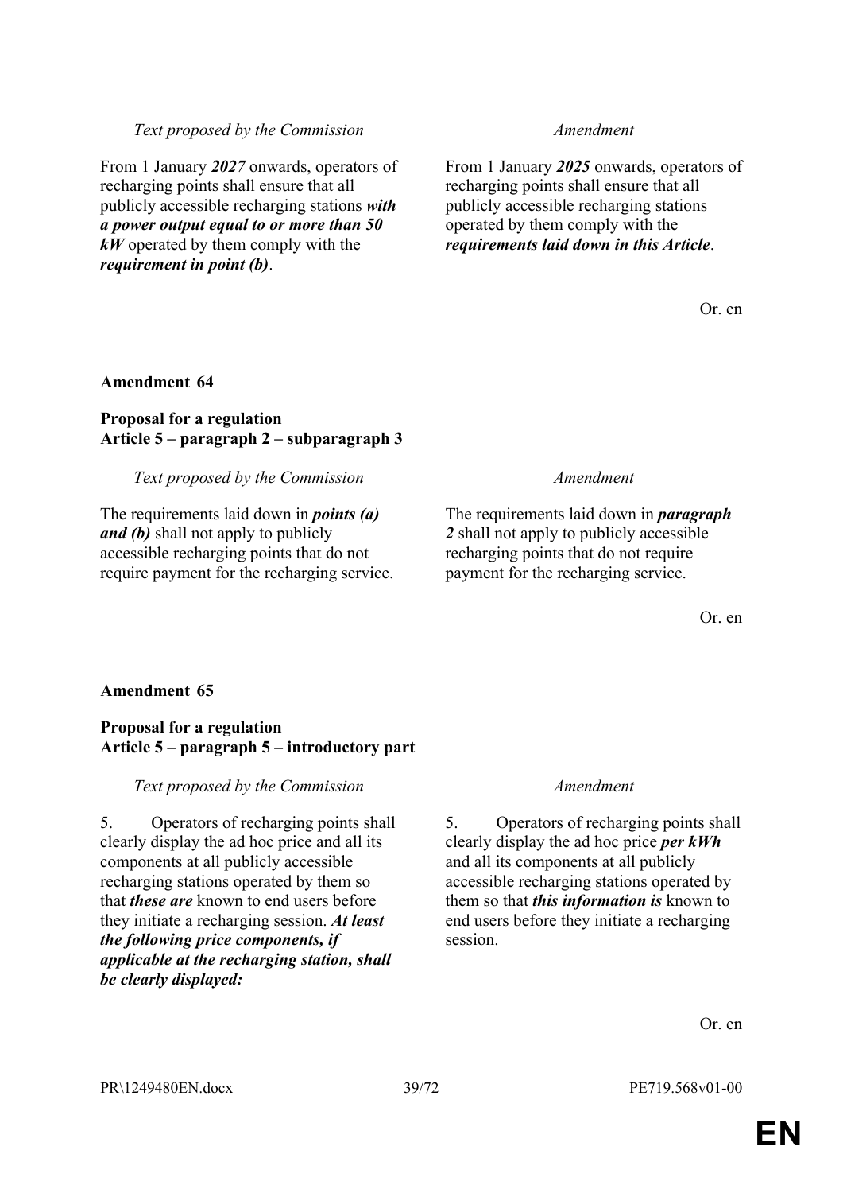| *Text proposed by the Commission* | *Amendment* |
|---|---|
| From 1 January ***2027*** onwards, operators of recharging points shall ensure that all publicly accessible recharging stations ***with a power output equal to or more than 50 kW*** operated by them comply with the ***requirement in point (b)***. | From 1 January ***2025*** onwards, operators of recharging points shall ensure that all publicly accessible recharging stations operated by them comply with the ***requirements laid down in this Article***. |

Or. en

**Amendment 64**

**Proposal for a regulation**
**Article 5 – paragraph 2 – subparagraph 3**

| *Text proposed by the Commission* | *Amendment* |
|---|---|
| The requirements laid down in ***points (a) and (b)*** shall not apply to publicly accessible recharging points that do not require payment for the recharging service. | The requirements laid down in ***paragraph 2*** shall not apply to publicly accessible recharging points that do not require payment for the recharging service. |

Or. en

**Amendment 65**

**Proposal for a regulation**
**Article 5 – paragraph 5 – introductory part**

| *Text proposed by the Commission* | *Amendment* |
|---|---|
| 5. Operators of recharging points shall clearly display the ad hoc price and all its components at all publicly accessible recharging stations operated by them so that ***these are*** known to end users before they initiate a recharging session. ***At least the following price components, if applicable at the recharging station, shall be clearly displayed:*** | 5. Operators of recharging points shall clearly display the ad hoc price ***per kWh*** and all its components at all publicly accessible recharging stations operated by them so that ***this information is*** known to end users before they initiate a recharging session. |

Or. en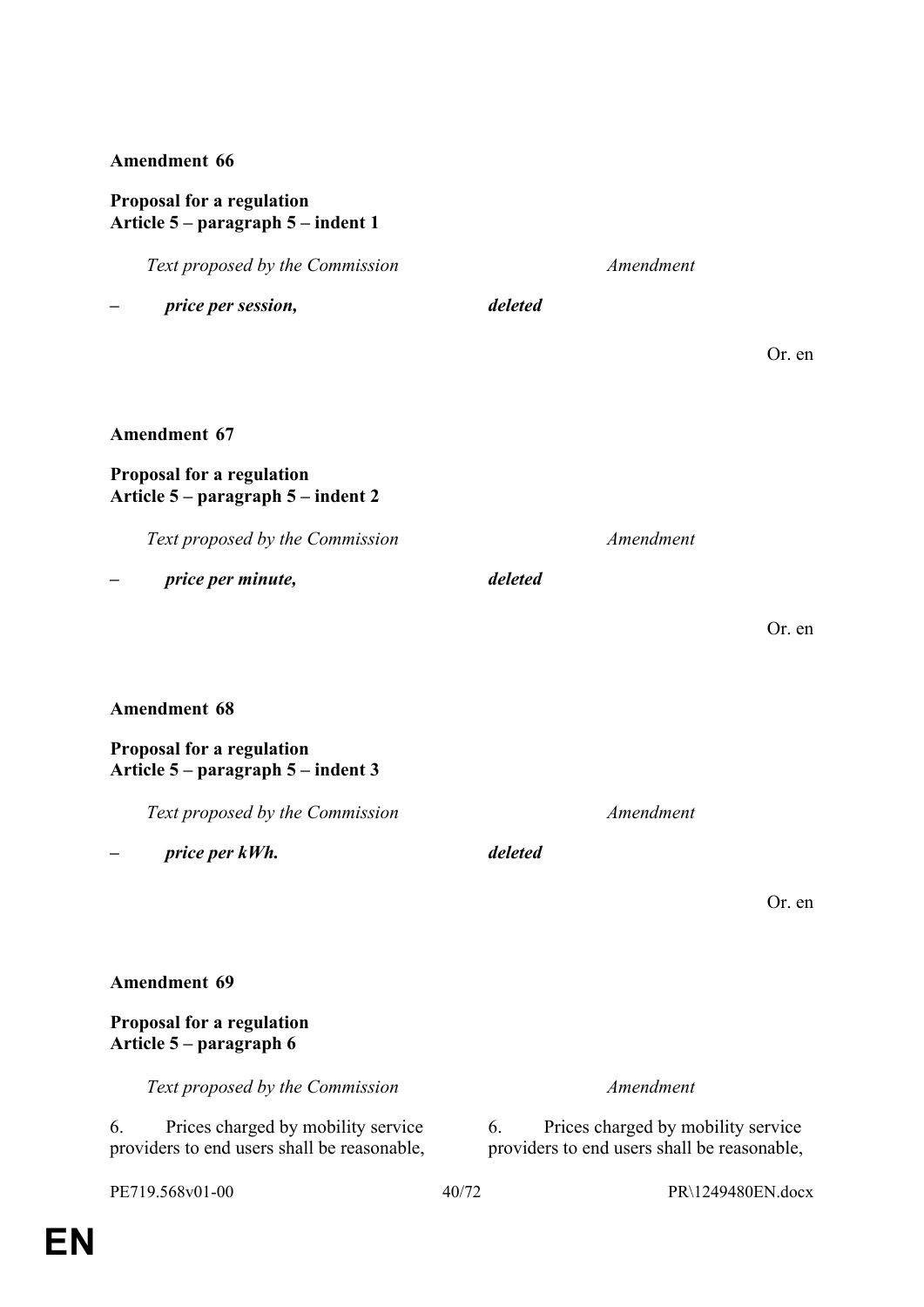**Amendment 66**

**Proposal for a regulation**
**Article 5 – paragraph 5 – indent 1**

| *Text proposed by the Commission* | *Amendment* |
|---|---|
| ***– price per session,*** | ***deleted*** |

Or. en

**Amendment 67**

**Proposal for a regulation**
**Article 5 – paragraph 5 – indent 2**

| *Text proposed by the Commission* | *Amendment* |
|---|---|
| ***– price per minute,*** | ***deleted*** |

Or. en

**Amendment 68**

**Proposal for a regulation**
**Article 5 – paragraph 5 – indent 3**

| *Text proposed by the Commission* | *Amendment* |
|---|---|
| ***– price per kWh.*** | ***deleted*** |

Or. en

**Amendment 69**

**Proposal for a regulation**
**Article 5 – paragraph 6**

| *Text proposed by the Commission* | *Amendment* |
|---|---|
| 6. Prices charged by mobility service providers to end users shall be reasonable, | 6. Prices charged by mobility service providers to end users shall be reasonable, |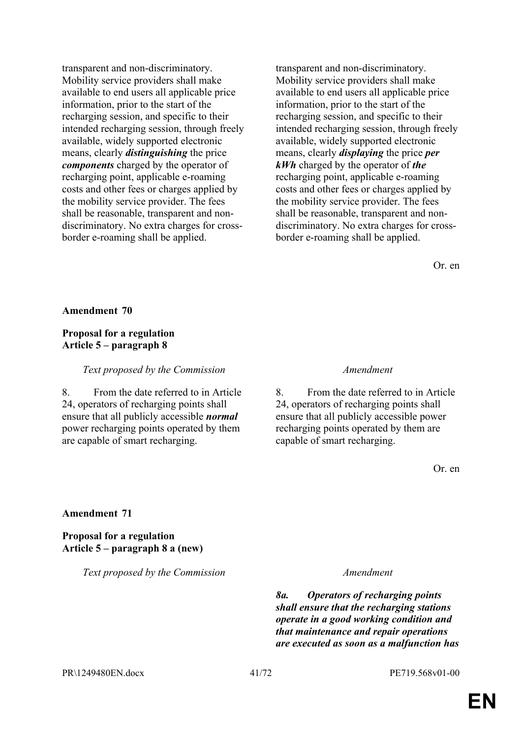| | |
|---|---|
| transparent and non-discriminatory. Mobility service providers shall make available to end users all applicable price information, prior to the start of the recharging session, and specific to their intended recharging session, through freely available, widely supported electronic means, clearly ***distinguishing*** the price ***components*** charged by the operator of recharging point, applicable e-roaming costs and other fees or charges applied by the mobility service provider. The fees shall be reasonable, transparent and non-discriminatory. No extra charges for cross-border e-roaming shall be applied. | transparent and non-discriminatory. Mobility service providers shall make available to end users all applicable price information, prior to the start of the recharging session, and specific to their intended recharging session, through freely available, widely supported electronic means, clearly ***displaying*** the price ***per kWh*** charged by the operator of ***the*** recharging point, applicable e-roaming costs and other fees or charges applied by the mobility service provider. The fees shall be reasonable, transparent and non-discriminatory. No extra charges for cross-border e-roaming shall be applied. |

Or. en

**Amendment 70**

**Proposal for a regulation**
**Article 5 – paragraph 8**

| *Text proposed by the Commission* | *Amendment* |
|---|---|
| 8. From the date referred to in Article 24, operators of recharging points shall ensure that all publicly accessible ***normal*** power recharging points operated by them are capable of smart recharging. | 8. From the date referred to in Article 24, operators of recharging points shall ensure that all publicly accessible power recharging points operated by them are capable of smart recharging. |

Or. en

**Amendment 71**

**Proposal for a regulation**
**Article 5 – paragraph 8 a (new)**

| *Text proposed by the Commission* | *Amendment* |
|---|---|
| | ***8a. Operators of recharging points shall ensure that the recharging stations operate in a good working condition and that maintenance and repair operations are executed as soon as a malfunction has*** |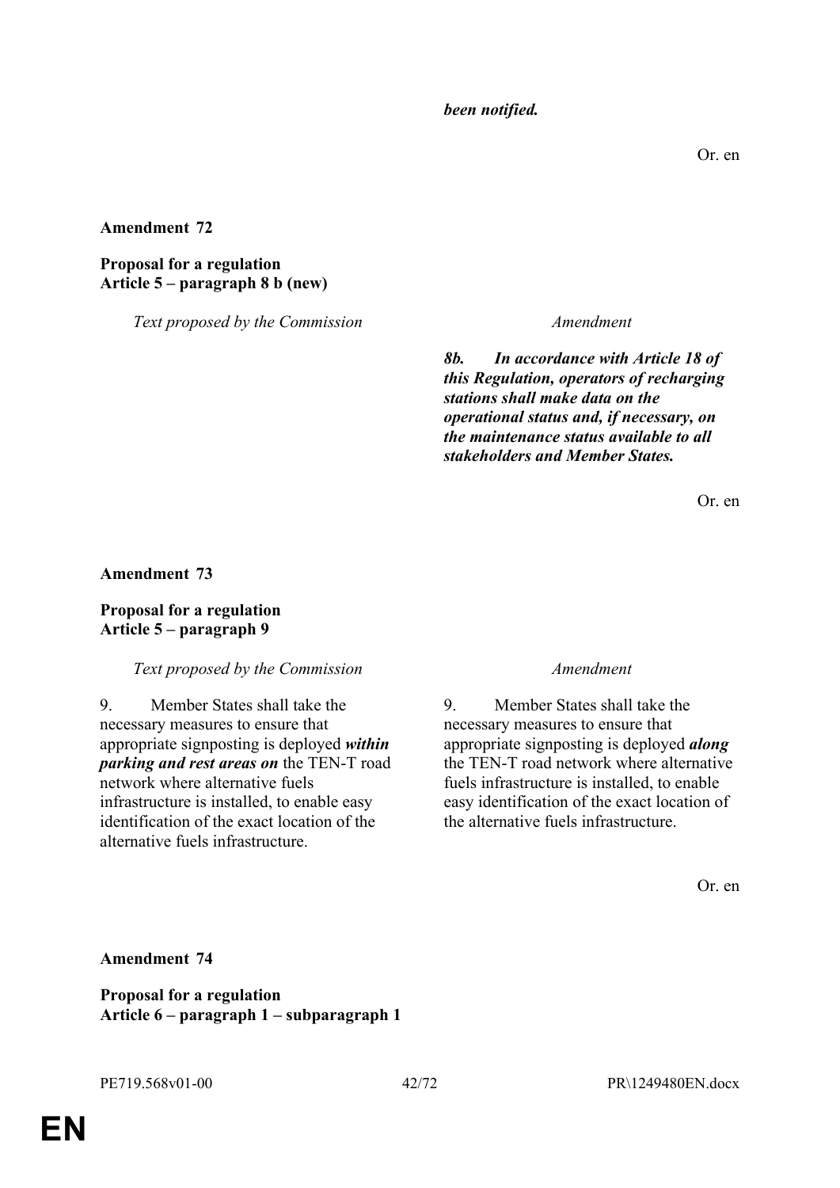***been notified.***

Or. en

**Amendment 72**

**Proposal for a regulation**
**Article 5 – paragraph 8 b (new)**

| *Text proposed by the Commission* | *Amendment* |
|---|---|
| | ***8b. In accordance with Article 18 of this Regulation, operators of recharging stations shall make data on the operational status and, if necessary, on the maintenance status available to all stakeholders and Member States.*** |

Or. en

**Amendment 73**

**Proposal for a regulation**
**Article 5 – paragraph 9**

| *Text proposed by the Commission* | *Amendment* |
|---|---|
| 9. Member States shall take the necessary measures to ensure that appropriate signposting is deployed ***within parking and rest areas on*** the TEN-T road network where alternative fuels infrastructure is installed, to enable easy identification of the exact location of the alternative fuels infrastructure. | 9. Member States shall take the necessary measures to ensure that appropriate signposting is deployed ***along*** the TEN-T road network where alternative fuels infrastructure is installed, to enable easy identification of the exact location of the alternative fuels infrastructure. |

Or. en

**Amendment 74**

**Proposal for a regulation**
**Article 6 – paragraph 1 – subparagraph 1**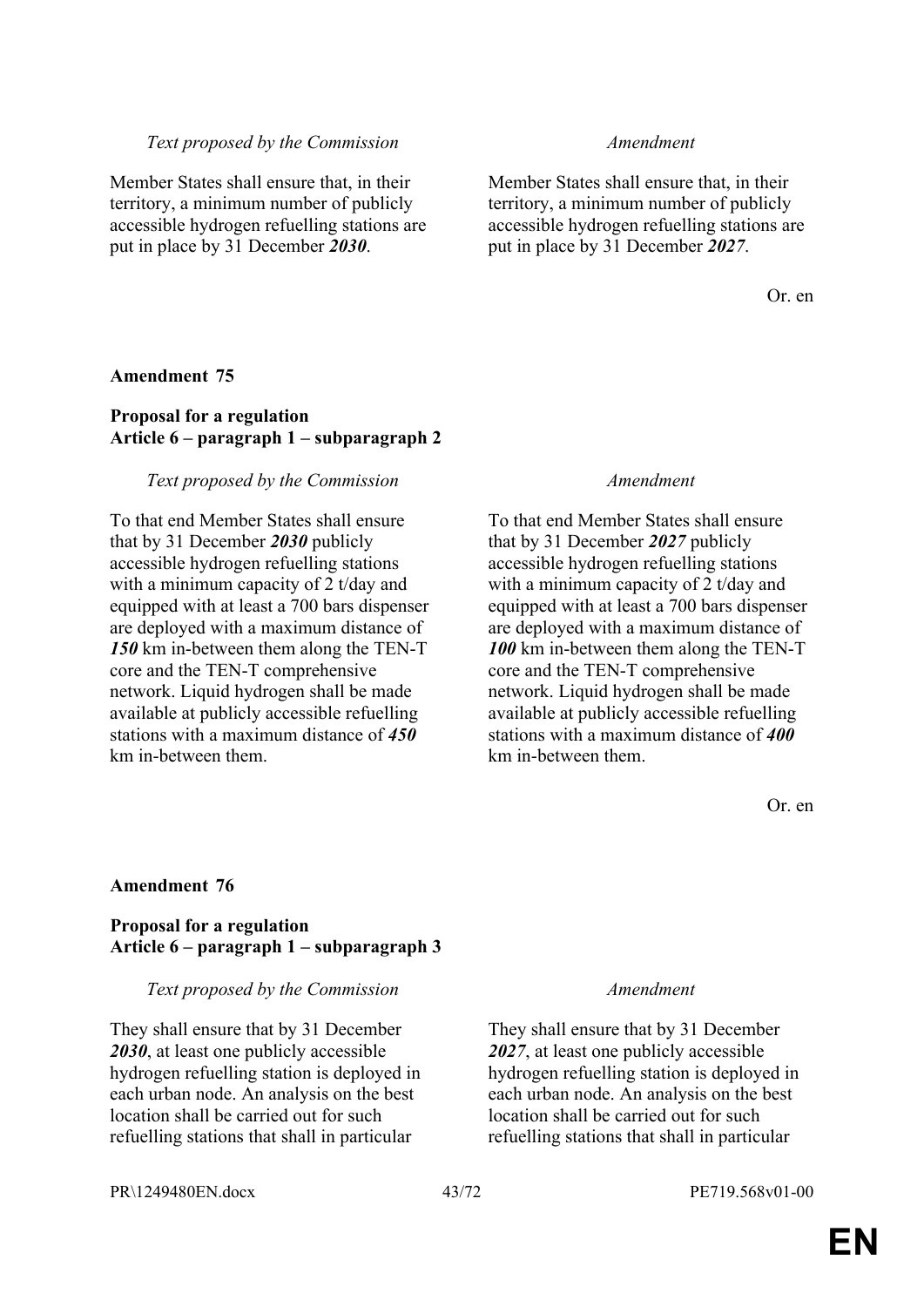| *Text proposed by the Commission* | *Amendment* |
| --- | --- |
| Member States shall ensure that, in their territory, a minimum number of publicly accessible hydrogen refuelling stations are put in place by 31 December ***2030***. | Member States shall ensure that, in their territory, a minimum number of publicly accessible hydrogen refuelling stations are put in place by 31 December ***2027***. |

Or. en

**Amendment 75**

**Proposal for a regulation**
**Article 6 – paragraph 1 – subparagraph 2**

| *Text proposed by the Commission* | *Amendment* |
| --- | --- |
| To that end Member States shall ensure that by 31 December ***2030*** publicly accessible hydrogen refuelling stations with a minimum capacity of 2 t/day and equipped with at least a 700 bars dispenser are deployed with a maximum distance of ***150*** km in-between them along the TEN-T core and the TEN-T comprehensive network. Liquid hydrogen shall be made available at publicly accessible refuelling stations with a maximum distance of ***450*** km in-between them. | To that end Member States shall ensure that by 31 December ***2027*** publicly accessible hydrogen refuelling stations with a minimum capacity of 2 t/day and equipped with at least a 700 bars dispenser are deployed with a maximum distance of ***100*** km in-between them along the TEN-T core and the TEN-T comprehensive network. Liquid hydrogen shall be made available at publicly accessible refuelling stations with a maximum distance of ***400*** km in-between them. |

Or. en

**Amendment 76**

**Proposal for a regulation**
**Article 6 – paragraph 1 – subparagraph 3**

| *Text proposed by the Commission* | *Amendment* |
| --- | --- |
| They shall ensure that by 31 December ***2030***, at least one publicly accessible hydrogen refuelling station is deployed in each urban node. An analysis on the best location shall be carried out for such refuelling stations that shall in particular | They shall ensure that by 31 December ***2027***, at least one publicly accessible hydrogen refuelling station is deployed in each urban node. An analysis on the best location shall be carried out for such refuelling stations that shall in particular |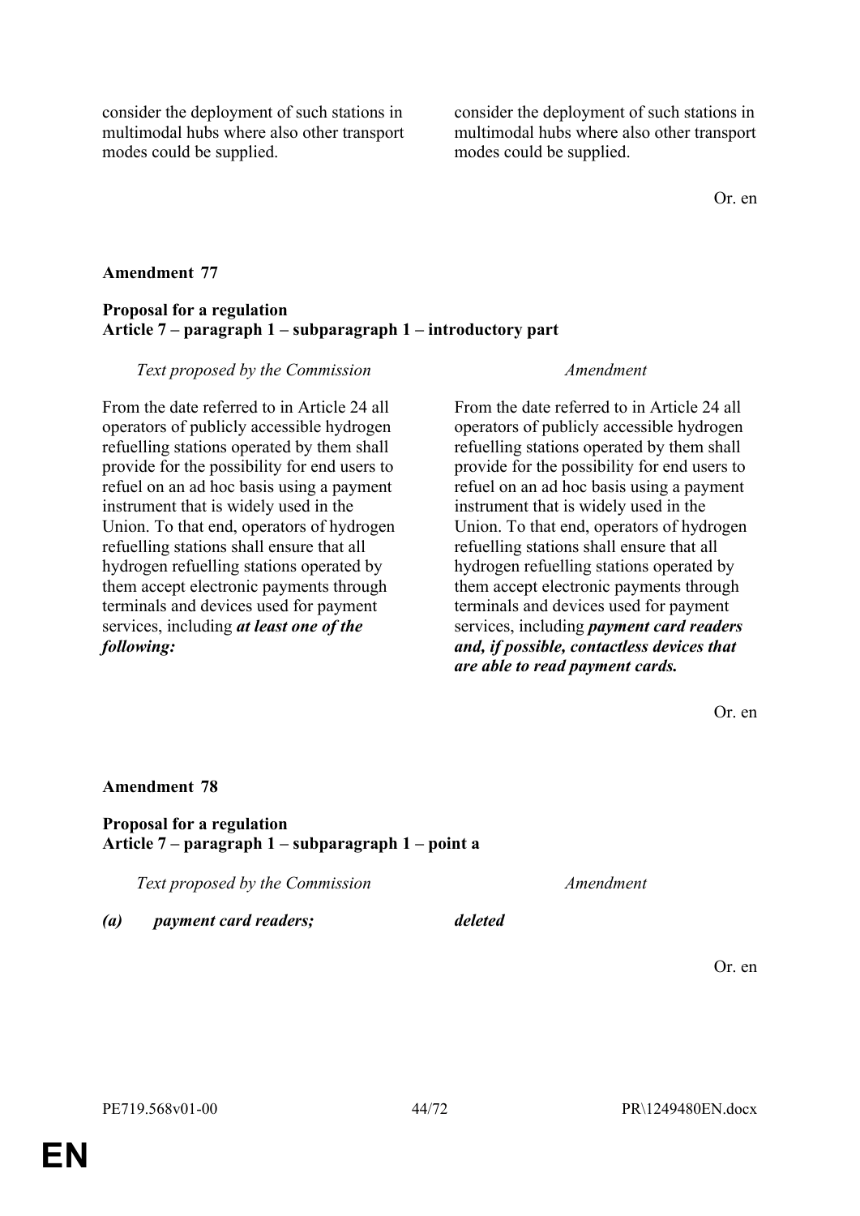| | |
|---|---|
| consider the deployment of such stations in multimodal hubs where also other transport modes could be supplied. | consider the deployment of such stations in multimodal hubs where also other transport modes could be supplied. |

Or. en

**Amendment 77**

**Proposal for a regulation**
**Article 7 – paragraph 1 – subparagraph 1 – introductory part**

| *Text proposed by the Commission* | *Amendment* |
|---|---|
| From the date referred to in Article 24 all operators of publicly accessible hydrogen refuelling stations operated by them shall provide for the possibility for end users to refuel on an ad hoc basis using a payment instrument that is widely used in the Union. To that end, operators of hydrogen refuelling stations shall ensure that all hydrogen refuelling stations operated by them accept electronic payments through terminals and devices used for payment services, including ***at least one of the following:*** | From the date referred to in Article 24 all operators of publicly accessible hydrogen refuelling stations operated by them shall provide for the possibility for end users to refuel on an ad hoc basis using a payment instrument that is widely used in the Union. To that end, operators of hydrogen refuelling stations shall ensure that all hydrogen refuelling stations operated by them accept electronic payments through terminals and devices used for payment services, including ***payment card readers and, if possible, contactless devices that are able to read payment cards.*** |

Or. en

**Amendment 78**

**Proposal for a regulation**
**Article 7 – paragraph 1 – subparagraph 1 – point a**

| *Text proposed by the Commission* | *Amendment* |
|---|---|
| ***(a) payment card readers;*** | ***deleted*** |

Or. en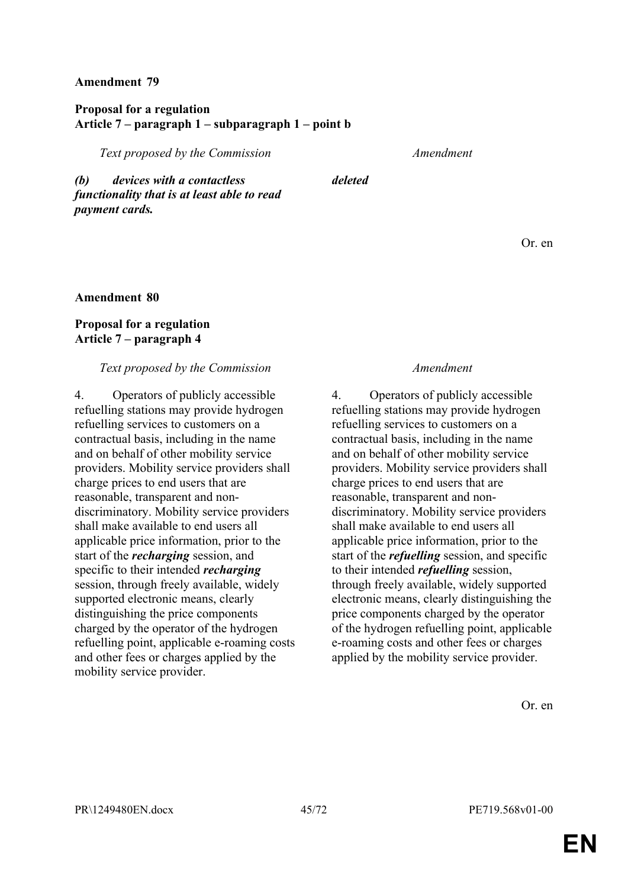**Amendment 79**

**Proposal for a regulation**
**Article 7 – paragraph 1 – subparagraph 1 – point b**

| *Text proposed by the Commission* | *Amendment* |
| --- | --- |
| ***(b) devices with a contactless functionality that is at least able to read payment cards.*** | ***deleted*** |

Or. en

**Amendment 80**

**Proposal for a regulation**
**Article 7 – paragraph 4**

| *Text proposed by the Commission* | *Amendment* |
| --- | --- |
| 4. Operators of publicly accessible refuelling stations may provide hydrogen refuelling services to customers on a contractual basis, including in the name and on behalf of other mobility service providers. Mobility service providers shall charge prices to end users that are reasonable, transparent and non-discriminatory. Mobility service providers shall make available to end users all applicable price information, prior to the start of the ***recharging*** session, and specific to their intended ***recharging*** session, through freely available, widely supported electronic means, clearly distinguishing the price components charged by the operator of the hydrogen refuelling point, applicable e-roaming costs and other fees or charges applied by the mobility service provider. | 4. Operators of publicly accessible refuelling stations may provide hydrogen refuelling services to customers on a contractual basis, including in the name and on behalf of other mobility service providers. Mobility service providers shall charge prices to end users that are reasonable, transparent and non-discriminatory. Mobility service providers shall make available to end users all applicable price information, prior to the start of the ***refuelling*** session, and specific to their intended ***refuelling*** session, through freely available, widely supported electronic means, clearly distinguishing the price components charged by the operator of the hydrogen refuelling point, applicable e-roaming costs and other fees or charges applied by the mobility service provider. |

Or. en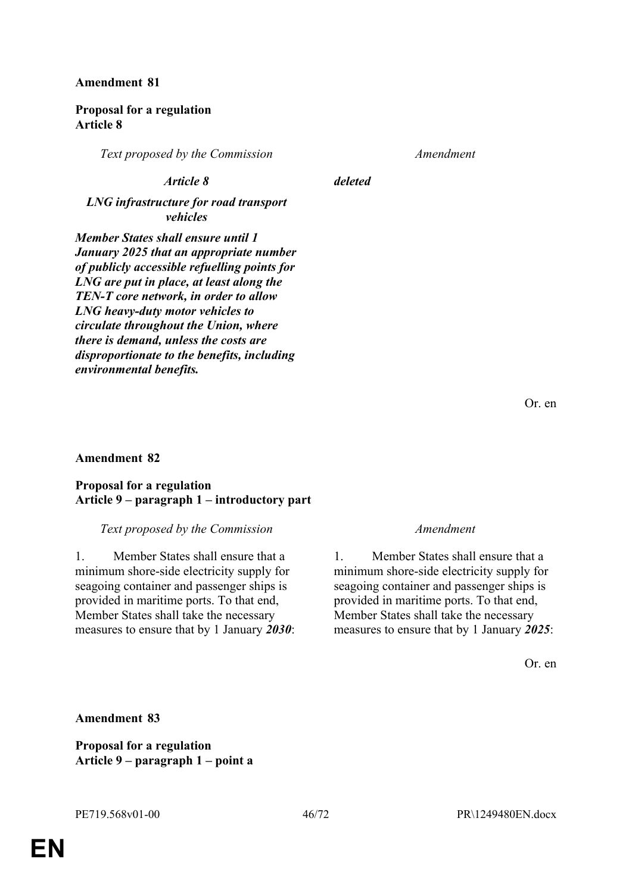**Amendment 81**

**Proposal for a regulation**
**Article 8**

| *Text proposed by the Commission* | *Amendment* |
| --- | --- |
| ***Article 8*** | ***deleted*** |
| ***LNG infrastructure for road transport vehicles*** | |
| ***Member States shall ensure until 1 January 2025 that an appropriate number of publicly accessible refuelling points for LNG are put in place, at least along the TEN-T core network, in order to allow LNG heavy-duty motor vehicles to circulate throughout the Union, where there is demand, unless the costs are disproportionate to the benefits, including environmental benefits.*** | |

Or. en

**Amendment 82**

**Proposal for a regulation**
**Article 9 – paragraph 1 – introductory part**

| *Text proposed by the Commission* | *Amendment* |
| --- | --- |
| 1. Member States shall ensure that a minimum shore-side electricity supply for seagoing container and passenger ships is provided in maritime ports. To that end, Member States shall take the necessary measures to ensure that by 1 January ***2030***: | 1. Member States shall ensure that a minimum shore-side electricity supply for seagoing container and passenger ships is provided in maritime ports. To that end, Member States shall take the necessary measures to ensure that by 1 January ***2025***: |

Or. en

**Amendment 83**

**Proposal for a regulation**
**Article 9 – paragraph 1 – point a**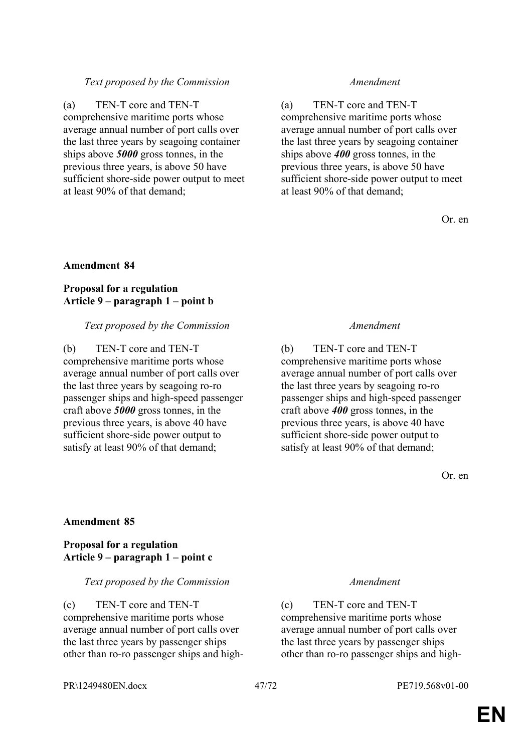| *Text proposed by the Commission* | *Amendment* |
|---|---|
| (a) TEN-T core and TEN-T comprehensive maritime ports whose average annual number of port calls over the last three years by seagoing container ships above ***5000*** gross tonnes, in the previous three years, is above 50 have sufficient shore-side power output to meet at least 90% of that demand; | (a) TEN-T core and TEN-T comprehensive maritime ports whose average annual number of port calls over the last three years by seagoing container ships above ***400*** gross tonnes, in the previous three years, is above 50 have sufficient shore-side power output to meet at least 90% of that demand; |

Or. en

**Amendment 84**

**Proposal for a regulation**
**Article 9 – paragraph 1 – point b**

| *Text proposed by the Commission* | *Amendment* |
|---|---|
| (b) TEN-T core and TEN-T comprehensive maritime ports whose average annual number of port calls over the last three years by seagoing ro-ro passenger ships and high-speed passenger craft above ***5000*** gross tonnes, in the previous three years, is above 40 have sufficient shore-side power output to satisfy at least 90% of that demand; | (b) TEN-T core and TEN-T comprehensive maritime ports whose average annual number of port calls over the last three years by seagoing ro-ro passenger ships and high-speed passenger craft above ***400*** gross tonnes, in the previous three years, is above 40 have sufficient shore-side power output to satisfy at least 90% of that demand; |

Or. en

**Amendment 85**

**Proposal for a regulation**
**Article 9 – paragraph 1 – point c**

| *Text proposed by the Commission* | *Amendment* |
|---|---|
| (c) TEN-T core and TEN-T comprehensive maritime ports whose average annual number of port calls over the last three years by passenger ships other than ro-ro passenger ships and high- | (c) TEN-T core and TEN-T comprehensive maritime ports whose average annual number of port calls over the last three years by passenger ships other than ro-ro passenger ships and high- |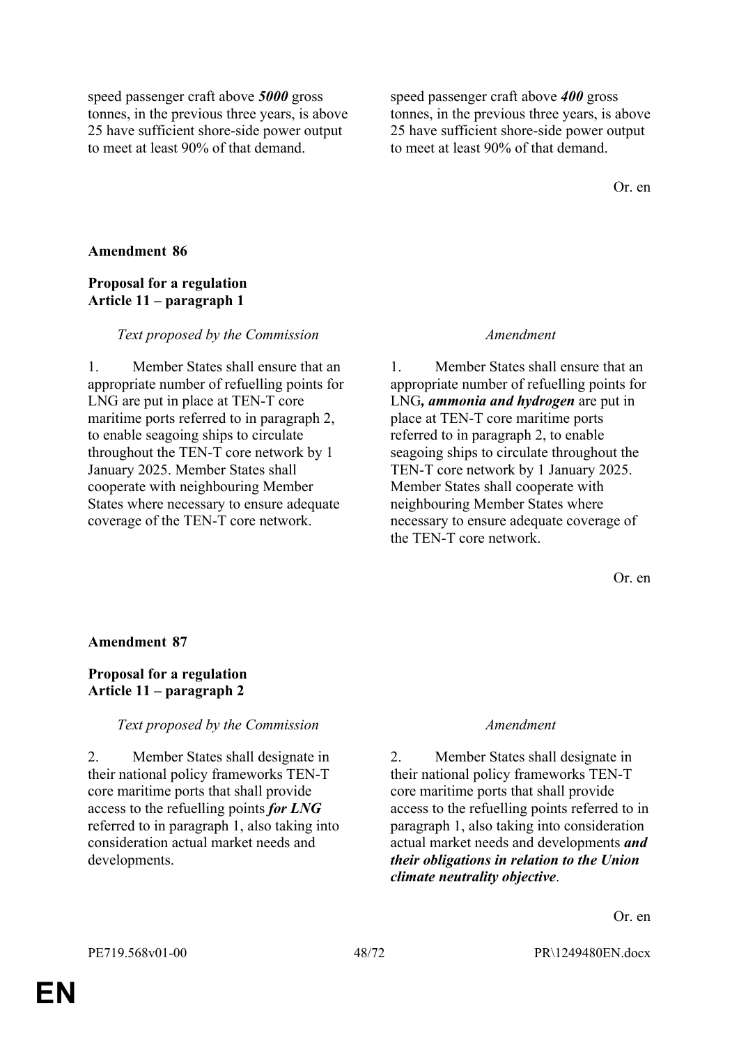| | |
|---|---|
| speed passenger craft above ***5000*** gross tonnes, in the previous three years, is above 25 have sufficient shore-side power output to meet at least 90% of that demand. | speed passenger craft above ***400*** gross tonnes, in the previous three years, is above 25 have sufficient shore-side power output to meet at least 90% of that demand. |

Or. en

**Amendment 86**

**Proposal for a regulation**
**Article 11 – paragraph 1**

| *Text proposed by the Commission* | *Amendment* |
|---|---|
| 1. Member States shall ensure that an appropriate number of refuelling points for LNG are put in place at TEN-T core maritime ports referred to in paragraph 2, to enable seagoing ships to circulate throughout the TEN-T core network by 1 January 2025. Member States shall cooperate with neighbouring Member States where necessary to ensure adequate coverage of the TEN-T core network. | 1. Member States shall ensure that an appropriate number of refuelling points for LNG***, ammonia and hydrogen*** are put in place at TEN-T core maritime ports referred to in paragraph 2, to enable seagoing ships to circulate throughout the TEN-T core network by 1 January 2025. Member States shall cooperate with neighbouring Member States where necessary to ensure adequate coverage of the TEN-T core network. |

Or. en

**Amendment 87**

**Proposal for a regulation**
**Article 11 – paragraph 2**

| *Text proposed by the Commission* | *Amendment* |
|---|---|
| 2. Member States shall designate in their national policy frameworks TEN-T core maritime ports that shall provide access to the refuelling points ***for LNG*** referred to in paragraph 1, also taking into consideration actual market needs and developments. | 2. Member States shall designate in their national policy frameworks TEN-T core maritime ports that shall provide access to the refuelling points referred to in paragraph 1, also taking into consideration actual market needs and developments ***and their obligations in relation to the Union climate neutrality objective***. |

Or. en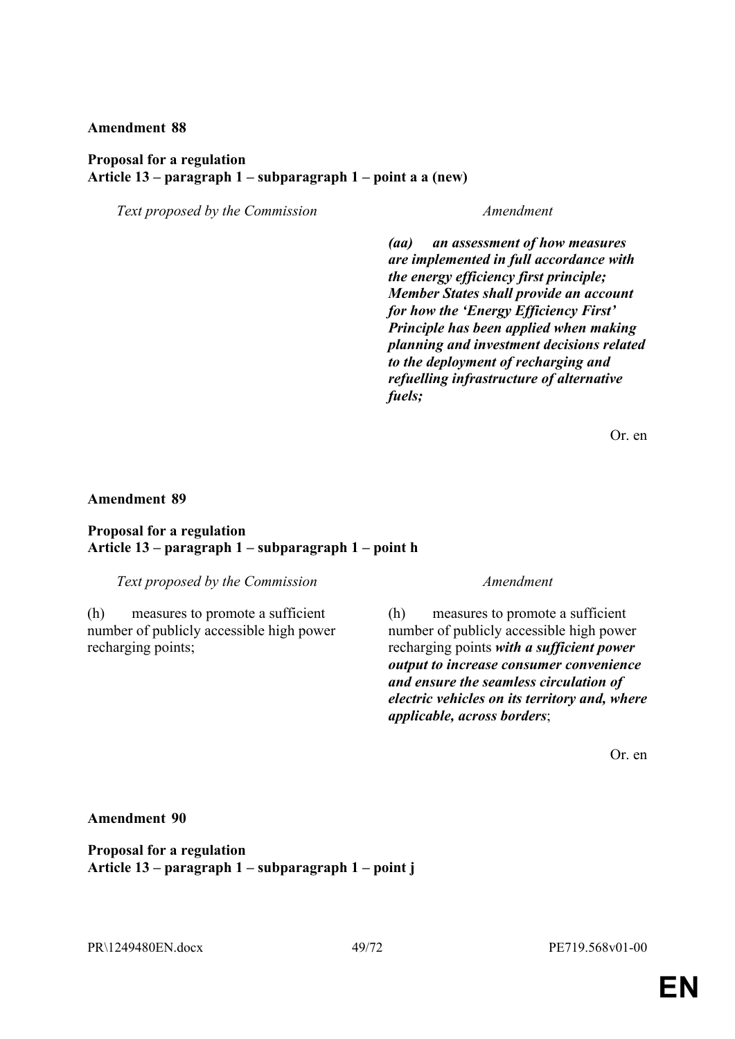**Amendment 88**

**Proposal for a regulation**
**Article 13 – paragraph 1 – subparagraph 1 – point a a (new)**

| *Text proposed by the Commission* | *Amendment* |
| --- | --- |
| | ***(aa) an assessment of how measures are implemented in full accordance with the energy efficiency first principle; Member States shall provide an account for how the 'Energy Efficiency First' Principle has been applied when making planning and investment decisions related to the deployment of recharging and refuelling infrastructure of alternative fuels;*** |

Or. en

**Amendment 89**

**Proposal for a regulation**
**Article 13 – paragraph 1 – subparagraph 1 – point h**

| *Text proposed by the Commission* | *Amendment* |
| --- | --- |
| (h) measures to promote a sufficient number of publicly accessible high power recharging points; | (h) measures to promote a sufficient number of publicly accessible high power recharging points ***with a sufficient power output to increase consumer convenience and ensure the seamless circulation of electric vehicles on its territory and, where applicable, across borders***; |

Or. en

**Amendment 90**

**Proposal for a regulation**
**Article 13 – paragraph 1 – subparagraph 1 – point j**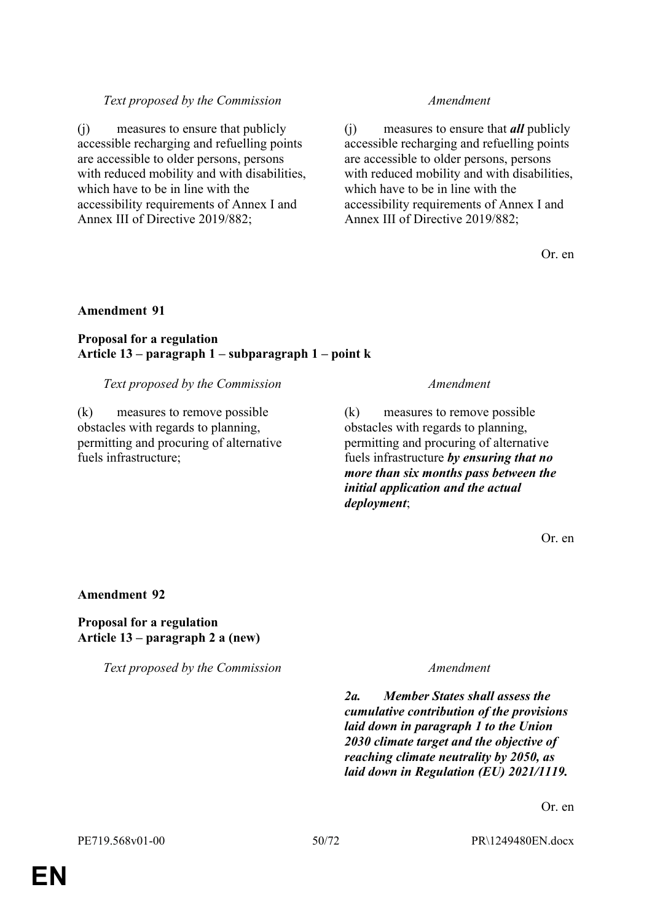| *Text proposed by the Commission* | *Amendment* |
|---|---|
| (j) measures to ensure that publicly accessible recharging and refuelling points are accessible to older persons, persons with reduced mobility and with disabilities, which have to be in line with the accessibility requirements of Annex I and Annex III of Directive 2019/882; | (j) measures to ensure that ***all*** publicly accessible recharging and refuelling points are accessible to older persons, persons with reduced mobility and with disabilities, which have to be in line with the accessibility requirements of Annex I and Annex III of Directive 2019/882; |

Or. en

**Amendment 91**

**Proposal for a regulation**
**Article 13 – paragraph 1 – subparagraph 1 – point k**

| *Text proposed by the Commission* | *Amendment* |
|---|---|
| (k) measures to remove possible obstacles with regards to planning, permitting and procuring of alternative fuels infrastructure; | (k) measures to remove possible obstacles with regards to planning, permitting and procuring of alternative fuels infrastructure ***by ensuring that no more than six months pass between the initial application and the actual deployment***; |

Or. en

**Amendment 92**

**Proposal for a regulation**
**Article 13 – paragraph 2 a (new)**

| *Text proposed by the Commission* | *Amendment* |
|---|---|
| | ***2a. Member States shall assess the cumulative contribution of the provisions laid down in paragraph 1 to the Union 2030 climate target and the objective of reaching climate neutrality by 2050, as laid down in Regulation (EU) 2021/1119.*** |

Or. en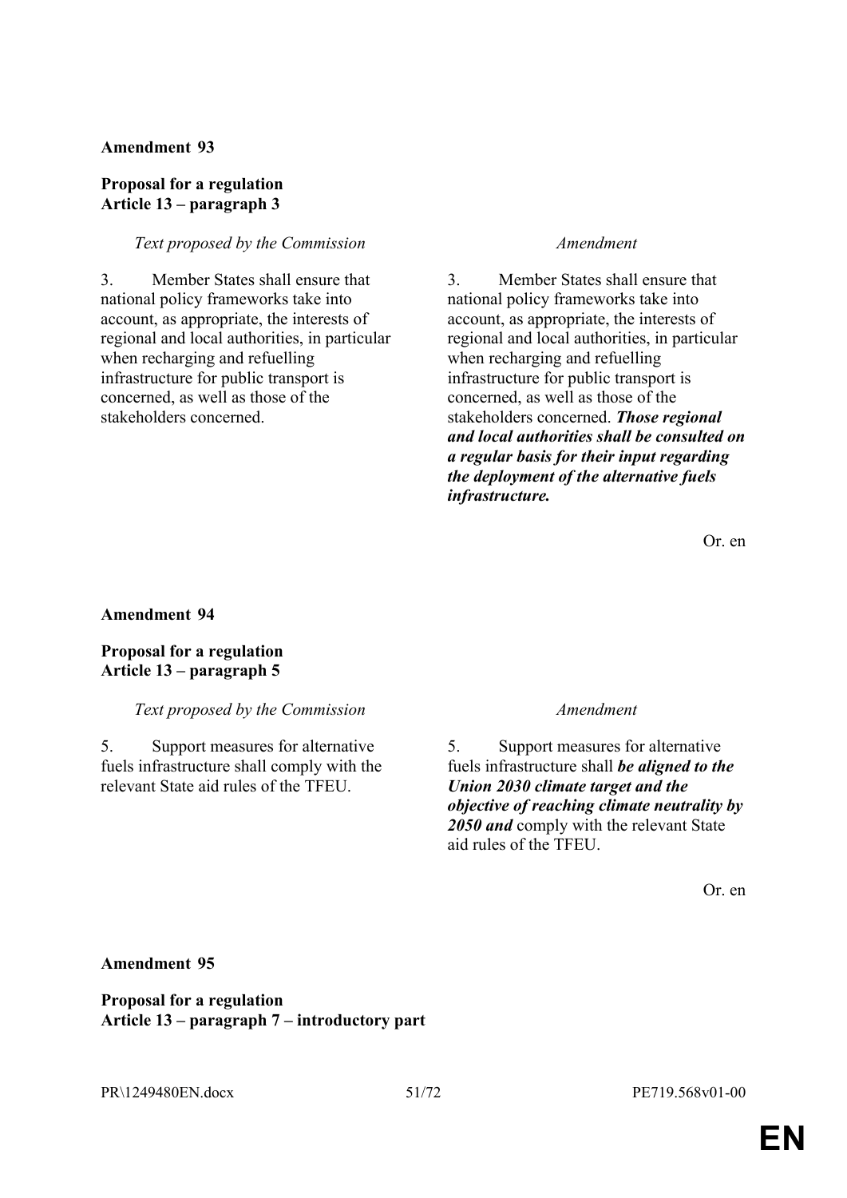**Amendment 93**

**Proposal for a regulation**
**Article 13 – paragraph 3**

| *Text proposed by the Commission* | *Amendment* |
|---|---|
| 3. Member States shall ensure that national policy frameworks take into account, as appropriate, the interests of regional and local authorities, in particular when recharging and refuelling infrastructure for public transport is concerned, as well as those of the stakeholders concerned. | 3. Member States shall ensure that national policy frameworks take into account, as appropriate, the interests of regional and local authorities, in particular when recharging and refuelling infrastructure for public transport is concerned, as well as those of the stakeholders concerned. ***Those regional and local authorities shall be consulted on a regular basis for their input regarding the deployment of the alternative fuels infrastructure.*** |

Or. en

**Amendment 94**

**Proposal for a regulation**
**Article 13 – paragraph 5**

| *Text proposed by the Commission* | *Amendment* |
|---|---|
| 5. Support measures for alternative fuels infrastructure shall comply with the relevant State aid rules of the TFEU. | 5. Support measures for alternative fuels infrastructure shall ***be aligned to the Union 2030 climate target and the objective of reaching climate neutrality by 2050 and*** comply with the relevant State aid rules of the TFEU. |

Or. en

**Amendment 95**

**Proposal for a regulation**
**Article 13 – paragraph 7 – introductory part**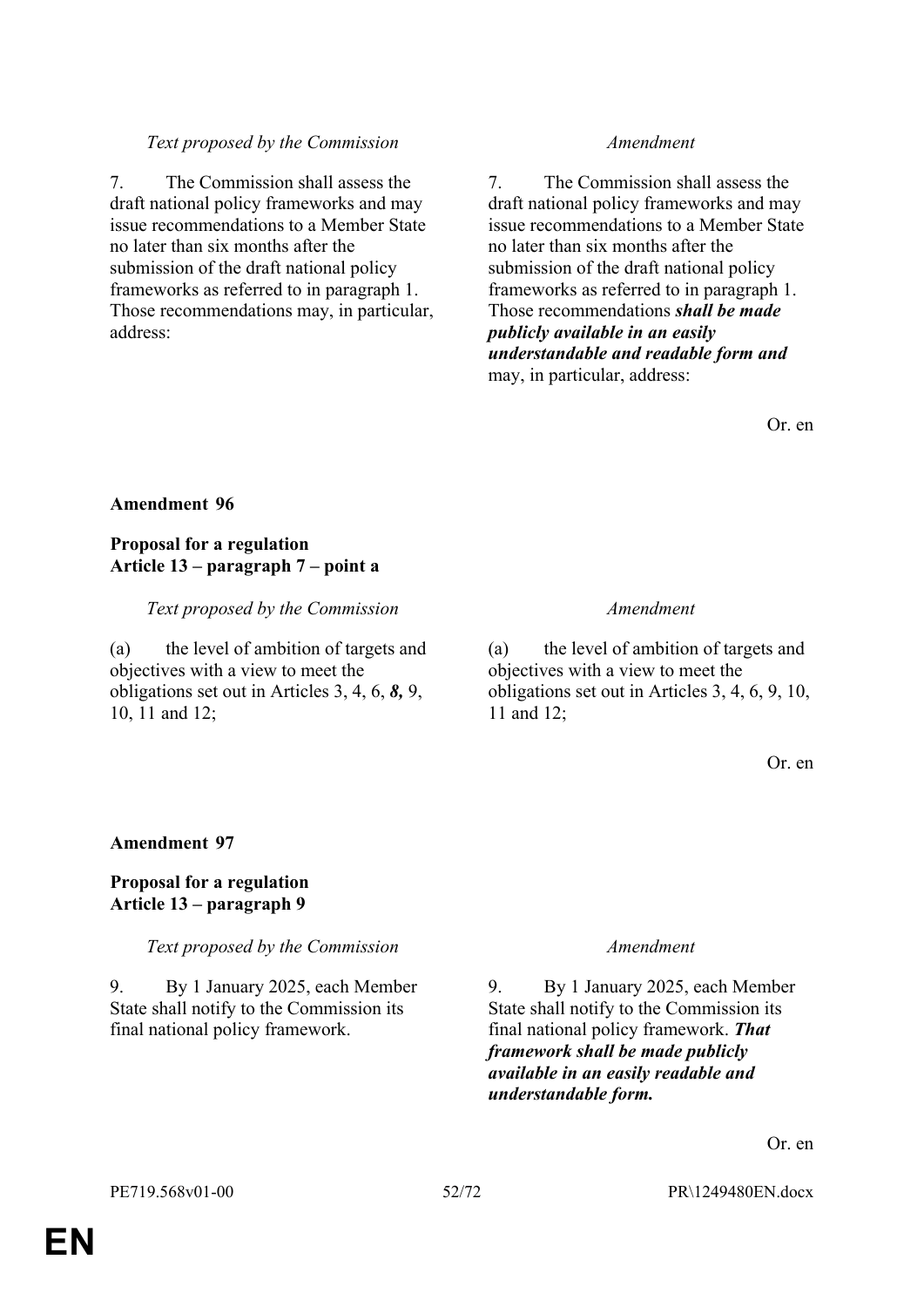| *Text proposed by the Commission* | *Amendment* |
|---|---|
| 7. The Commission shall assess the draft national policy frameworks and may issue recommendations to a Member State no later than six months after the submission of the draft national policy frameworks as referred to in paragraph 1. Those recommendations may, in particular, address: | 7. The Commission shall assess the draft national policy frameworks and may issue recommendations to a Member State no later than six months after the submission of the draft national policy frameworks as referred to in paragraph 1. Those recommendations ***shall be made publicly available in an easily understandable and readable form and*** may, in particular, address: |

Or. en

**Amendment 96**

**Proposal for a regulation**
**Article 13 – paragraph 7 – point a**

| *Text proposed by the Commission* | *Amendment* |
|---|---|
| (a) the level of ambition of targets and objectives with a view to meet the obligations set out in Articles 3, 4, 6, ***8,*** 9, 10, 11 and 12; | (a) the level of ambition of targets and objectives with a view to meet the obligations set out in Articles 3, 4, 6, 9, 10, 11 and 12; |

Or. en

**Amendment 97**

**Proposal for a regulation**
**Article 13 – paragraph 9**

| *Text proposed by the Commission* | *Amendment* |
|---|---|
| 9. By 1 January 2025, each Member State shall notify to the Commission its final national policy framework. | 9. By 1 January 2025, each Member State shall notify to the Commission its final national policy framework. ***That framework shall be made publicly available in an easily readable and understandable form.*** |

Or. en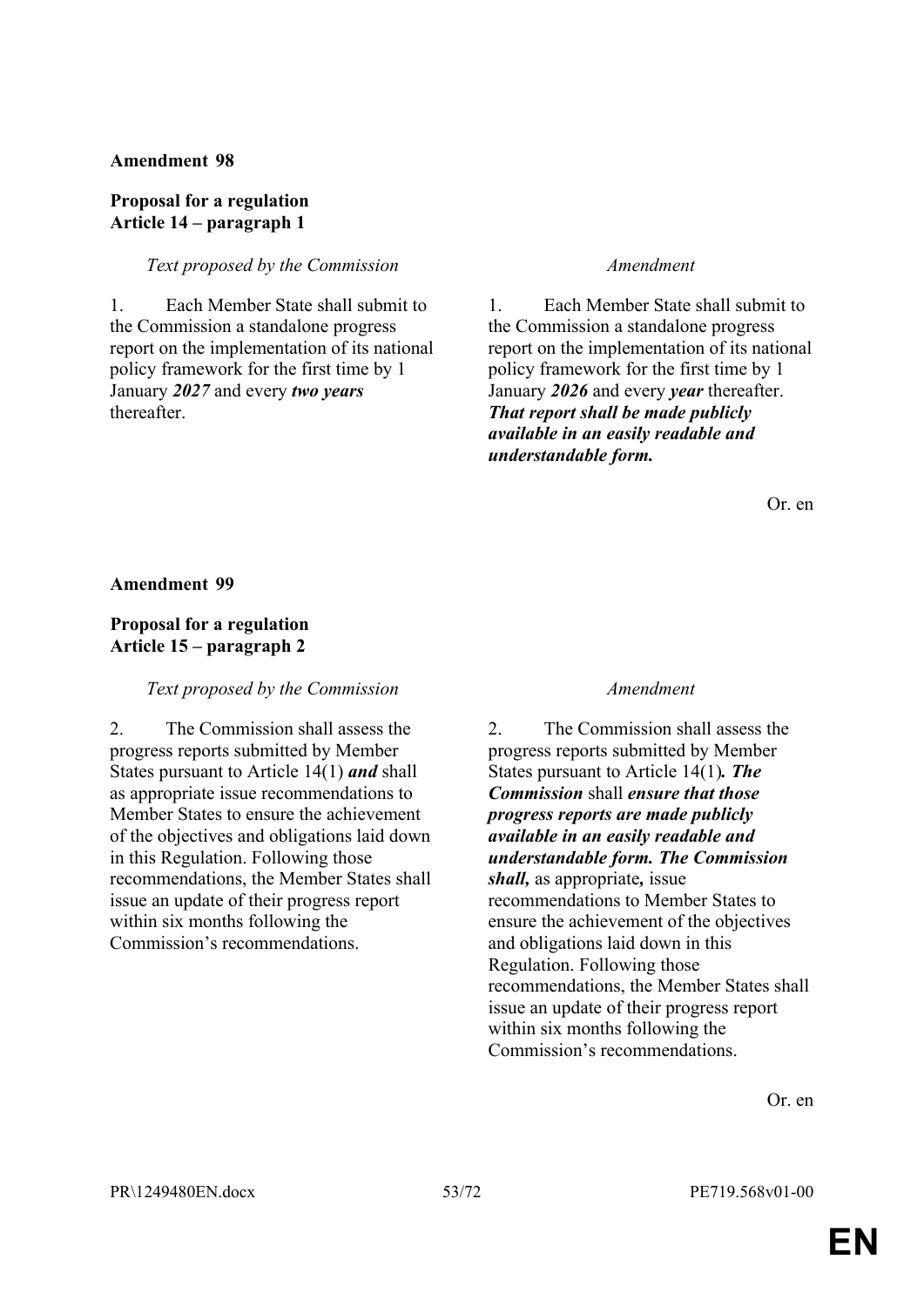**Amendment 98**

**Proposal for a regulation**
**Article 14 – paragraph 1**

| *Text proposed by the Commission* | *Amendment* |
|---|---|
| 1. Each Member State shall submit to the Commission a standalone progress report on the implementation of its national policy framework for the first time by 1 January ***2027*** and every ***two years*** thereafter. | 1. Each Member State shall submit to the Commission a standalone progress report on the implementation of its national policy framework for the first time by 1 January ***2026*** and every ***year*** thereafter. ***That report shall be made publicly available in an easily readable and understandable form.*** |

Or. en

**Amendment 99**

**Proposal for a regulation**
**Article 15 – paragraph 2**

| *Text proposed by the Commission* | *Amendment* |
|---|---|
| 2. The Commission shall assess the progress reports submitted by Member States pursuant to Article 14(1) ***and*** shall as appropriate issue recommendations to Member States to ensure the achievement of the objectives and obligations laid down in this Regulation. Following those recommendations, the Member States shall issue an update of their progress report within six months following the Commission's recommendations. | 2. The Commission shall assess the progress reports submitted by Member States pursuant to Article 14(1)***. The Commission*** shall ***ensure that those progress reports are made publicly available in an easily readable and understandable form. The Commission shall,*** as appropriate***,*** issue recommendations to Member States to ensure the achievement of the objectives and obligations laid down in this Regulation. Following those recommendations, the Member States shall issue an update of their progress report within six months following the Commission's recommendations. |

Or. en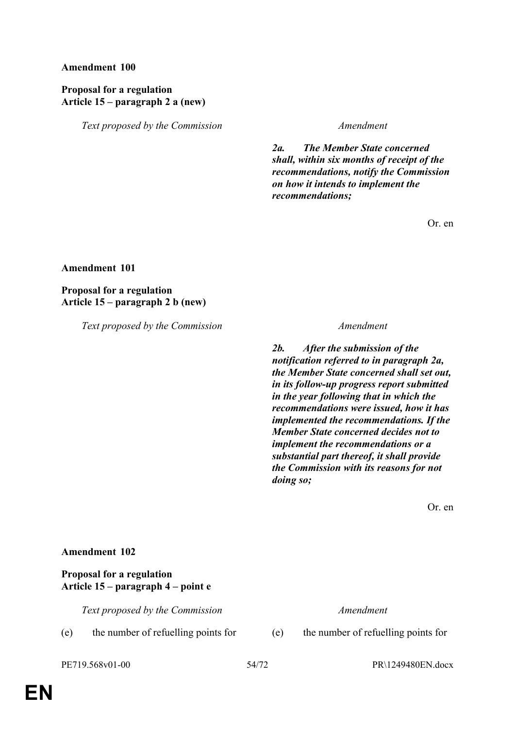**Amendment 100**

**Proposal for a regulation**
**Article 15 – paragraph 2 a (new)**

| *Text proposed by the Commission* | *Amendment* |
|---|---|
| | ***2a. The Member State concerned shall, within six months of receipt of the recommendations, notify the Commission on how it intends to implement the recommendations;*** |

Or. en

**Amendment 101**

**Proposal for a regulation**
**Article 15 – paragraph 2 b (new)**

| *Text proposed by the Commission* | *Amendment* |
|---|---|
| | ***2b. After the submission of the notification referred to in paragraph 2a, the Member State concerned shall set out, in its follow-up progress report submitted in the year following that in which the recommendations were issued, how it has implemented the recommendations. If the Member State concerned decides not to implement the recommendations or a substantial part thereof, it shall provide the Commission with its reasons for not doing so;*** |

Or. en

**Amendment 102**

**Proposal for a regulation**
**Article 15 – paragraph 4 – point e**

| *Text proposed by the Commission* | *Amendment* |
|---|---|
| (e) the number of refuelling points for | (e) the number of refuelling points for |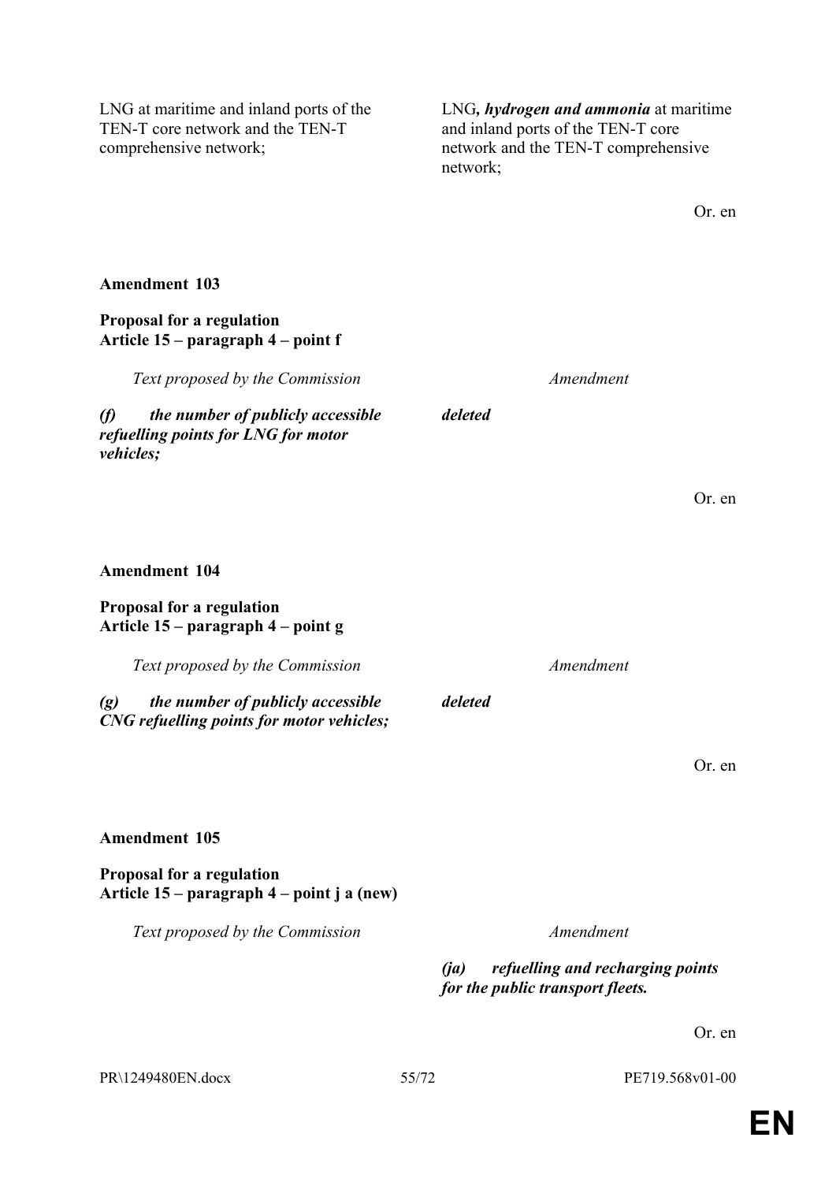| | |
|---|---|
| LNG at maritime and inland ports of the TEN-T core network and the TEN-T comprehensive network; | LNG***, hydrogen and ammonia*** at maritime and inland ports of the TEN-T core network and the TEN-T comprehensive network; |

Or. en

**Amendment 103**

**Proposal for a regulation**
**Article 15 – paragraph 4 – point f**

| *Text proposed by the Commission* | *Amendment* |
|---|---|
| ***(f) the number of publicly accessible refuelling points for LNG for motor vehicles;*** | ***deleted*** |

Or. en

**Amendment 104**

**Proposal for a regulation**
**Article 15 – paragraph 4 – point g**

| *Text proposed by the Commission* | *Amendment* |
|---|---|
| ***(g) the number of publicly accessible CNG refuelling points for motor vehicles;*** | ***deleted*** |

Or. en

**Amendment 105**

**Proposal for a regulation**
**Article 15 – paragraph 4 – point j a (new)**

| *Text proposed by the Commission* | *Amendment* |
|---|---|
| | ***(ja) refuelling and recharging points for the public transport fleets.*** |

Or. en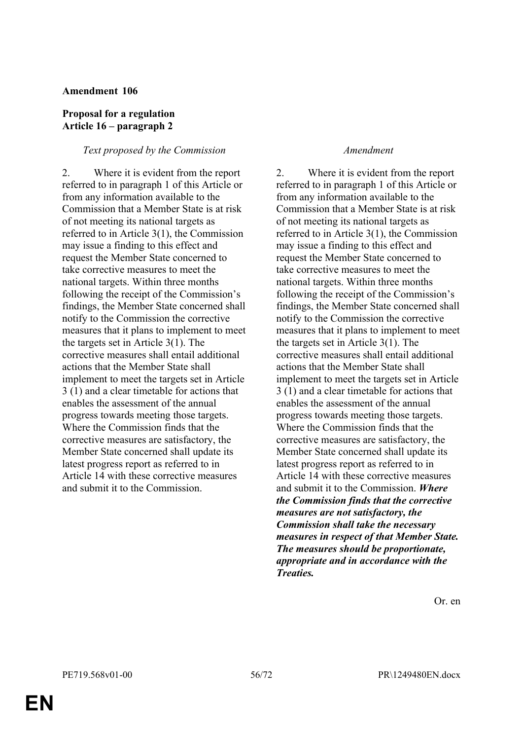**Amendment 106**

**Proposal for a regulation**
**Article 16 – paragraph 2**

| *Text proposed by the Commission* | *Amendment* |
|---|---|
| 2. Where it is evident from the report referred to in paragraph 1 of this Article or from any information available to the Commission that a Member State is at risk of not meeting its national targets as referred to in Article 3(1), the Commission may issue a finding to this effect and request the Member State concerned to take corrective measures to meet the national targets. Within three months following the receipt of the Commission's findings, the Member State concerned shall notify to the Commission the corrective measures that it plans to implement to meet the targets set in Article 3(1). The corrective measures shall entail additional actions that the Member State shall implement to meet the targets set in Article 3 (1) and a clear timetable for actions that enables the assessment of the annual progress towards meeting those targets. Where the Commission finds that the corrective measures are satisfactory, the Member State concerned shall update its latest progress report as referred to in Article 14 with these corrective measures and submit it to the Commission. | 2. Where it is evident from the report referred to in paragraph 1 of this Article or from any information available to the Commission that a Member State is at risk of not meeting its national targets as referred to in Article 3(1), the Commission may issue a finding to this effect and request the Member State concerned to take corrective measures to meet the national targets. Within three months following the receipt of the Commission's findings, the Member State concerned shall notify to the Commission the corrective measures that it plans to implement to meet the targets set in Article 3(1). The corrective measures shall entail additional actions that the Member State shall implement to meet the targets set in Article 3 (1) and a clear timetable for actions that enables the assessment of the annual progress towards meeting those targets. Where the Commission finds that the corrective measures are satisfactory, the Member State concerned shall update its latest progress report as referred to in Article 14 with these corrective measures and submit it to the Commission. ***Where the Commission finds that the corrective measures are not satisfactory, the Commission shall take the necessary measures in respect of that Member State. The measures should be proportionate, appropriate and in accordance with the Treaties.*** |

Or. en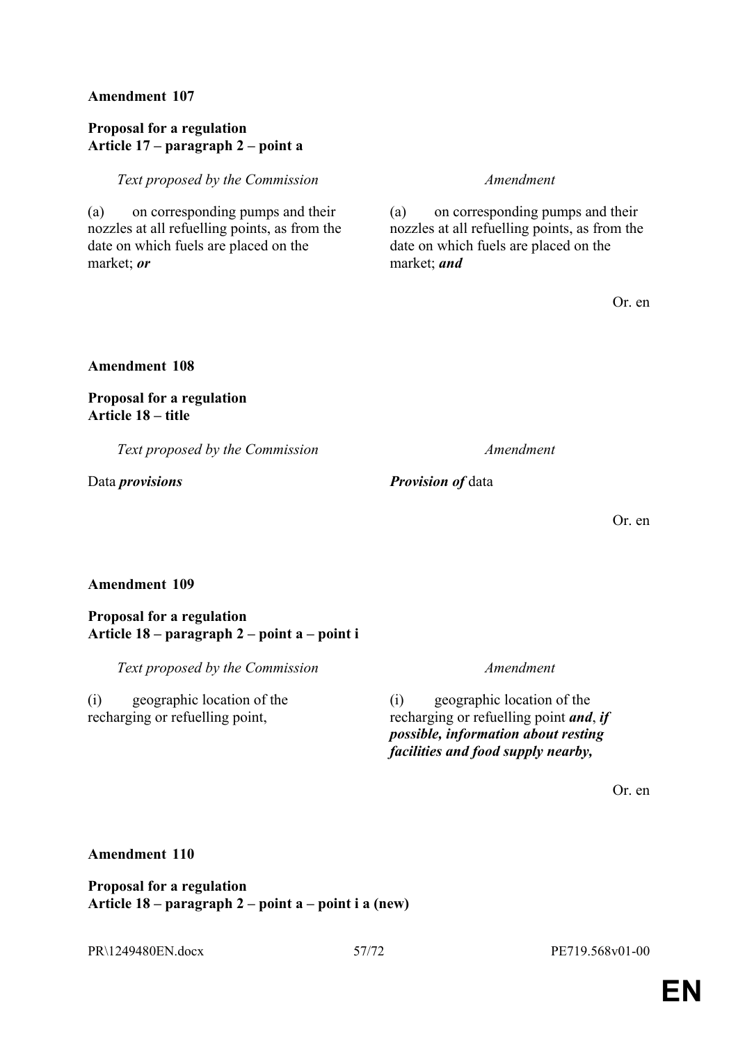**Amendment 107**

**Proposal for a regulation**
**Article 17 – paragraph 2 – point a**

| *Text proposed by the Commission* | *Amendment* |
| --- | --- |
| (a) on corresponding pumps and their nozzles at all refuelling points, as from the date on which fuels are placed on the market; ***or*** | (a) on corresponding pumps and their nozzles at all refuelling points, as from the date on which fuels are placed on the market; ***and*** |

Or. en

**Amendment 108**

**Proposal for a regulation**
**Article 18 – title**

| *Text proposed by the Commission* | *Amendment* |
| --- | --- |
| Data ***provisions*** | ***Provision of*** data |

Or. en

**Amendment 109**

**Proposal for a regulation**
**Article 18 – paragraph 2 – point a – point i**

| *Text proposed by the Commission* | *Amendment* |
| --- | --- |
| (i) geographic location of the recharging or refuelling point, | (i) geographic location of the recharging or refuelling point ***and***, ***if possible, information about resting facilities and food supply nearby,*** |

Or. en

**Amendment 110**

**Proposal for a regulation**
**Article 18 – paragraph 2 – point a – point i a (new)**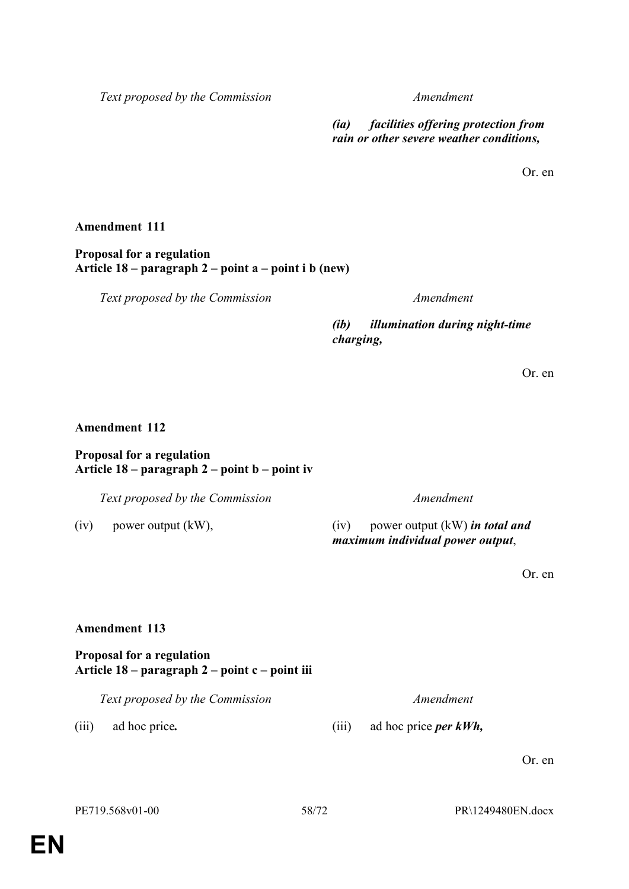| Text proposed by the Commission | Amendment |
|---|---|
| | ***(ia) facilities offering protection from rain or other severe weather conditions,*** |

Or. en

**Amendment 111**

**Proposal for a regulation**
**Article 18 – paragraph 2 – point a – point i b (new)**

| Text proposed by the Commission | Amendment |
|---|---|
| | ***(ib) illumination during night-time charging,*** |

Or. en

**Amendment 112**

**Proposal for a regulation**
**Article 18 – paragraph 2 – point b – point iv**

| Text proposed by the Commission | Amendment |
|---|---|
| (iv) power output (kW), | (iv) power output (kW) ***in total and maximum individual power output***, |

Or. en

**Amendment 113**

**Proposal for a regulation**
**Article 18 – paragraph 2 – point c – point iii**

| Text proposed by the Commission | Amendment |
|---|---|
| (iii) ad hoc price***.*** | (iii) ad hoc price ***per kWh,*** |

Or. en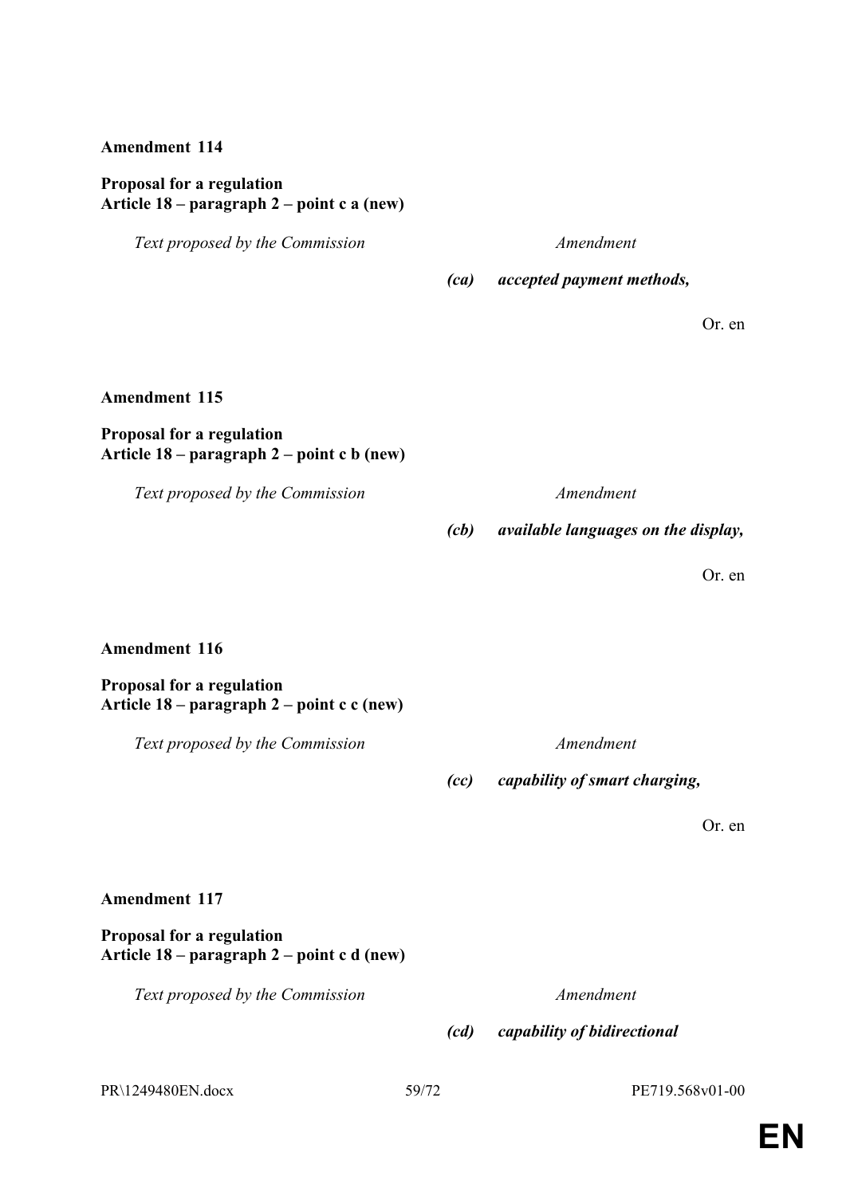**Amendment 114**

**Proposal for a regulation**
**Article 18 – paragraph 2 – point c a (new)**

| *Text proposed by the Commission* | *Amendment* |
| --- | --- |
| | ***(ca) accepted payment methods,*** |

Or. en

**Amendment 115**

**Proposal for a regulation**
**Article 18 – paragraph 2 – point c b (new)**

| *Text proposed by the Commission* | *Amendment* |
| --- | --- |
| | ***(cb) available languages on the display,*** |

Or. en

**Amendment 116**

**Proposal for a regulation**
**Article 18 – paragraph 2 – point c c (new)**

| *Text proposed by the Commission* | *Amendment* |
| --- | --- |
| | ***(cc) capability of smart charging,*** |

Or. en

**Amendment 117**

**Proposal for a regulation**
**Article 18 – paragraph 2 – point c d (new)**

| *Text proposed by the Commission* | *Amendment* |
| --- | --- |
| | ***(cd) capability of bidirectional*** |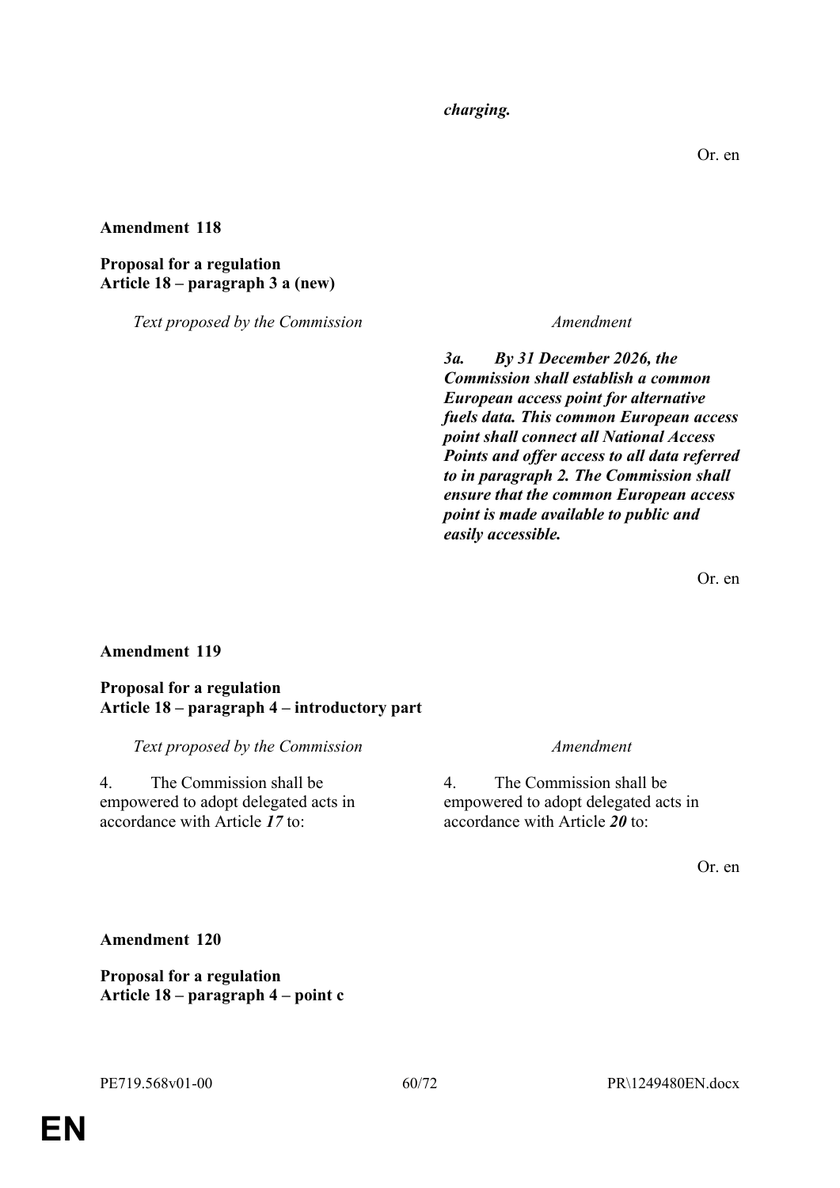*charging.*

Or. en

**Amendment 118**

**Proposal for a regulation**
**Article 18 – paragraph 3 a (new)**

| *Text proposed by the Commission* | *Amendment* |
|---|---|
| | ***3a. By 31 December 2026, the Commission shall establish a common European access point for alternative fuels data. This common European access point shall connect all National Access Points and offer access to all data referred to in paragraph 2. The Commission shall ensure that the common European access point is made available to public and easily accessible.*** |

Or. en

**Amendment 119**

**Proposal for a regulation**
**Article 18 – paragraph 4 – introductory part**

| *Text proposed by the Commission* | *Amendment* |
|---|---|
| 4. The Commission shall be empowered to adopt delegated acts in accordance with Article ***17*** to: | 4. The Commission shall be empowered to adopt delegated acts in accordance with Article ***20*** to: |

Or. en

**Amendment 120**

**Proposal for a regulation**
**Article 18 – paragraph 4 – point c**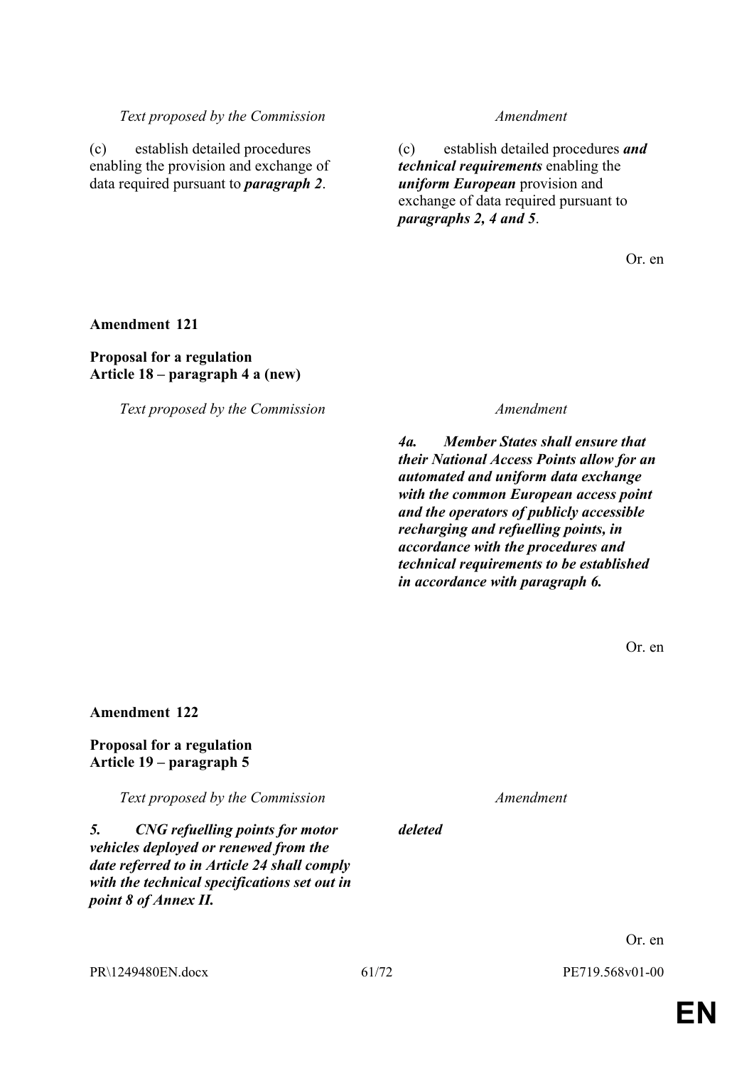| Text proposed by the Commission | Amendment |
|---|---|
| (c) establish detailed procedures enabling the provision and exchange of data required pursuant to ***paragraph 2***. | (c) establish detailed procedures ***and technical requirements*** enabling the ***uniform European*** provision and exchange of data required pursuant to ***paragraphs 2, 4 and 5***. |

Or. en

**Amendment 121**

**Proposal for a regulation**
**Article 18 – paragraph 4 a (new)**

| Text proposed by the Commission | Amendment |
|---|---|
| | ***4a. Member States shall ensure that their National Access Points allow for an automated and uniform data exchange with the common European access point and the operators of publicly accessible recharging and refuelling points, in accordance with the procedures and technical requirements to be established in accordance with paragraph 6.*** |

Or. en

**Amendment 122**

**Proposal for a regulation**
**Article 19 – paragraph 5**

| Text proposed by the Commission | Amendment |
|---|---|
| ***5. CNG refuelling points for motor vehicles deployed or renewed from the date referred to in Article 24 shall comply with the technical specifications set out in point 8 of Annex II.*** | ***deleted*** |

Or. en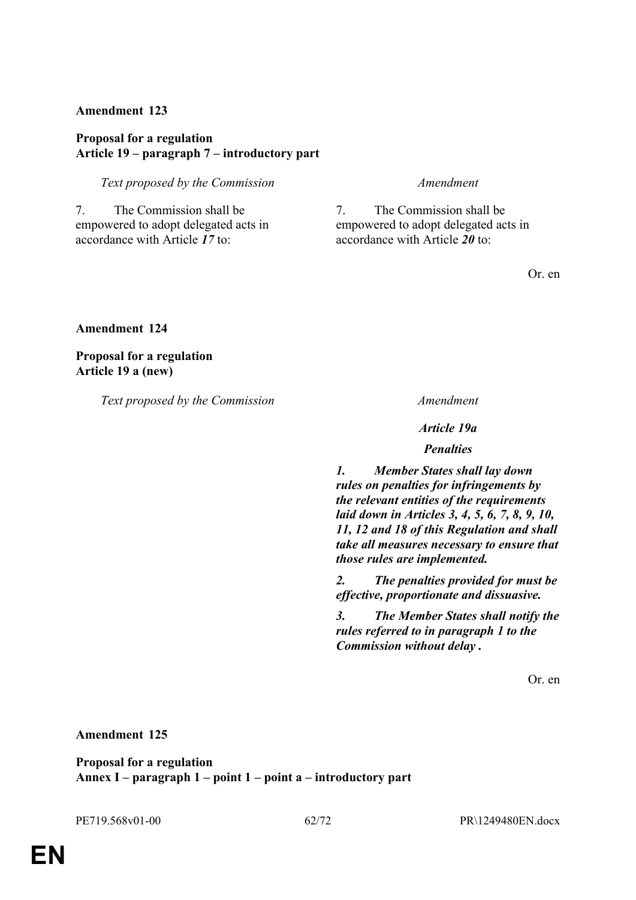**Amendment 123**

**Proposal for a regulation**
**Article 19 – paragraph 7 – introductory part**

| *Text proposed by the Commission* | *Amendment* |
|---|---|
| 7. The Commission shall be empowered to adopt delegated acts in accordance with Article ***17*** to: | 7. The Commission shall be empowered to adopt delegated acts in accordance with Article ***20*** to: |

Or. en

**Amendment 124**

**Proposal for a regulation**
**Article 19 a (new)**

| *Text proposed by the Commission* | *Amendment* |
|---|---|
| | ***Article 19a*** |
| | ***Penalties*** |
| | ***1. Member States shall lay down rules on penalties for infringements by the relevant entities of the requirements laid down in Articles 3, 4, 5, 6, 7, 8, 9, 10, 11, 12 and 18 of this Regulation and shall take all measures necessary to ensure that those rules are implemented.*** |
| | ***2. The penalties provided for must be effective, proportionate and dissuasive.*** |
| | ***3. The Member States shall notify the rules referred to in paragraph 1 to the Commission without delay .*** |

Or. en

**Amendment 125**

**Proposal for a regulation**
**Annex I – paragraph 1 – point 1 – point a – introductory part**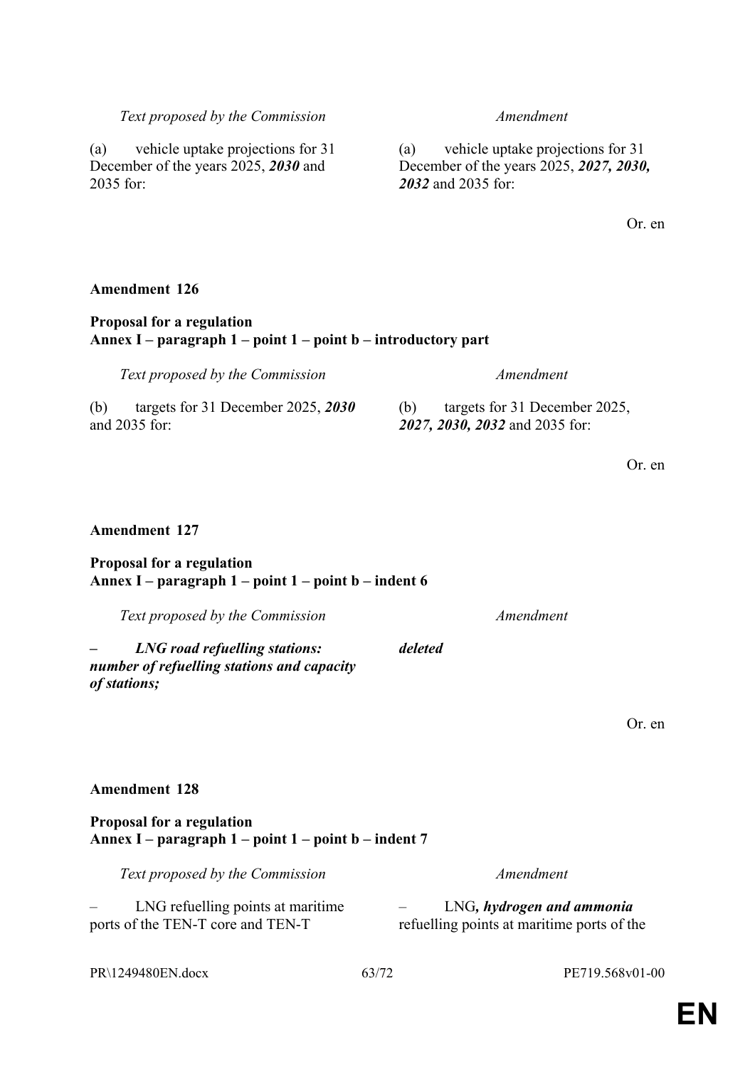| Text proposed by the Commission | Amendment |
| --- | --- |
| (a) vehicle uptake projections for 31 December of the years 2025, ***2030*** and 2035 for: | (a) vehicle uptake projections for 31 December of the years 2025, ***2027, 2030, 2032*** and 2035 for: |

Or. en

**Amendment 126**

**Proposal for a regulation**
**Annex I – paragraph 1 – point 1 – point b – introductory part**

| Text proposed by the Commission | Amendment |
| --- | --- |
| (b) targets for 31 December 2025, ***2030*** and 2035 for: | (b) targets for 31 December 2025, ***2027, 2030, 2032*** and 2035 for: |

Or. en

**Amendment 127**

**Proposal for a regulation**
**Annex I – paragraph 1 – point 1 – point b – indent 6**

| Text proposed by the Commission | Amendment |
| --- | --- |
| ***– LNG road refuelling stations: number of refuelling stations and capacity of stations;*** | ***deleted*** |

Or. en

**Amendment 128**

**Proposal for a regulation**
**Annex I – paragraph 1 – point 1 – point b – indent 7**

| Text proposed by the Commission | Amendment |
| --- | --- |
| – LNG refuelling points at maritime ports of the TEN-T core and TEN-T | – LNG***, hydrogen and ammonia*** refuelling points at maritime ports of the |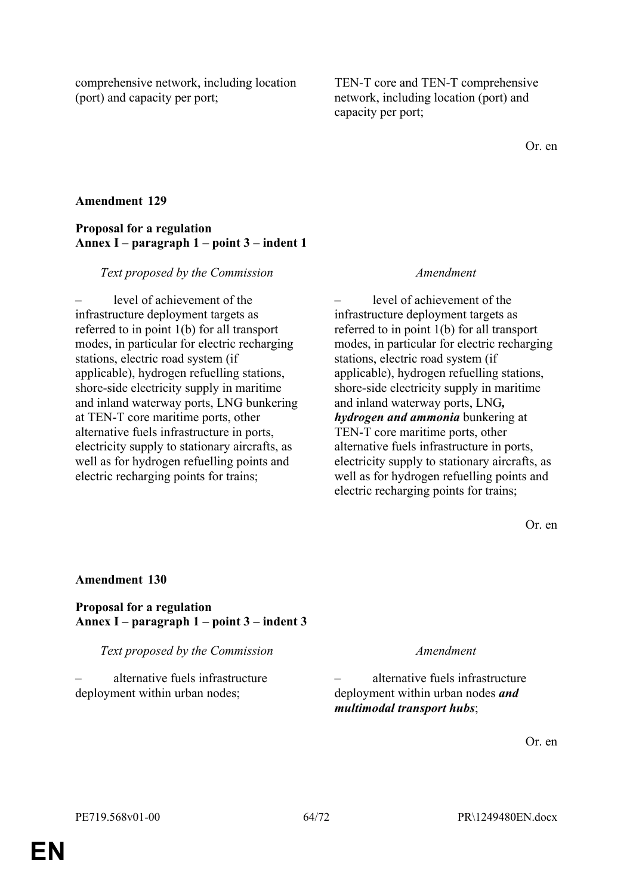| | |
|---|---|
| comprehensive network, including location (port) and capacity per port; | TEN-T core and TEN-T comprehensive network, including location (port) and capacity per port; |

Or. en

**Amendment 129**

**Proposal for a regulation**
**Annex I – paragraph 1 – point 3 – indent 1**

| *Text proposed by the Commission* | *Amendment* |
|---|---|
| – level of achievement of the infrastructure deployment targets as referred to in point 1(b) for all transport modes, in particular for electric recharging stations, electric road system (if applicable), hydrogen refuelling stations, shore-side electricity supply in maritime and inland waterway ports, LNG bunkering at TEN-T core maritime ports, other alternative fuels infrastructure in ports, electricity supply to stationary aircrafts, as well as for hydrogen refuelling points and electric recharging points for trains; | – level of achievement of the infrastructure deployment targets as referred to in point 1(b) for all transport modes, in particular for electric recharging stations, electric road system (if applicable), hydrogen refuelling stations, shore-side electricity supply in maritime and inland waterway ports, LNG***, hydrogen and ammonia*** bunkering at TEN-T core maritime ports, other alternative fuels infrastructure in ports, electricity supply to stationary aircrafts, as well as for hydrogen refuelling points and electric recharging points for trains; |

Or. en

**Amendment 130**

**Proposal for a regulation**
**Annex I – paragraph 1 – point 3 – indent 3**

| *Text proposed by the Commission* | *Amendment* |
|---|---|
| – alternative fuels infrastructure deployment within urban nodes; | – alternative fuels infrastructure deployment within urban nodes ***and multimodal transport hubs***; |

Or. en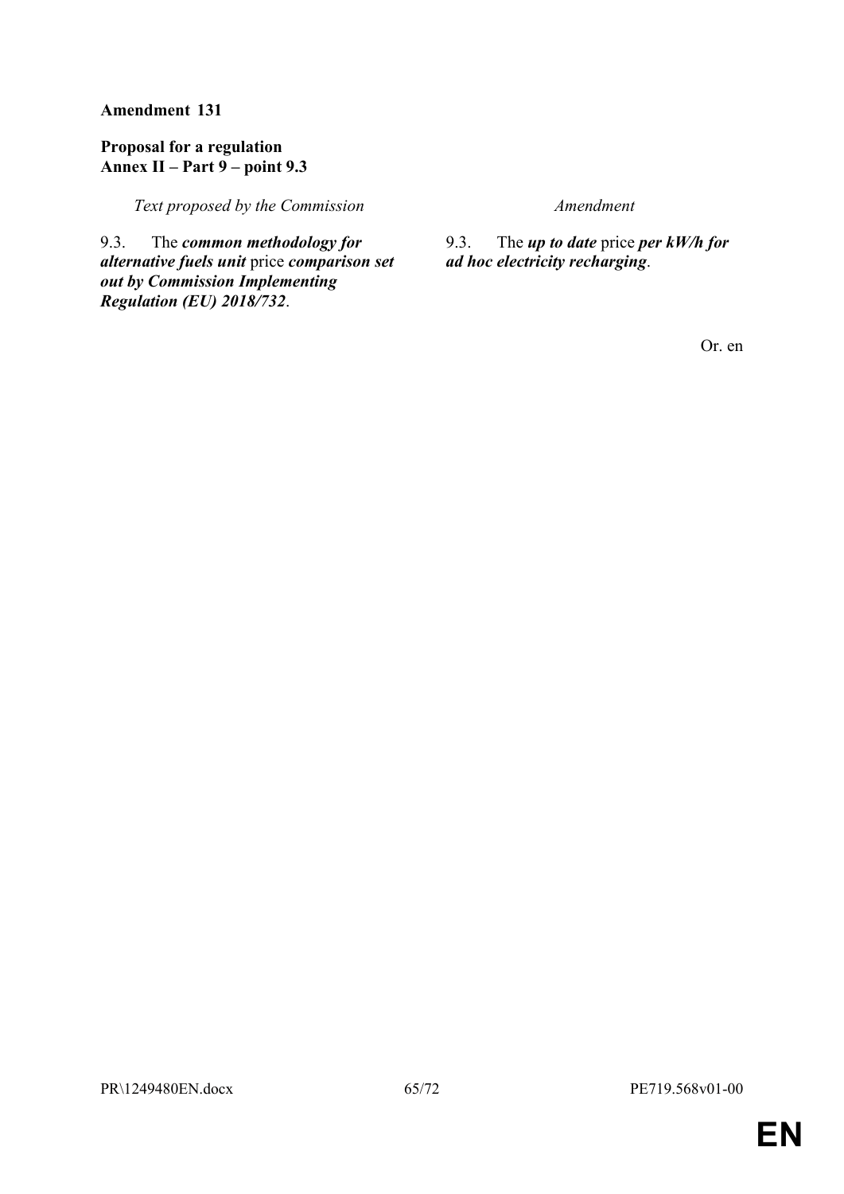**Amendment 131**

**Proposal for a regulation**
**Annex II – Part 9 – point 9.3**

| *Text proposed by the Commission* | *Amendment* |
|---|---|
| 9.3. The ***common methodology for alternative fuels unit*** price ***comparison set out by Commission Implementing Regulation (EU) 2018/732***. | 9.3. The ***up to date*** price ***per kW/h for ad hoc electricity recharging***. |

Or. en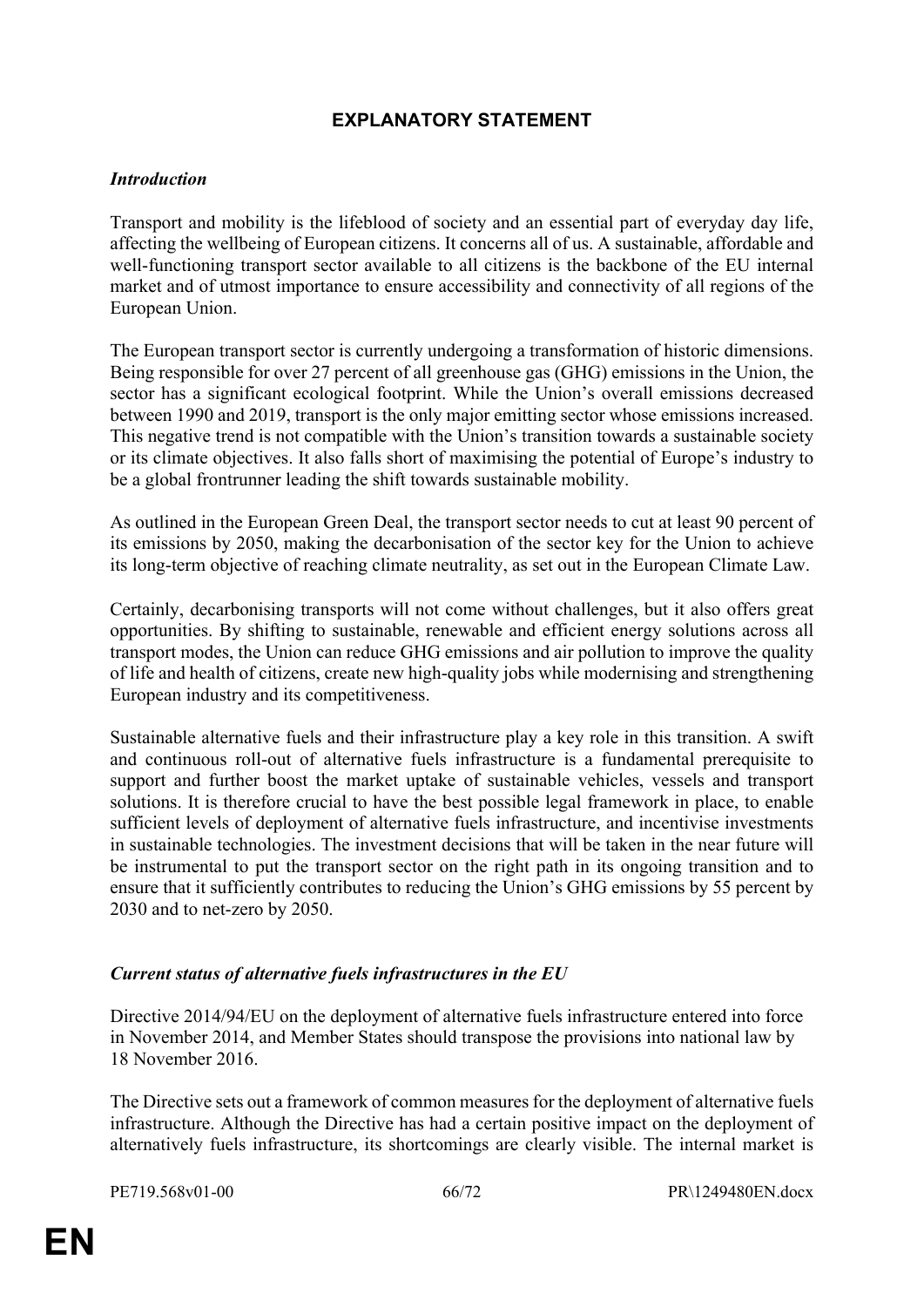## EXPLANATORY STATEMENT

### *Introduction*

Transport and mobility is the lifeblood of society and an essential part of everyday day life, affecting the wellbeing of European citizens. It concerns all of us. A sustainable, affordable and well-functioning transport sector available to all citizens is the backbone of the EU internal market and of utmost importance to ensure accessibility and connectivity of all regions of the European Union.

The European transport sector is currently undergoing a transformation of historic dimensions. Being responsible for over 27 percent of all greenhouse gas (GHG) emissions in the Union, the sector has a significant ecological footprint. While the Union's overall emissions decreased between 1990 and 2019, transport is the only major emitting sector whose emissions increased. This negative trend is not compatible with the Union's transition towards a sustainable society or its climate objectives. It also falls short of maximising the potential of Europe's industry to be a global frontrunner leading the shift towards sustainable mobility.

As outlined in the European Green Deal, the transport sector needs to cut at least 90 percent of its emissions by 2050, making the decarbonisation of the sector key for the Union to achieve its long-term objective of reaching climate neutrality, as set out in the European Climate Law.

Certainly, decarbonising transports will not come without challenges, but it also offers great opportunities. By shifting to sustainable, renewable and efficient energy solutions across all transport modes, the Union can reduce GHG emissions and air pollution to improve the quality of life and health of citizens, create new high-quality jobs while modernising and strengthening European industry and its competitiveness.

Sustainable alternative fuels and their infrastructure play a key role in this transition. A swift and continuous roll-out of alternative fuels infrastructure is a fundamental prerequisite to support and further boost the market uptake of sustainable vehicles, vessels and transport solutions. It is therefore crucial to have the best possible legal framework in place, to enable sufficient levels of deployment of alternative fuels infrastructure, and incentivise investments in sustainable technologies. The investment decisions that will be taken in the near future will be instrumental to put the transport sector on the right path in its ongoing transition and to ensure that it sufficiently contributes to reducing the Union's GHG emissions by 55 percent by 2030 and to net-zero by 2050.

### *Current status of alternative fuels infrastructures in the EU*

Directive 2014/94/EU on the deployment of alternative fuels infrastructure entered into force in November 2014, and Member States should transpose the provisions into national law by 18 November 2016.

The Directive sets out a framework of common measures for the deployment of alternative fuels infrastructure. Although the Directive has had a certain positive impact on the deployment of alternatively fuels infrastructure, its shortcomings are clearly visible. The internal market is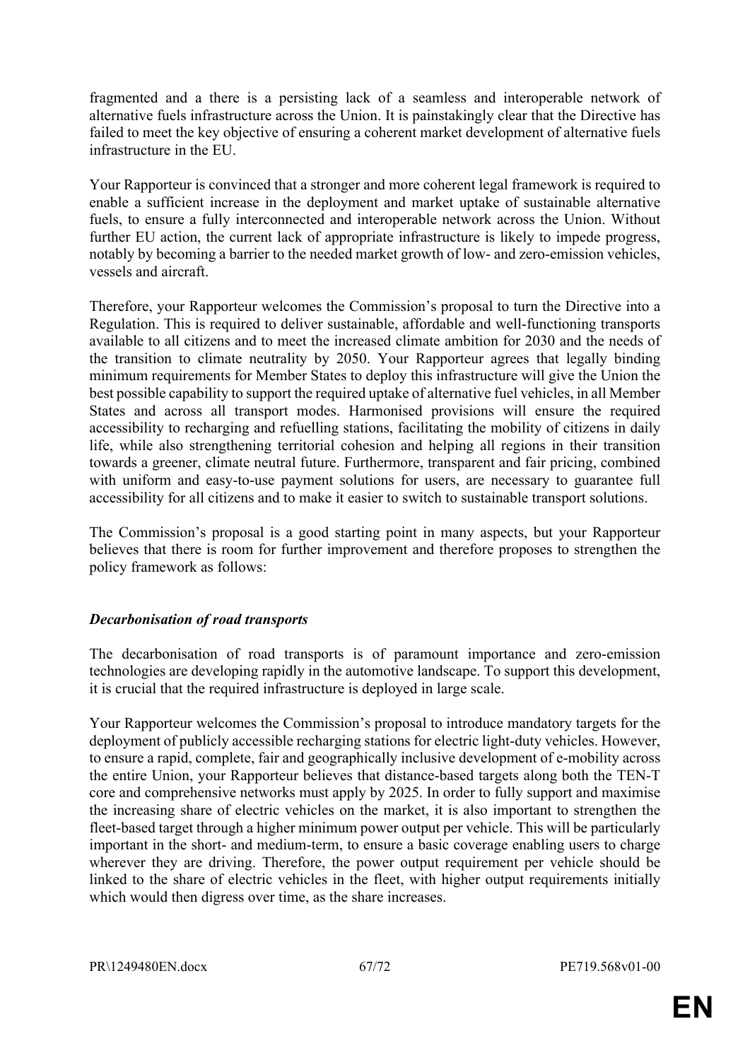fragmented and a there is a persisting lack of a seamless and interoperable network of alternative fuels infrastructure across the Union. It is painstakingly clear that the Directive has failed to meet the key objective of ensuring a coherent market development of alternative fuels infrastructure in the EU.

Your Rapporteur is convinced that a stronger and more coherent legal framework is required to enable a sufficient increase in the deployment and market uptake of sustainable alternative fuels, to ensure a fully interconnected and interoperable network across the Union. Without further EU action, the current lack of appropriate infrastructure is likely to impede progress, notably by becoming a barrier to the needed market growth of low- and zero-emission vehicles, vessels and aircraft.

Therefore, your Rapporteur welcomes the Commission's proposal to turn the Directive into a Regulation. This is required to deliver sustainable, affordable and well-functioning transports available to all citizens and to meet the increased climate ambition for 2030 and the needs of the transition to climate neutrality by 2050. Your Rapporteur agrees that legally binding minimum requirements for Member States to deploy this infrastructure will give the Union the best possible capability to support the required uptake of alternative fuel vehicles, in all Member States and across all transport modes. Harmonised provisions will ensure the required accessibility to recharging and refuelling stations, facilitating the mobility of citizens in daily life, while also strengthening territorial cohesion and helping all regions in their transition towards a greener, climate neutral future. Furthermore, transparent and fair pricing, combined with uniform and easy-to-use payment solutions for users, are necessary to guarantee full accessibility for all citizens and to make it easier to switch to sustainable transport solutions.

The Commission's proposal is a good starting point in many aspects, but your Rapporteur believes that there is room for further improvement and therefore proposes to strengthen the policy framework as follows:

***Decarbonisation of road transports***

The decarbonisation of road transports is of paramount importance and zero-emission technologies are developing rapidly in the automotive landscape. To support this development, it is crucial that the required infrastructure is deployed in large scale.

Your Rapporteur welcomes the Commission's proposal to introduce mandatory targets for the deployment of publicly accessible recharging stations for electric light-duty vehicles. However, to ensure a rapid, complete, fair and geographically inclusive development of e-mobility across the entire Union, your Rapporteur believes that distance-based targets along both the TEN-T core and comprehensive networks must apply by 2025. In order to fully support and maximise the increasing share of electric vehicles on the market, it is also important to strengthen the fleet-based target through a higher minimum power output per vehicle. This will be particularly important in the short- and medium-term, to ensure a basic coverage enabling users to charge wherever they are driving. Therefore, the power output requirement per vehicle should be linked to the share of electric vehicles in the fleet, with higher output requirements initially which would then digress over time, as the share increases.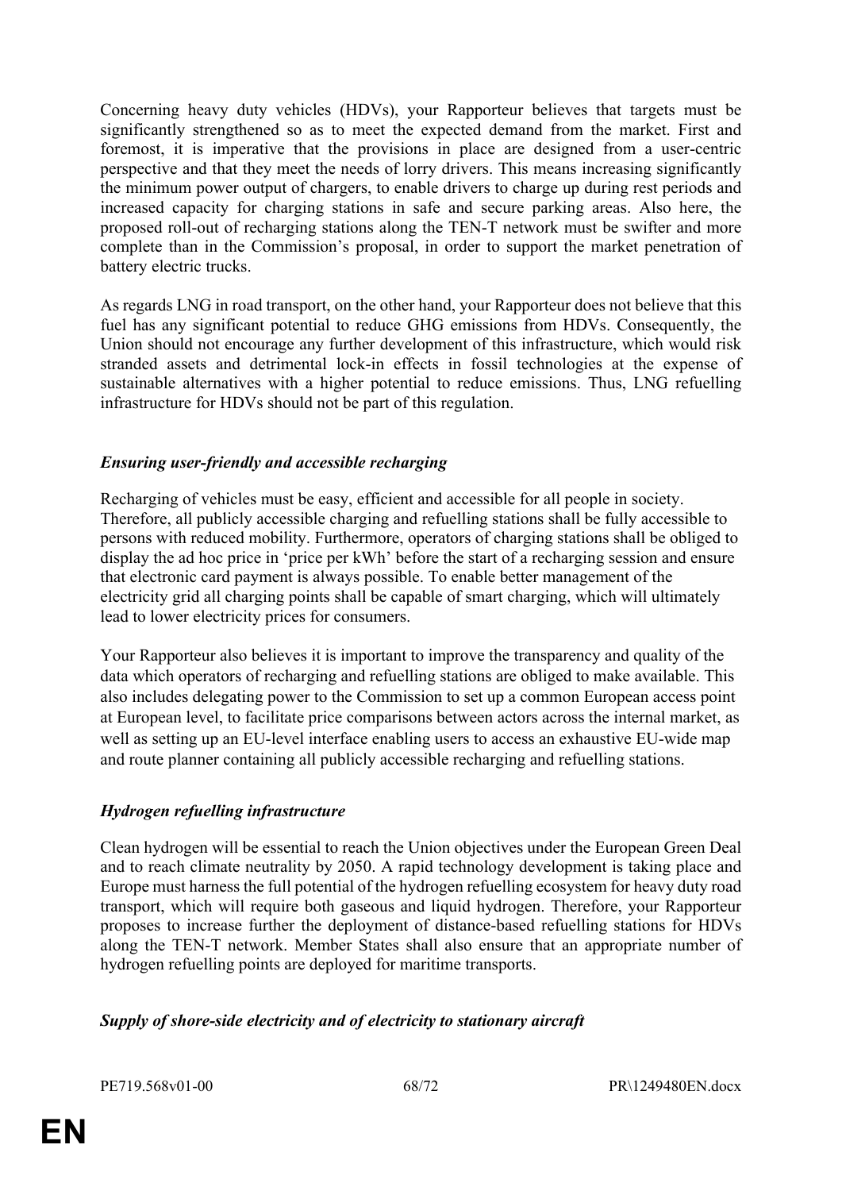Concerning heavy duty vehicles (HDVs), your Rapporteur believes that targets must be significantly strengthened so as to meet the expected demand from the market. First and foremost, it is imperative that the provisions in place are designed from a user-centric perspective and that they meet the needs of lorry drivers. This means increasing significantly the minimum power output of chargers, to enable drivers to charge up during rest periods and increased capacity for charging stations in safe and secure parking areas. Also here, the proposed roll-out of recharging stations along the TEN-T network must be swifter and more complete than in the Commission's proposal, in order to support the market penetration of battery electric trucks.

As regards LNG in road transport, on the other hand, your Rapporteur does not believe that this fuel has any significant potential to reduce GHG emissions from HDVs. Consequently, the Union should not encourage any further development of this infrastructure, which would risk stranded assets and detrimental lock-in effects in fossil technologies at the expense of sustainable alternatives with a higher potential to reduce emissions. Thus, LNG refuelling infrastructure for HDVs should not be part of this regulation.

***Ensuring user-friendly and accessible recharging***

Recharging of vehicles must be easy, efficient and accessible for all people in society. Therefore, all publicly accessible charging and refuelling stations shall be fully accessible to persons with reduced mobility. Furthermore, operators of charging stations shall be obliged to display the ad hoc price in 'price per kWh' before the start of a recharging session and ensure that electronic card payment is always possible. To enable better management of the electricity grid all charging points shall be capable of smart charging, which will ultimately lead to lower electricity prices for consumers.

Your Rapporteur also believes it is important to improve the transparency and quality of the data which operators of recharging and refuelling stations are obliged to make available. This also includes delegating power to the Commission to set up a common European access point at European level, to facilitate price comparisons between actors across the internal market, as well as setting up an EU-level interface enabling users to access an exhaustive EU-wide map and route planner containing all publicly accessible recharging and refuelling stations.

***Hydrogen refuelling infrastructure***

Clean hydrogen will be essential to reach the Union objectives under the European Green Deal and to reach climate neutrality by 2050. A rapid technology development is taking place and Europe must harness the full potential of the hydrogen refuelling ecosystem for heavy duty road transport, which will require both gaseous and liquid hydrogen. Therefore, your Rapporteur proposes to increase further the deployment of distance-based refuelling stations for HDVs along the TEN-T network. Member States shall also ensure that an appropriate number of hydrogen refuelling points are deployed for maritime transports.

***Supply of shore-side electricity and of electricity to stationary aircraft***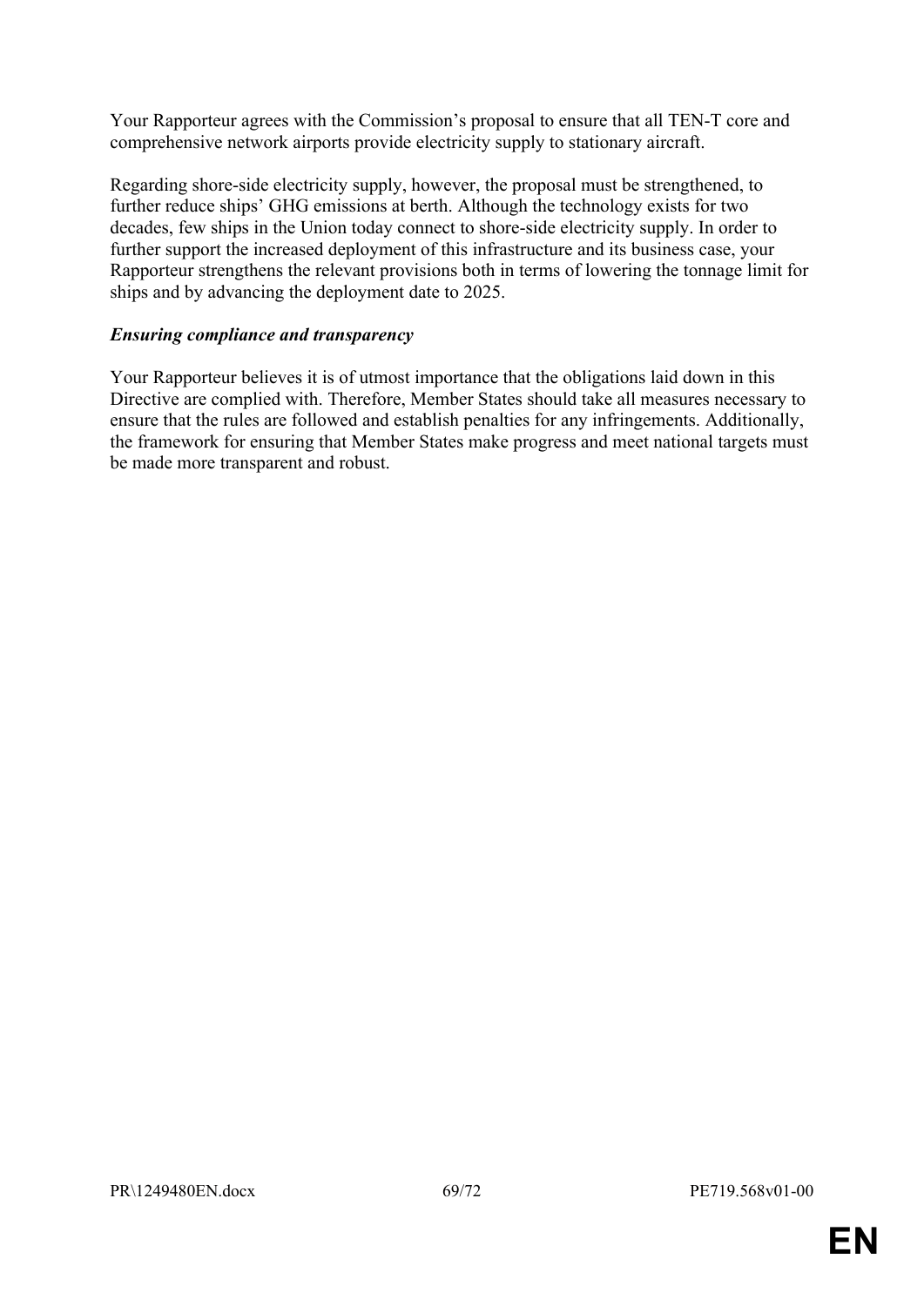Your Rapporteur agrees with the Commission's proposal to ensure that all TEN-T core and comprehensive network airports provide electricity supply to stationary aircraft.

Regarding shore-side electricity supply, however, the proposal must be strengthened, to further reduce ships' GHG emissions at berth. Although the technology exists for two decades, few ships in the Union today connect to shore-side electricity supply. In order to further support the increased deployment of this infrastructure and its business case, your Rapporteur strengthens the relevant provisions both in terms of lowering the tonnage limit for ships and by advancing the deployment date to 2025.

***Ensuring compliance and transparency***

Your Rapporteur believes it is of utmost importance that the obligations laid down in this Directive are complied with. Therefore, Member States should take all measures necessary to ensure that the rules are followed and establish penalties for any infringements. Additionally, the framework for ensuring that Member States make progress and meet national targets must be made more transparent and robust.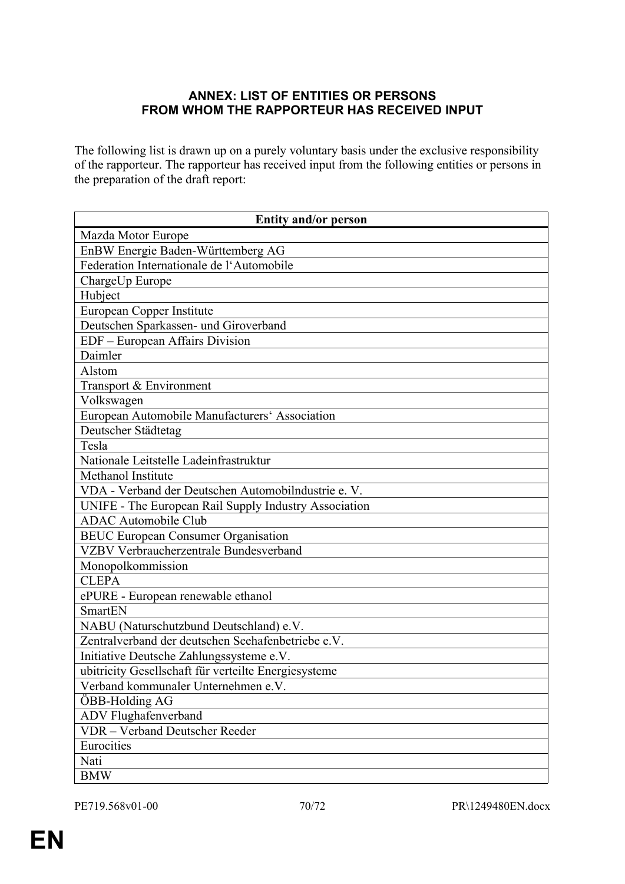**ANNEX: LIST OF ENTITIES OR PERSONS FROM WHOM THE RAPPORTEUR HAS RECEIVED INPUT**

The following list is drawn up on a purely voluntary basis under the exclusive responsibility of the rapporteur. The rapporteur has received input from the following entities or persons in the preparation of the draft report:

| Entity and/or person |
|---|
| Mazda Motor Europe |
| EnBW Energie Baden-Württemberg AG |
| Federation Internationale de l'Automobile |
| ChargeUp Europe |
| Hubject |
| European Copper Institute |
| Deutschen Sparkassen- und Giroverband |
| EDF – European Affairs Division |
| Daimler |
| Alstom |
| Transport & Environment |
| Volkswagen |
| European Automobile Manufacturers' Association |
| Deutscher Städtetag |
| Tesla |
| Nationale Leitstelle Ladeinfrastruktur |
| Methanol Institute |
| VDA - Verband der Deutschen Automobilndustrie e. V. |
| UNIFE - The European Rail Supply Industry Association |
| ADAC Automobile Club |
| BEUC European Consumer Organisation |
| VZBV Verbraucherzentrale Bundesverband |
| Monopolkommission |
| CLEPA |
| ePURE - European renewable ethanol |
| SmartEN |
| NABU (Naturschutzbund Deutschland) e.V. |
| Zentralverband der deutschen Seehafenbetriebe e.V. |
| Initiative Deutsche Zahlungssysteme e.V. |
| ubitricity Gesellschaft für verteilte Energiesysteme |
| Verband kommunaler Unternehmen e.V. |
| ÖBB-Holding AG |
| ADV Flughafenverband |
| VDR – Verband Deutscher Reeder |
| Eurocities |
| Nati |
| BMW |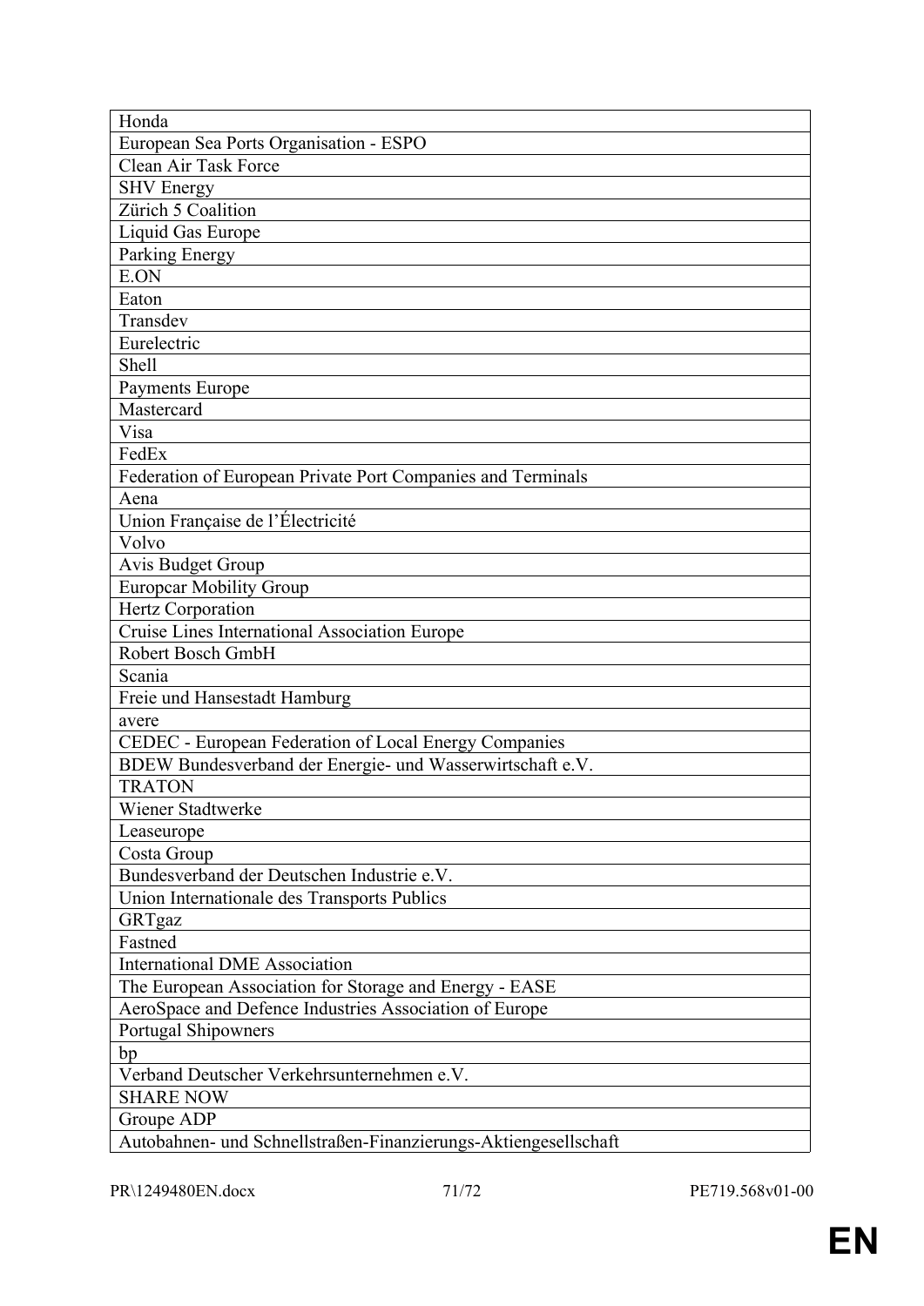| Honda |
|---|
| European Sea Ports Organisation - ESPO |
| Clean Air Task Force |
| SHV Energy |
| Zürich 5 Coalition |
| Liquid Gas Europe |
| Parking Energy |
| E.ON |
| Eaton |
| Transdev |
| Eurelectric |
| Shell |
| Payments Europe |
| Mastercard |
| Visa |
| FedEx |
| Federation of European Private Port Companies and Terminals |
| Aena |
| Union Française de l'Électricité |
| Volvo |
| Avis Budget Group |
| Europcar Mobility Group |
| Hertz Corporation |
| Cruise Lines International Association Europe |
| Robert Bosch GmbH |
| Scania |
| Freie und Hansestadt Hamburg |
| avere |
| CEDEC - European Federation of Local Energy Companies |
| BDEW Bundesverband der Energie- und Wasserwirtschaft e.V. |
| TRATON |
| Wiener Stadtwerke |
| Leaseurope |
| Costa Group |
| Bundesverband der Deutschen Industrie e.V. |
| Union Internationale des Transports Publics |
| GRTgaz |
| Fastned |
| International DME Association |
| The European Association for Storage and Energy - EASE |
| AeroSpace and Defence Industries Association of Europe |
| Portugal Shipowners |
| bp |
| Verband Deutscher Verkehrsunternehmen e.V. |
| SHARE NOW |
| Groupe ADP |
| Autobahnen- und Schnellstraßen-Finanzierungs-Aktiengesellschaft |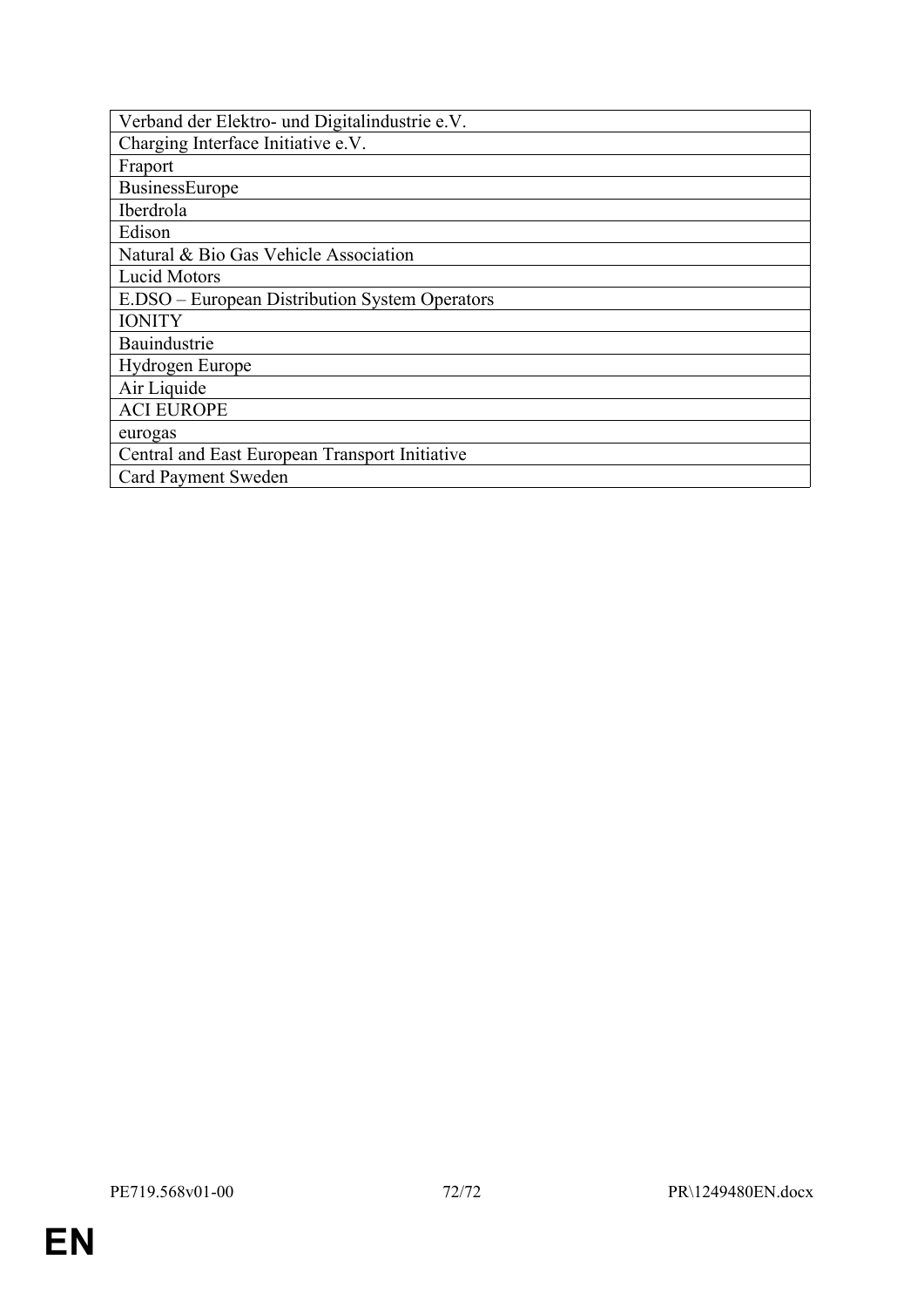| |
|---|
| Verband der Elektro- und Digitalindustrie e.V. |
| Charging Interface Initiative e.V. |
| Fraport |
| BusinessEurope |
| Iberdrola |
| Edison |
| Natural & Bio Gas Vehicle Association |
| Lucid Motors |
| E.DSO – European Distribution System Operators |
| IONITY |
| Bauindustrie |
| Hydrogen Europe |
| Air Liquide |
| ACI EUROPE |
| eurogas |
| Central and East European Transport Initiative |
| Card Payment Sweden |